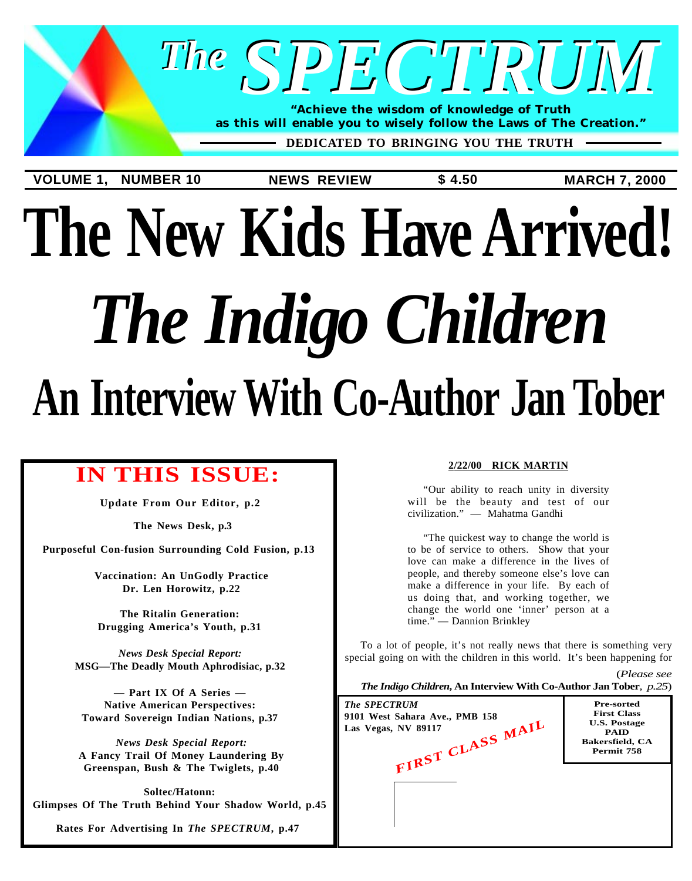# The SPECTRUM

**"Achieve the wisdom of knowledge of Truth as this will enable you to wisely follow the Laws of The Creation."**

**DEDICATED TO BRINGING YOU THE TRUTH**

**VOLUME 1, NUMBER 10** | **NEWS REVIEW** | **$ 4.50** | **MARCH 7, 2000**

# The New Kids Have Arrived!

# *The Indigo Children*

# An Interview With Co-Author Jan Tober

## IN THIS ISSUE:

**Update From Our Editor, p.2**

**The News Desk, p.3**

**Purposeful Con-fusion Surrounding Cold Fusion, p.13**

**Vaccination: An UnGodly Practice**
**Dr. Len Horowitz, p.22**

**The Ritalin Generation:**
**Drugging America's Youth, p.31**

***News Desk Special Report:***
**MSG—The Deadly Mouth Aphrodisiac, p.32**

**— Part IX Of A Series —**
**Native American Perspectives:**
**Toward Sovereign Indian Nations, p.37**

***News Desk Special Report:***
**A Fancy Trail Of Money Laundering By Greenspan, Bush & The Twiglets, p.40**

**Soltec/Hatonn:**
**Glimpses Of The Truth Behind Your Shadow World, p.45**

**Rates For Advertising In *The SPECTRUM*, p.47**

---

**2/22/00 RICK MARTIN**

"Our ability to reach unity in diversity will be the beauty and test of our civilization." — Mahatma Gandhi

"The quickest way to change the world is to be of service to others. Show that your love can make a difference in the lives of people, and thereby someone else's love can make a difference in your life. By each of us doing that, and working together, we change the world one 'inner' person at a time." — Dannion Brinkley

To a lot of people, it's not really news that there is something very special going on with the children in this world. It's been happening for

(*Please see **The Indigo Children*, An Interview With Co-Author Jan Tober**, *p.25*)

---

***The SPECTRUM***
**9101 West Sahara Ave., PMB 158**
**Las Vegas, NV 89117**

**FIRST CLASS MAIL**

**Pre-sorted**
**First Class**
**U.S. Postage**
**PAID**
**Bakersfield, CA**
**Permit 758**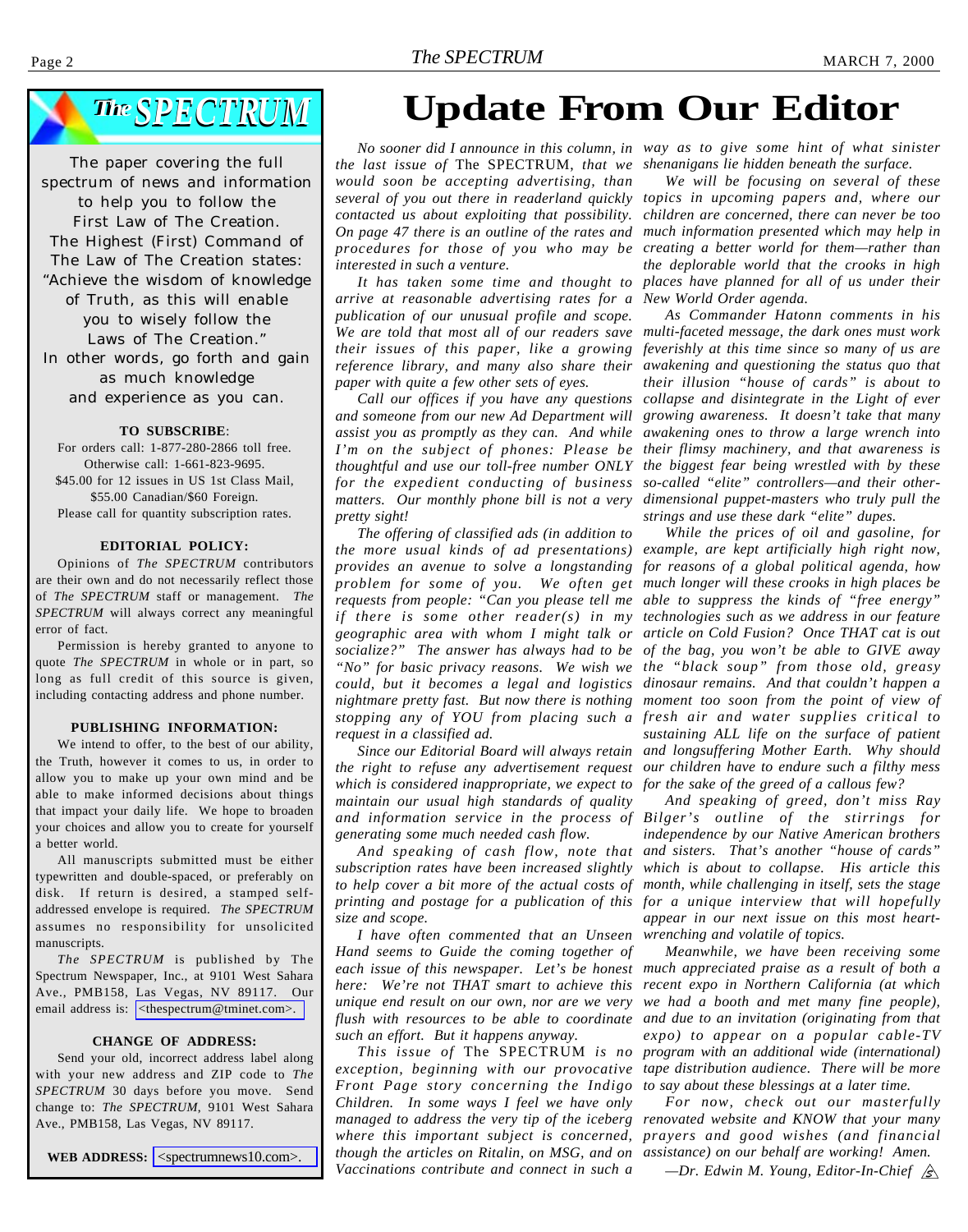## The SPECTRUM

The paper covering the full spectrum of news and information to help you to follow the First Law of The Creation. The Highest (First) Command of The Law of The Creation states: "Achieve the wisdom of knowledge of Truth, as this will enable you to wisely follow the Laws of The Creation." In other words, go forth and gain as much knowledge and experience as you can.

**TO SUBSCRIBE**:

For orders call: 1-877-280-2866 toll free. Otherwise call: 1-661-823-9695. $45.00 for 12 issues in US 1st Class Mail, $55.00 Canadian/$60 Foreign. Please call for quantity subscription rates.

**EDITORIAL POLICY:**

Opinions of *The SPECTRUM* contributors are their own and do not necessarily reflect those of *The SPECTRUM* staff or management. *The SPECTRUM* will always correct any meaningful error of fact.

Permission is hereby granted to anyone to quote *The SPECTRUM* in whole or in part, so long as full credit of this source is given, including contacting address and phone number.

**PUBLISHING INFORMATION:**

We intend to offer, to the best of our ability, the Truth, however it comes to us, in order to allow you to make up your own mind and be able to make informed decisions about things that impact your daily life. We hope to broaden your choices and allow you to create for yourself a better world.

All manuscripts submitted must be either typewritten and double-spaced, or preferably on disk. If return is desired, a stamped self-addressed envelope is required. *The SPECTRUM* assumes no responsibility for unsolicited manuscripts.

*The SPECTRUM* is published by The Spectrum Newspaper, Inc., at 9101 West Sahara Ave., PMB158, Las Vegas, NV 89117. Our email address is: <thespectrum@tminet.com>.

**CHANGE OF ADDRESS:**

Send your old, incorrect address label along with your new address and ZIP code to *The SPECTRUM* 30 days before you move. Send change to: *The SPECTRUM*, 9101 West Sahara Ave., PMB158, Las Vegas, NV 89117.

**WEB ADDRESS:** <spectrumnews10.com>.

# Update From Our Editor

*No sooner did I announce in this column, in the last issue of* The SPECTRUM, *that we would soon be accepting advertising, than several of you out there in readerland quickly contacted us about exploiting that possibility. On page 47 there is an outline of the rates and procedures for those of you who may be interested in such a venture.*

*It has taken some time and thought to arrive at reasonable advertising rates for a publication of our unusual profile and scope. We are told that most all of our readers save their issues of this paper, like a growing reference library, and many also share their paper with quite a few other sets of eyes.*

*Call our offices if you have any questions and someone from our new Ad Department will assist you as promptly as they can. And while I'm on the subject of phones: Please be thoughtful and use our toll-free number ONLY for the expedient conducting of business matters. Our monthly phone bill is not a very pretty sight!*

*The offering of classified ads (in addition to the more usual kinds of ad presentations) provides an avenue to solve a longstanding problem for some of you. We often get requests from people: "Can you please tell me if there is some other reader(s) in my geographic area with whom I might talk or socialize?" The answer has always had to be "No" for basic privacy reasons. We wish we could, but it becomes a legal and logistics nightmare pretty fast. But now there is nothing stopping any of YOU from placing such a request in a classified ad.*

*Since our Editorial Board will always retain the right to refuse any advertisement request which is considered inappropriate, we expect to maintain our usual high standards of quality and information service in the process of generating some much needed cash flow.*

*And speaking of cash flow, note that subscription rates have been increased slightly to help cover a bit more of the actual costs of printing and postage for a publication of this size and scope.*

*I have often commented that an Unseen Hand seems to Guide the coming together of each issue of this newspaper. Let's be honest here: We're not THAT smart to achieve this unique end result on our own, nor are we very flush with resources to be able to coordinate such an effort. But it happens anyway.*

*This issue of* The SPECTRUM *is no exception, beginning with our provocative Front Page story concerning the Indigo Children. In some ways I feel we have only managed to address the very tip of the iceberg where this important subject is concerned, though the articles on Ritalin, on MSG, and on Vaccinations contribute and connect in such a way as to give some hint of what sinister shenanigans lie hidden beneath the surface.*

*We will be focusing on several of these topics in upcoming papers and, where our children are concerned, there can never be too much information presented which may help in creating a better world for them—rather than the deplorable world that the crooks in high places have planned for all of us under their New World Order agenda.*

*As Commander Hatonn comments in his multi-faceted message, the dark ones must work feverishly at this time since so many of us are awakening and questioning the status quo that their illusion "house of cards" is about to collapse and disintegrate in the Light of ever growing awareness. It doesn't take that many awakening ones to throw a large wrench into their flimsy machinery, and that awareness is the biggest fear being wrestled with by these so-called "elite" controllers—and their other-dimensional puppet-masters who truly pull the strings and use these dark "elite" dupes.*

*While the prices of oil and gasoline, for example, are kept artificially high right now, for reasons of a global political agenda, how much longer will these crooks in high places be able to suppress the kinds of "free energy" technologies such as we address in our feature article on Cold Fusion? Once THAT cat is out of the bag, you won't be able to GIVE away the "black soup" from those old, greasy dinosaur remains. And that couldn't happen a moment too soon from the point of view of fresh air and water supplies critical to sustaining ALL life on the surface of patient and longsuffering Mother Earth. Why should our children have to endure such a filthy mess for the sake of the greed of a callous few?*

*And speaking of greed, don't miss Ray Bilger's outline of the stirrings for independence by our Native American brothers and sisters. That's another "house of cards" which is about to collapse. His article this month, while challenging in itself, sets the stage for a unique interview that will hopefully appear in our next issue on this most heart-wrenching and volatile of topics.*

*Meanwhile, we have been receiving some much appreciated praise as a result of both a recent expo in Northern California (at which we had a booth and met many fine people), and due to an invitation (originating from that expo) to appear on a popular cable-TV program with an additional wide (international) tape distribution audience. There will be more to say about these blessings at a later time.*

*For now, check out our masterfully renovated website and KNOW that your many prayers and good wishes (and financial assistance) on our behalf are working! Amen.*

*—Dr. Edwin M. Young, Editor-In-Chief*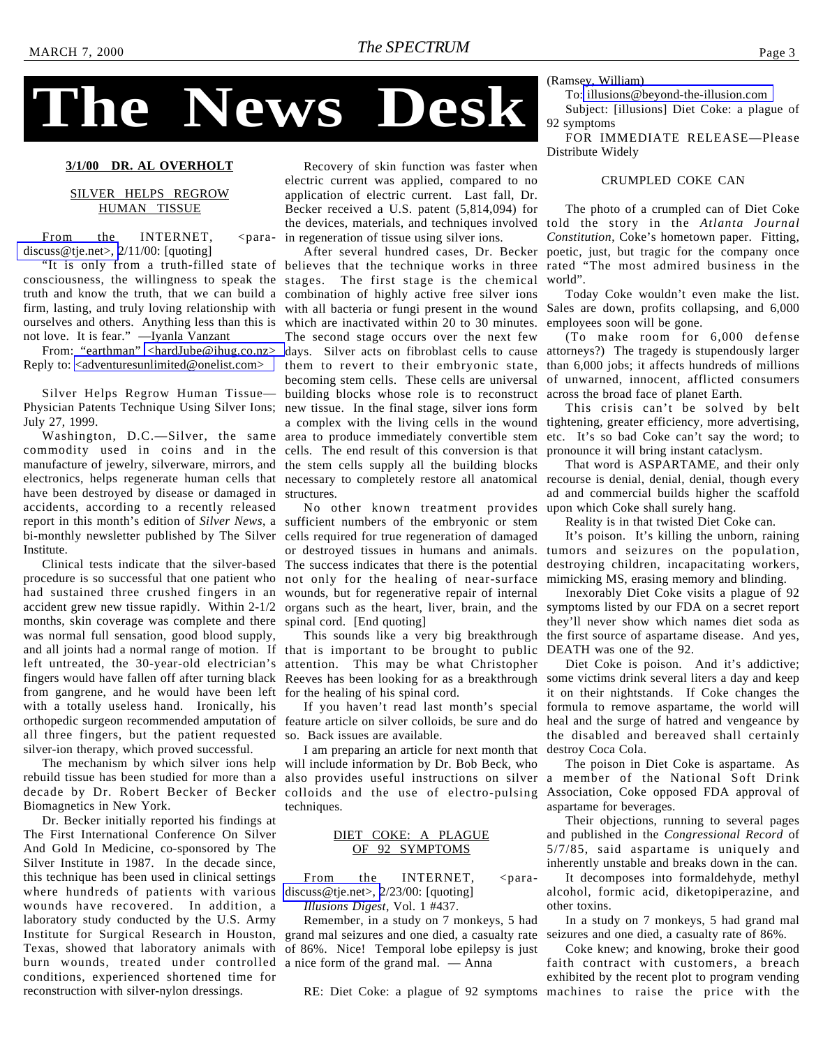# The News Desk

**3/1/00 DR. AL OVERHOLT**

### SILVER HELPS REGROW HUMAN TISSUE

From the INTERNET, <para-discuss@tje.net>, 2/11/00: [quoting]

"It is only from a truth-filled state of consciousness, the willingness to speak the truth and know the truth, that we can build a firm, lasting, and truly loving relationship with ourselves and others. Anything less than this is not love. It is fear." —Iyanla Vanzant

From: "earthman" <hardJube@ihug.co.nz> Reply to: <adventuresunlimited@onelist.com>

Silver Helps Regrow Human Tissue—Physician Patents Technique Using Silver Ions; July 27, 1999.

Washington, D.C.—Silver, the same commodity used in coins and in the manufacture of jewelry, silverware, mirrors, and electronics, helps regenerate human cells that have been destroyed by disease or damaged in accidents, according to a recently released report in this month's edition of *Silver News*, a bi-monthly newsletter published by The Silver Institute.

Clinical tests indicate that the silver-based procedure is so successful that one patient who had sustained three crushed fingers in an accident grew new tissue rapidly. Within 2-1/2 months, skin coverage was complete and there was normal full sensation, good blood supply, and all joints had a normal range of motion. If left untreated, the 30-year-old electrician's fingers would have fallen off after turning black from gangrene, and he would have been left with a totally useless hand. Ironically, his orthopedic surgeon recommended amputation of all three fingers, but the patient requested silver-ion therapy, which proved successful.

The mechanism by which silver ions help rebuild tissue has been studied for more than a decade by Dr. Robert Becker of Becker Biomagnetics in New York.

Dr. Becker initially reported his findings at The First International Conference On Silver And Gold In Medicine, co-sponsored by The Silver Institute in 1987. In the decade since, this technique has been used in clinical settings where hundreds of patients with various wounds have recovered. In addition, a laboratory study conducted by the U.S. Army Institute for Surgical Research in Houston, Texas, showed that laboratory animals with burn wounds, treated under controlled conditions, experienced shortened time for reconstruction with silver-nylon dressings.

Recovery of skin function was faster when electric current was applied, compared to no application of electric current. Last fall, Dr. Becker received a U.S. patent (5,814,094) for the devices, materials, and techniques involved in regeneration of tissue using silver ions.

After several hundred cases, Dr. Becker believes that the technique works in three stages. The first stage is the chemical combination of highly active free silver ions with all bacteria or fungi present in the wound which are inactivated within 20 to 30 minutes. The second stage occurs over the next few days. Silver acts on fibroblast cells to cause them to revert to their embryonic state, becoming stem cells. These cells are universal building blocks whose role is to reconstruct new tissue. In the final stage, silver ions form a complex with the living cells in the wound area to produce immediately convertible stem cells. The end result of this conversion is that the stem cells supply all the building blocks necessary to completely restore all anatomical structures.

No other known treatment provides sufficient numbers of the embryonic or stem cells required for true regeneration of damaged or destroyed tissues in humans and animals. The success indicates that there is the potential not only for the healing of near-surface wounds, but for regenerative repair of internal organs such as the heart, liver, brain, and the spinal cord. [End quoting]

This sounds like a very big breakthrough that is important to be brought to public attention. This may be what Christopher Reeves has been looking for as a breakthrough for the healing of his spinal cord.

If you haven't read last month's special feature article on silver colloids, be sure and do so. Back issues are available.

I am preparing an article for next month that will include information by Dr. Bob Beck, who also provides useful instructions on silver colloids and the use of electro-pulsing techniques.

### DIET COKE: A PLAGUE OF 92 SYMPTOMS

From the INTERNET, <para-discuss@tje.net>, 2/23/00: [quoting]

*Illusions Digest*, Vol. 1 #437.

Remember, in a study on 7 monkeys, 5 had grand mal seizures and one died, a casualty rate of 86%. Nice! Temporal lobe epilepsy is just a nice form of the grand mal. — Anna

RE: Diet Coke: a plague of 92 symptoms (Ramsey, William)

To: illusions@beyond-the-illusion.com

Subject: [illusions] Diet Coke: a plague of 92 symptoms

FOR IMMEDIATE RELEASE—Please Distribute Widely

CRUMPLED COKE CAN

The photo of a crumpled can of Diet Coke told the story in the *Atlanta Journal Constitution*, Coke's hometown paper. Fitting, poetic, just, but tragic for the company once rated "The most admired business in the world".

Today Coke wouldn't even make the list. Sales are down, profits collapsing, and 6,000 employees soon will be gone.

(To make room for 6,000 defense attorneys?) The tragedy is stupendously larger than 6,000 jobs; it affects hundreds of millions of unwarned, innocent, afflicted consumers across the broad face of planet Earth.

This crisis can't be solved by belt tightening, greater efficiency, more advertising, etc. It's so bad Coke can't say the word; to pronounce it will bring instant cataclysm.

That word is ASPARTAME, and their only recourse is denial, denial, denial, though every ad and commercial builds higher the scaffold upon which Coke shall surely hang.

Reality is in that twisted Diet Coke can.

It's poison. It's killing the unborn, raining tumors and seizures on the population, destroying children, incapacitating workers, mimicking MS, erasing memory and blinding.

Inexorably Diet Coke visits a plague of 92 symptoms listed by our FDA on a secret report they'll never show which names diet soda as the first source of aspartame disease. And yes, DEATH was one of the 92.

Diet Coke is poison. And it's addictive; some victims drink several liters a day and keep it on their nightstands. If Coke changes the formula to remove aspartame, the world will heal and the surge of hatred and vengeance by the disabled and bereaved shall certainly destroy Coca Cola.

The poison in Diet Coke is aspartame. As a member of the National Soft Drink Association, Coke opposed FDA approval of aspartame for beverages.

Their objections, running to several pages and published in the *Congressional Record* of 5/7/85, said aspartame is uniquely and inherently unstable and breaks down in the can.

It decomposes into formaldehyde, methyl alcohol, formic acid, diketopiperazine, and other toxins.

In a study on 7 monkeys, 5 had grand mal seizures and one died, a casualty rate of 86%.

Coke knew; and knowing, broke their good faith contract with customers, a breach exhibited by the recent plot to program vending machines to raise the price with the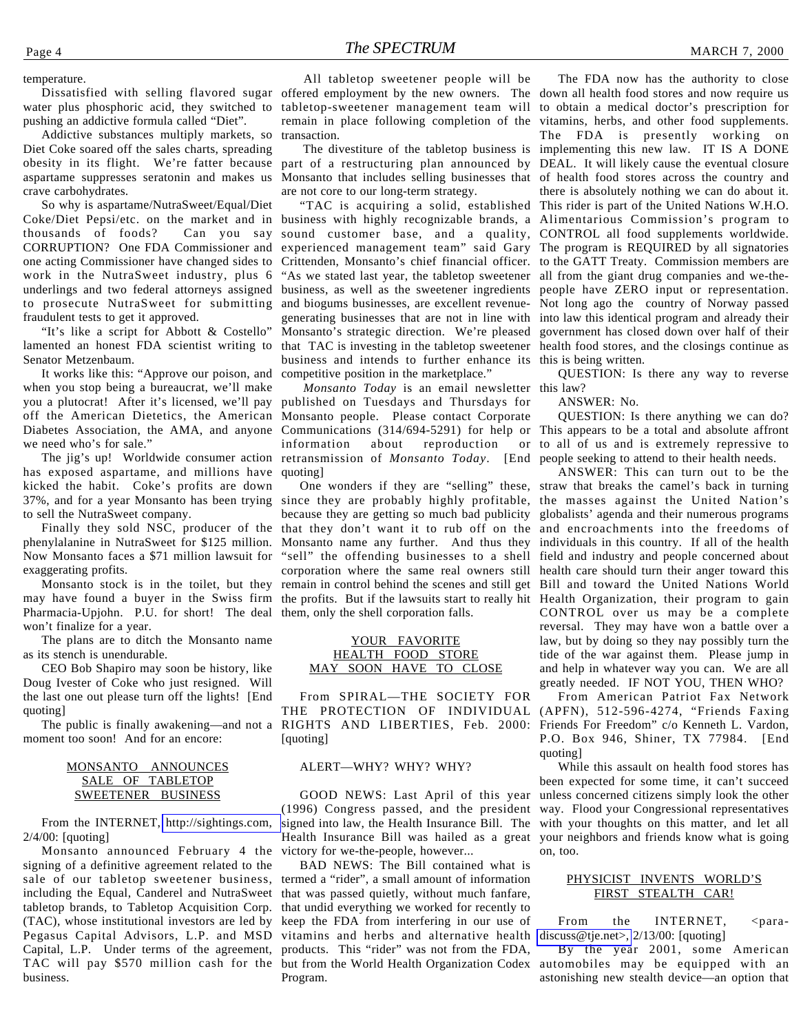temperature.

Dissatisfied with selling flavored sugar water plus phosphoric acid, they switched to pushing an addictive formula called "Diet".

Addictive substances multiply markets, so Diet Coke soared off the sales charts, spreading obesity in its flight. We're fatter because aspartame suppresses seratonin and makes us crave carbohydrates.

So why is aspartame/NutraSweet/Equal/Diet Coke/Diet Pepsi/etc. on the market and in thousands of foods? Can you say CORRUPTION? One FDA Commissioner and one acting Commissioner have changed sides to work in the NutraSweet industry, plus 6 underlings and two federal attorneys assigned to prosecute NutraSweet for submitting fraudulent tests to get it approved.

"It's like a script for Abbott & Costello" lamented an honest FDA scientist writing to Senator Metzenbaum.

It works like this: "Approve our poison, and when you stop being a bureaucrat, we'll make you a plutocrat! After it's licensed, we'll pay off the American Dietetics, the American Diabetes Association, the AMA, and anyone we need who's for sale."

The jig's up! Worldwide consumer action has exposed aspartame, and millions have kicked the habit. Coke's profits are down 37%, and for a year Monsanto has been trying to sell the NutraSweet company.

Finally they sold NSC, producer of the phenylalanine in NutraSweet for $125 million. Now Monsanto faces a $71 million lawsuit for exaggerating profits.

Monsanto stock is in the toilet, but they may have found a buyer in the Swiss firm Pharmacia-Upjohn. P.U. for short! The deal won't finalize for a year.

The plans are to ditch the Monsanto name as its stench is unendurable.

CEO Bob Shapiro may soon be history, like Doug Ivester of Coke who just resigned. Will the last one out please turn off the lights! [End quoting]

The public is finally awakening—and not a moment too soon! And for an encore:

## MONSANTO ANNOUNCES SALE OF TABLETOP SWEETENER BUSINESS

From the INTERNET, http://sightings.com, 2/4/00: [quoting]

Monsanto announced February 4 the signing of a definitive agreement related to the sale of our tabletop sweetener business, including the Equal, Canderel and NutraSweet tabletop brands, to Tabletop Acquisition Corp. (TAC), whose institutional investors are led by Pegasus Capital Advisors, L.P. and MSD Capital, L.P. Under terms of the agreement, TAC will pay $570 million cash for the business.

All tabletop sweetener people will be offered employment by the new owners. The tabletop-sweetener management team will remain in place following completion of the transaction.

The divestiture of the tabletop business is part of a restructuring plan announced by Monsanto that includes selling businesses that are not core to our long-term strategy.

"TAC is acquiring a solid, established business with highly recognizable brands, a sound customer base, and a quality, experienced management team" said Gary Crittenden, Monsanto's chief financial officer. "As we stated last year, the tabletop sweetener business, as well as the sweetener ingredients and biogums businesses, are excellent revenue-generating businesses that are not in line with Monsanto's strategic direction. We're pleased that TAC is investing in the tabletop sweetener business and intends to further enhance its competitive position in the marketplace."

*Monsanto Today* is an email newsletter published on Tuesdays and Thursdays for Monsanto people. Please contact Corporate Communications (314/694-5291) for help or information about reproduction or retransmission of *Monsanto Today*. [End quoting]

One wonders if they are "selling" these, since they are probably highly profitable, because they are getting so much bad publicity that they don't want it to rub off on the Monsanto name any further. And thus they "sell" the offending businesses to a shell corporation where the same real owners still remain in control behind the scenes and still get the profits. But if the lawsuits start to really hit them, only the shell corporation falls.

## YOUR FAVORITE HEALTH FOOD STORE MAY SOON HAVE TO CLOSE

From SPIRAL—THE SOCIETY FOR THE PROTECTION OF INDIVIDUAL RIGHTS AND LIBERTIES, Feb. 2000: [quoting]

ALERT—WHY? WHY? WHY?

GOOD NEWS: Last April of this year (1996) Congress passed, and the president signed into law, the Health Insurance Bill. The Health Insurance Bill was hailed as a great victory for we-the-people, however...

BAD NEWS: The Bill contained what is termed a "rider", a small amount of information that was passed quietly, without much fanfare, that undid everything we worked for recently to keep the FDA from interfering in our use of vitamins and herbs and alternative health products. This "rider" was not from the FDA, but from the World Health Organization Codex Program.

The FDA now has the authority to close down all health food stores and now require us to obtain a medical doctor's prescription for vitamins, herbs, and other food supplements. The FDA is presently working on implementing this new law. IT IS A DONE DEAL. It will likely cause the eventual closure of health food stores across the country and there is absolutely nothing we can do about it. This rider is part of the United Nations W.H.O. Alimentarious Commission's program to CONTROL all food supplements worldwide. The program is REQUIRED by all signatories to the GATT Treaty. Commission members are all from the giant drug companies and we-the-people have ZERO input or representation. Not long ago the country of Norway passed into law this identical program and already their government has closed down over half of their health food stores, and the closings continue as this is being written.

QUESTION: Is there any way to reverse this law?

ANSWER: No.

QUESTION: Is there anything we can do? This appears to be a total and absolute affront to all of us and is extremely repressive to people seeking to attend to their health needs.

ANSWER: This can turn out to be the straw that breaks the camel's back in turning the masses against the United Nation's globalists' agenda and their numerous programs and encroachments into the freedoms of individuals in this country. If all of the health field and industry and people concerned about health care should turn their anger toward this Bill and toward the United Nations World Health Organization, their program to gain CONTROL over us may be a complete reversal. They may have won a battle over a law, but by doing so they may possibly turn the tide of the war against them. Please jump in and help in whatever way you can. We are all greatly needed. IF NOT YOU, THEN WHO?

From American Patriot Fax Network (APFN), 512-596-4274, "Friends Faxing Friends For Freedom" c/o Kenneth L. Vardon, P.O. Box 946, Shiner, TX 77984. [End quoting]

While this assault on health food stores has been expected for some time, it can't succeed unless concerned citizens simply look the other way. Flood your Congressional representatives with your thoughts on this matter, and let all your neighbors and friends know what is going on, too.

## PHYSICIST INVENTS WORLD'S FIRST STEALTH CAR!

From the INTERNET, <para-discuss@tje.net>, 2/13/00: [quoting]

By the year 2001, some American automobiles may be equipped with an astonishing new stealth device—an option that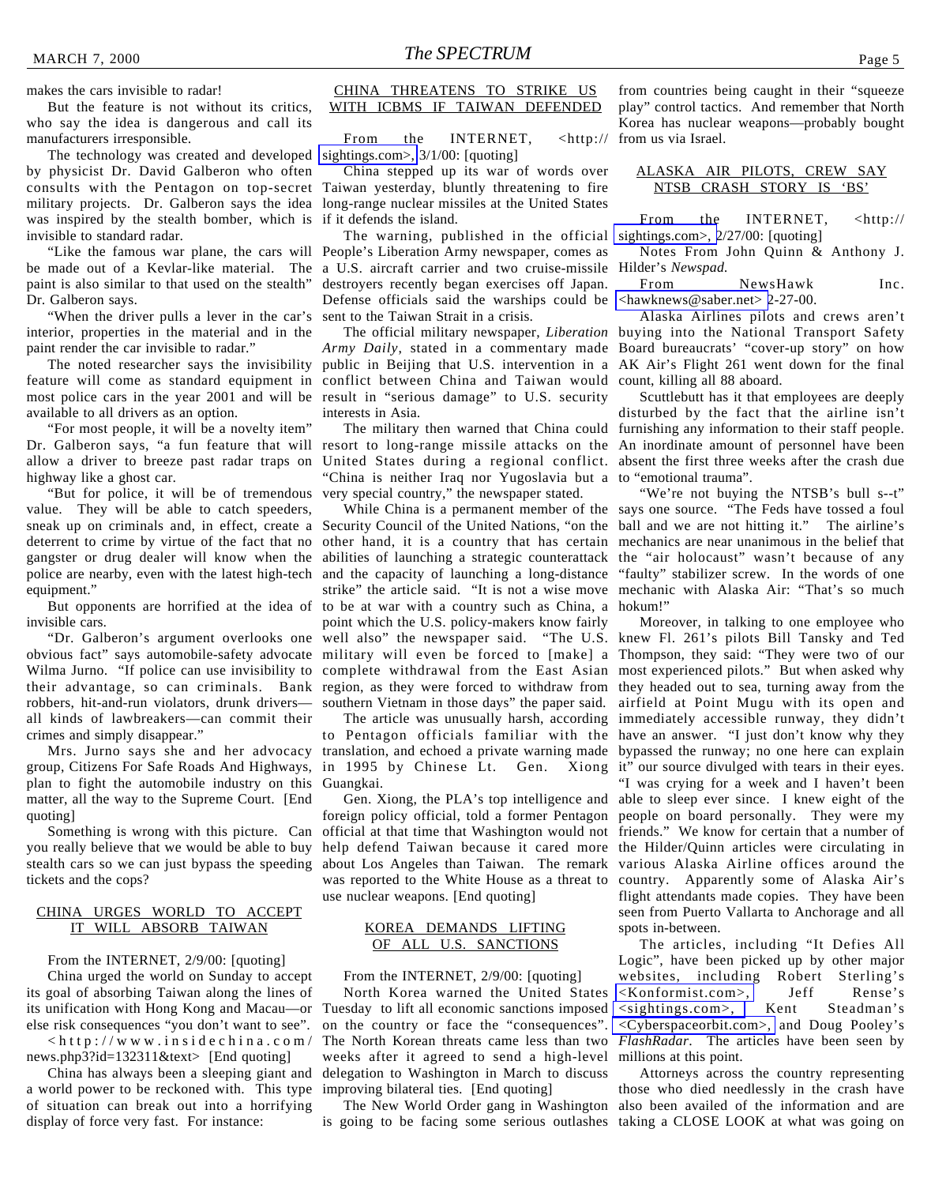makes the cars invisible to radar!

But the feature is not without its critics, who say the idea is dangerous and call its manufacturers irresponsible.

The technology was created and developed by physicist Dr. David Galberon who often consults with the Pentagon on top-secret military projects. Dr. Galberon says the idea was inspired by the stealth bomber, which is invisible to standard radar.

"Like the famous war plane, the cars will be made out of a Kevlar-like material. The paint is also similar to that used on the stealth" Dr. Galberon says.

"When the driver pulls a lever in the car's interior, properties in the material and in the paint render the car invisible to radar."

The noted researcher says the invisibility feature will come as standard equipment in most police cars in the year 2001 and will be available to all drivers as an option.

"For most people, it will be a novelty item" Dr. Galberon says, "a fun feature that will allow a driver to breeze past radar traps on highway like a ghost car.

"But for police, it will be of tremendous value. They will be able to catch speeders, sneak up on criminals and, in effect, create a deterrent to crime by virtue of the fact that no gangster or drug dealer will know when the police are nearby, even with the latest high-tech equipment."

But opponents are horrified at the idea of invisible cars.

"Dr. Galberon's argument overlooks one obvious fact" says automobile-safety advocate Wilma Jurno. "If police can use invisibility to their advantage, so can criminals. Bank robbers, hit-and-run violators, drunk drivers—all kinds of lawbreakers—can commit their crimes and simply disappear."

Mrs. Jurno says she and her advocacy group, Citizens For Safe Roads And Highways, plan to fight the automobile industry on this matter, all the way to the Supreme Court. [End quoting]

Something is wrong with this picture. Can you really believe that we would be able to buy stealth cars so we can just bypass the speeding tickets and the cops?

## CHINA URGES WORLD TO ACCEPT IT WILL ABSORB TAIWAN

From the INTERNET, 2/9/00: [quoting]

China urged the world on Sunday to accept its goal of absorbing Taiwan along the lines of its unification with Hong Kong and Macau—or else risk consequences "you don't want to see". <http://www.insidechina.com/news.php3?id=132311&text> [End quoting]

China has always been a sleeping giant and a world power to be reckoned with. This type of situation can break out into a horrifying display of force very fast. For instance:

## CHINA THREATENS TO STRIKE US WITH ICBMS IF TAIWAN DEFENDED

From the INTERNET, <http://sightings.com>, 3/1/00: [quoting]

China stepped up its war of words over Taiwan yesterday, bluntly threatening to fire long-range nuclear missiles at the United States if it defends the island.

The warning, published in the official People's Liberation Army newspaper, comes as a U.S. aircraft carrier and two cruise-missile destroyers recently began exercises off Japan. Defense officials said the warships could be sent to the Taiwan Strait in a crisis.

The official military newspaper, *Liberation Army Daily*, stated in a commentary made public in Beijing that U.S. intervention in a conflict between China and Taiwan would result in "serious damage" to U.S. security interests in Asia.

The military then warned that China could resort to long-range missile attacks on the United States during a regional conflict. "China is neither Iraq nor Yugoslavia but a very special country," the newspaper stated.

While China is a permanent member of the Security Council of the United Nations, "on the other hand, it is a country that has certain abilities of launching a strategic counterattack and the capacity of launching a long-distance strike" the article said. "It is not a wise move to be at war with a country such as China, a point which the U.S. policy-makers know fairly well also" the newspaper said. "The U.S. military will even be forced to [make] a complete withdrawal from the East Asian region, as they were forced to withdraw from southern Vietnam in those days" the paper said.

The article was unusually harsh, according to Pentagon officials familiar with the translation, and echoed a private warning made in 1995 by Chinese Lt. Gen. Xiong Guangkai.

Gen. Xiong, the PLA's top intelligence and foreign policy official, told a former Pentagon official at that time that Washington would not help defend Taiwan because it cared more about Los Angeles than Taiwan. The remark was reported to the White House as a threat to use nuclear weapons. [End quoting]

## KOREA DEMANDS LIFTING OF ALL U.S. SANCTIONS

From the INTERNET, 2/9/00: [quoting]

North Korea warned the United States Tuesday to lift all economic sanctions imposed on the country or face the "consequences". The North Korean threats came less than two weeks after it agreed to send a high-level delegation to Washington in March to discuss improving bilateral ties. [End quoting]

The New World Order gang in Washington is going to be facing some serious outlashes from countries being caught in their "squeeze play" control tactics. And remember that North Korea has nuclear weapons—probably bought from us via Israel.

## ALASKA AIR PILOTS, CREW SAY NTSB CRASH STORY IS 'BS'

From the INTERNET, <http://sightings.com>, 2/27/00: [quoting]

Notes From John Quinn & Anthony J. Hilder's *Newspad.*

From NewsHawk Inc. <hawknews@saber.net> 2-27-00.

Alaska Airlines pilots and crews aren't buying into the National Transport Safety Board bureaucrats' "cover-up story" on how AK Air's Flight 261 went down for the final count, killing all 88 aboard.

Scuttlebutt has it that employees are deeply disturbed by the fact that the airline isn't furnishing any information to their staff people. An inordinate amount of personnel have been absent the first three weeks after the crash due to "emotional trauma".

"We're not buying the NTSB's bull s--t" says one source. "The Feds have tossed a foul ball and we are not hitting it." The airline's mechanics are near unanimous in the belief that the "air holocaust" wasn't because of any "faulty" stabilizer screw. In the words of one mechanic with Alaska Air: "That's so much hokum!"

Moreover, in talking to one employee who knew Fl. 261's pilots Bill Tansky and Ted Thompson, they said: "They were two of our most experienced pilots." But when asked why they headed out to sea, turning away from the airfield at Point Mugu with its open and immediately accessible runway, they didn't have an answer. "I just don't know why they bypassed the runway; no one here can explain it" our source divulged with tears in their eyes. "I was crying for a week and I haven't been able to sleep ever since. I knew eight of the people on board personally. They were my friends." We know for certain that a number of the Hilder/Quinn articles were circulating in various Alaska Airline offices around the country. Apparently some of Alaska Air's flight attendants made copies. They have been seen from Puerto Vallarta to Anchorage and all spots in-between.

The articles, including "It Defies All Logic", have been picked up by other major websites, including Robert Sterling's <Konformist.com>, Jeff Rense's <sightings.com>, Kent Steadman's <Cyberspaceorbit.com>, and Doug Pooley's *FlashRadar*. The articles have been seen by millions at this point.

Attorneys across the country representing those who died needlessly in the crash have also been availed of the information and are taking a CLOSE LOOK at what was going on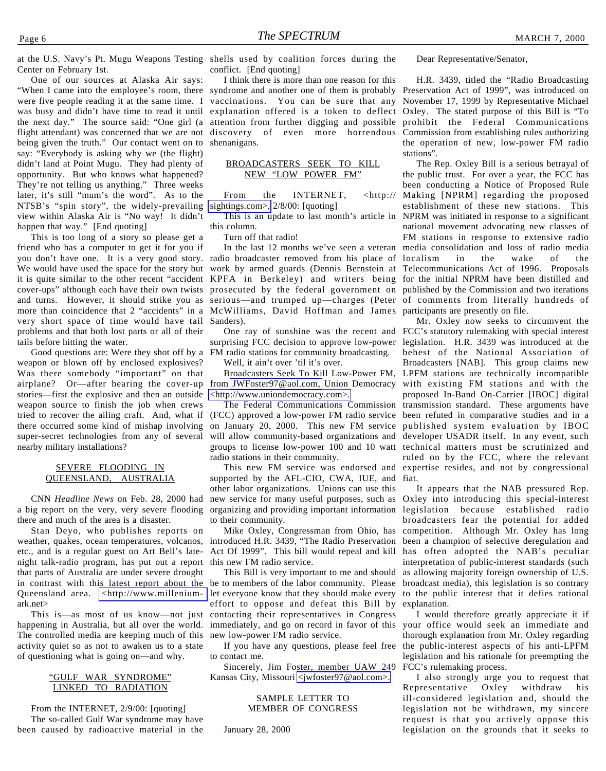at the U.S. Navy's Pt. Mugu Weapons Testing Center on February 1st.

One of our sources at Alaska Air says: "When I came into the employee's room, there were five people reading it at the same time. I was busy and didn't have time to read it until the next day." The source said: "One girl (a flight attendant) was concerned that we are not being given the truth." Our contact went on to say: "Everybody is asking why we (the flight) didn't land at Point Mugu. They had plenty of opportunity. But who knows what happened? They're not telling us anything." Three weeks later, it's still "mum's the word". As to the NTSB's "spin story", the widely-prevailing view within Alaska Air is "No way! It didn't happen that way." [End quoting]

This is too long of a story so please get a friend who has a computer to get it for you if you don't have one. It is a very good story. We would have used the space for the story but it is quite similar to the other recent "accident cover-ups" although each have their own twists and turns. However, it should strike you as more than coincidence that 2 "accidents" in a very short space of time would have tail problems and that both lost parts or all of their tails before hitting the water.

Good questions are: Were they shot off by a weapon or blown off by enclosed explosives? Was there somebody "important" on that airplane? Or—after hearing the cover-up stories—first the explosive and then an outside weapon source to finish the job when crews tried to recover the ailing craft. And, what if there occurred some kind of mishap involving super-secret technologies from any of several nearby military installations?

## SEVERE FLOODING IN QUEENSLAND, AUSTRALIA

CNN *Headline News* on Feb. 28, 2000 had a big report on the very, very severe flooding there and much of the area is a disaster.

Stan Deyo, who publishes reports on weather, quakes, ocean temperatures, volcanos, etc., and is a regular guest on Art Bell's late-night talk-radio program, has put out a report that parts of Australia are under severe drought in contrast with this latest report about the Queensland area. <http://www.millenium-ark.net>

This is—as most of us know—not just happening in Australia, but all over the world. The controlled media are keeping much of this activity quiet so as not to awaken us to a state of questioning what is going on—and why.

## "GULF WAR SYNDROME" LINKED TO RADIATION

From the INTERNET, 2/9/00: [quoting]

The so-called Gulf War syndrome may have been caused by radioactive material in the shells used by coalition forces during the conflict. [End quoting]

I think there is more than one reason for this syndrome and another one of them is probably vaccinations. You can be sure that any explanation offered is a token to deflect attention from further digging and possible discovery of even more horrendous shenanigans.

## BROADCASTERS SEEK TO KILL NEW "LOW POWER FM"

From the INTERNET, <http://sightings.com>, 2/8/00: [quoting]

This is an update to last month's article in this column.

Turn off that radio!

In the last 12 months we've seen a veteran radio broadcaster removed from his place of work by armed guards (Dennis Bernstein at KPFA in Berkeley) and writers being prosecuted by the federal government on serious—and trumped up—charges (Peter McWilliams, David Hoffman and James Sanders).

One ray of sunshine was the recent and surprising FCC decision to approve low-power FM radio stations for community broadcasting.

Well, it ain't over 'til it's over.

Broadcasters Seek To Kill Low-Power FM, from JWFoster97@aol.com, Union Democracy <http://www.uniondemocracy.com>.

The Federal Communications Commission (FCC) approved a low-power FM radio service on January 20, 2000. This new FM service will allow community-based organizations and groups to license low-power 100 and 10 watt radio stations in their community.

This new FM service was endorsed and supported by the AFL-CIO, CWA, IUE, and other labor organizations. Unions can use this new service for many useful purposes, such as organizing and providing important information to their community.

Mike Oxley, Congressman from Ohio, has introduced H.R. 3439, "The Radio Preservation Act Of 1999". This bill would repeal and kill this new FM radio service.

This Bill is very important to me and should be to members of the labor community. Please let everyone know that they should make every effort to oppose and defeat this Bill by contacting their representatives in Congress immediately, and go on record in favor of this new low-power FM radio service.

If you have any questions, please feel free to contact me.

Sincerely, Jim Foster, member UAW 249 Kansas City, Missouri <jwfoster97@aol.com>.

### SAMPLE LETTER TO MEMBER OF CONGRESS

January 28, 2000

Dear Representative/Senator,

H.R. 3439, titled the "Radio Broadcasting Preservation Act of 1999", was introduced on November 17, 1999 by Representative Michael Oxley. The stated purpose of this Bill is "To prohibit the Federal Communications Commission from establishing rules authorizing the operation of new, low-power FM radio stations".

The Rep. Oxley Bill is a serious betrayal of the public trust. For over a year, the FCC has been conducting a Notice of Proposed Rule Making [NPRM] regarding the proposed establishment of these new stations. This NPRM was initiated in response to a significant national movement advocating new classes of FM stations in response to extensive radio media consolidation and loss of radio media localism in the wake of the Telecommunications Act of 1996. Proposals for the initial NPRM have been distilled and published by the Commission and two iterations of comments from literally hundreds of participants are presently on file.

Mr. Oxley now seeks to circumvent the FCC's statutory rulemaking with special interest legislation. H.R. 3439 was introduced at the behest of the National Association of Broadcasters [NAB]. This group claims new LPFM stations are technically incompatible with existing FM stations and with the proposed In-Band On-Carrier [IBOC] digital transmission standard. These arguments have been refuted in comparative studies and in a published system evaluation by IBOC developer USADR itself. In any event, such technical matters must be scrutinized and ruled on by the FCC, where the relevant expertise resides, and not by congressional fiat.

It appears that the NAB pressured Rep. Oxley into introducing this special-interest legislation because established radio broadcasters fear the potential for added competition. Although Mr. Oxley has long been a champion of selective deregulation and has often adopted the NAB's peculiar interpretation of public-interest standards (such as allowing majority foreign ownership of U.S. broadcast media), this legislation is so contrary to the public interest that it defies rational explanation.

I would therefore greatly appreciate it if your office would seek an immediate and thorough explanation from Mr. Oxley regarding the public-interest aspects of his anti-LPFM legislation and his rationale for preempting the FCC's rulemaking process.

I also strongly urge you to request that Representative Oxley withdraw his ill-considered legislation and, should the legislation not be withdrawn, my sincere request is that you actively oppose this legislation on the grounds that it seeks to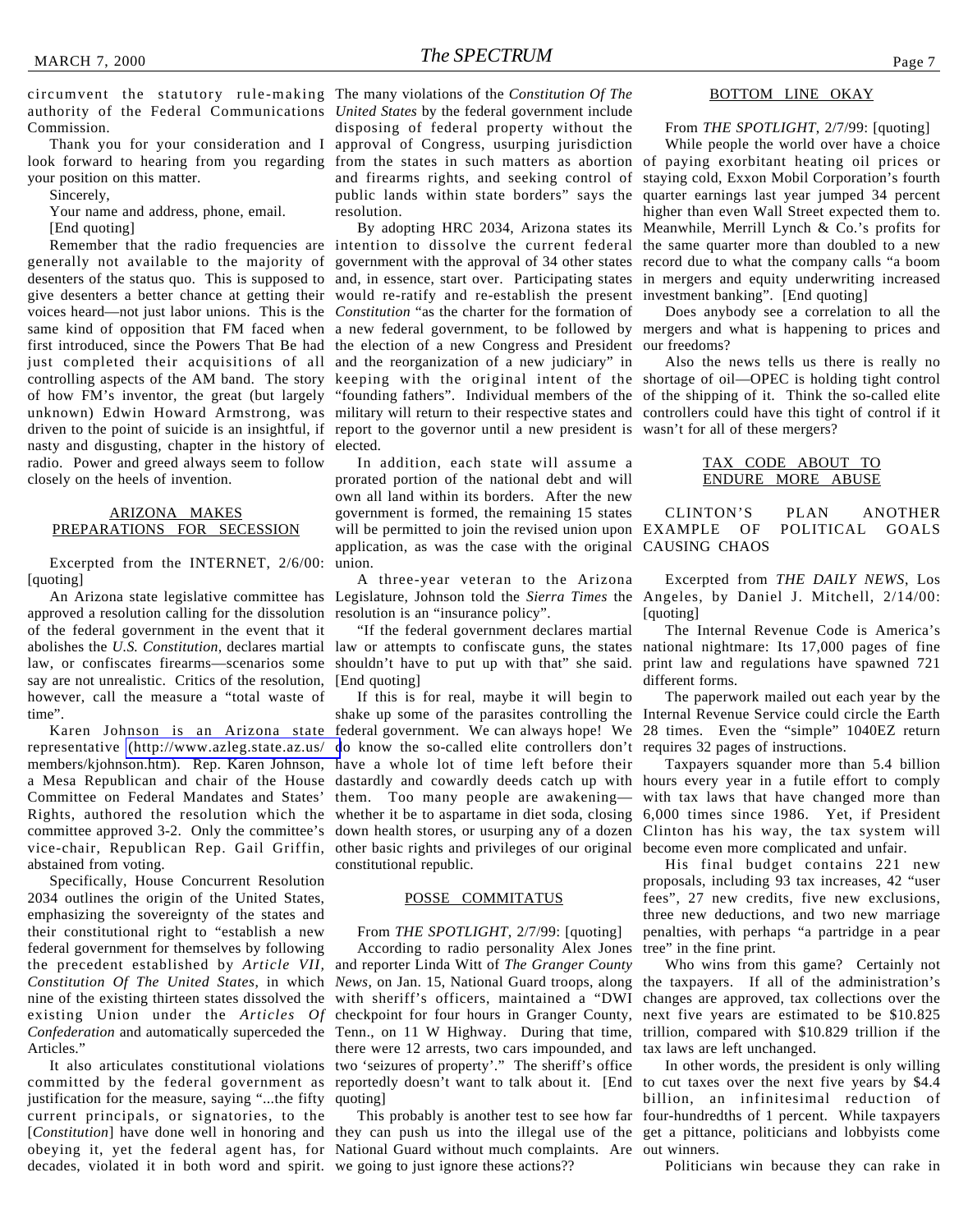circumvent the statutory rule-making authority of the Federal Communications Commission.

Thank you for your consideration and I look forward to hearing from you regarding your position on this matter.

Sincerely,

Your name and address, phone, email.

[End quoting]

Remember that the radio frequencies are generally not available to the majority of desenters of the status quo. This is supposed to give desenters a better chance at getting their voices heard—not just labor unions. This is the same kind of opposition that FM faced when first introduced, since the Powers That Be had just completed their acquisitions of all controlling aspects of the AM band. The story of how FM's inventor, the great (but largely unknown) Edwin Howard Armstrong, was driven to the point of suicide is an insightful, if nasty and disgusting, chapter in the history of radio. Power and greed always seem to follow closely on the heels of invention.

## ARIZONA MAKES PREPARATIONS FOR SECESSION

Excerpted from the INTERNET, 2/6/00: [quoting]

An Arizona state legislative committee has approved a resolution calling for the dissolution of the federal government in the event that it abolishes the *U.S. Constitution*, declares martial law, or confiscates firearms—scenarios some say are not unrealistic. Critics of the resolution, however, call the measure a "total waste of time".

Karen Johnson is an Arizona state representative (http://www.azleg.state.az.us/members/kjohnson.htm). Rep. Karen Johnson, a Mesa Republican and chair of the House Committee on Federal Mandates and States' Rights, authored the resolution which the committee approved 3-2. Only the committee's vice-chair, Republican Rep. Gail Griffin, abstained from voting.

Specifically, House Concurrent Resolution 2034 outlines the origin of the United States, emphasizing the sovereignty of the states and their constitutional right to "establish a new federal government for themselves by following the precedent established by *Article VII, Constitution Of The United States*, in which nine of the existing thirteen states dissolved the existing Union under the *Articles Of Confederation* and automatically superceded the Articles."

It also articulates constitutional violations committed by the federal government as justification for the measure, saying "...the fifty current principals, or signatories, to the [*Constitution*] have done well in honoring and obeying it, yet the federal agent has, for decades, violated it in both word and spirit. The many violations of the *Constitution Of The United States* by the federal government include disposing of federal property without the approval of Congress, usurping jurisdiction from the states in such matters as abortion and firearms rights, and seeking control of public lands within state borders" says the resolution.

By adopting HRC 2034, Arizona states its intention to dissolve the current federal government with the approval of 34 other states and, in essence, start over. Participating states would re-ratify and re-establish the present *Constitution* "as the charter for the formation of a new federal government, to be followed by the election of a new Congress and President and the reorganization of a new judiciary" in keeping with the original intent of the "founding fathers". Individual members of the military will return to their respective states and report to the governor until a new president is elected.

In addition, each state will assume a prorated portion of the national debt and will own all land within its borders. After the new government is formed, the remaining 15 states will be permitted to join the revised union upon application, as was the case with the original union.

A three-year veteran to the Arizona Legislature, Johnson told the *Sierra Times* the resolution is an "insurance policy".

"If the federal government declares martial law or attempts to confiscate guns, the states shouldn't have to put up with that" she said. [End quoting]

If this is for real, maybe it will begin to shake up some of the parasites controlling the federal government. We can always hope! We do know the so-called elite controllers don't have a whole lot of time left before their dastardly and cowardly deeds catch up with them. Too many people are awakening—whether it be to aspartame in diet soda, closing down health stores, or usurping any of a dozen other basic rights and privileges of our original constitutional republic.

## POSSE COMMITATUS

From *THE SPOTLIGHT*, 2/7/99: [quoting]

According to radio personality Alex Jones and reporter Linda Witt of *The Granger County News*, on Jan. 15, National Guard troops, along with sheriff's officers, maintained a "DWI checkpoint for four hours in Granger County, Tenn., on 11 W Highway. During that time, there were 12 arrests, two cars impounded, and two 'seizures of property'." The sheriff's office reportedly doesn't want to talk about it. [End quoting]

This probably is another test to see how far they can push us into the illegal use of the National Guard without much complaints. Are we going to just ignore these actions??

## BOTTOM LINE OKAY

From *THE SPOTLIGHT*, 2/7/99: [quoting]

While people the world over have a choice of paying exorbitant heating oil prices or staying cold, Exxon Mobil Corporation's fourth quarter earnings last year jumped 34 percent higher than even Wall Street expected them to. Meanwhile, Merrill Lynch & Co.'s profits for the same quarter more than doubled to a new record due to what the company calls "a boom in mergers and equity underwriting increased investment banking". [End quoting]

Does anybody see a correlation to all the mergers and what is happening to prices and our freedoms?

Also the news tells us there is really no shortage of oil—OPEC is holding tight control of the shipping of it. Think the so-called elite controllers could have this tight of control if it wasn't for all of these mergers?

## TAX CODE ABOUT TO ENDURE MORE ABUSE

### CLINTON'S PLAN ANOTHER EXAMPLE OF POLITICAL GOALS CAUSING CHAOS

Excerpted from *THE DAILY NEWS*, Los Angeles, by Daniel J. Mitchell, 2/14/00: [quoting]

The Internal Revenue Code is America's national nightmare: Its 17,000 pages of fine print law and regulations have spawned 721 different forms.

The paperwork mailed out each year by the Internal Revenue Service could circle the Earth 28 times. Even the "simple" 1040EZ return requires 32 pages of instructions.

Taxpayers squander more than 5.4 billion hours every year in a futile effort to comply with tax laws that have changed more than 6,000 times since 1986. Yet, if President Clinton has his way, the tax system will become even more complicated and unfair.

His final budget contains 221 new proposals, including 93 tax increases, 42 "user fees", 27 new credits, five new exclusions, three new deductions, and two new marriage penalties, with perhaps "a partridge in a pear tree" in the fine print.

Who wins from this game? Certainly not the taxpayers. If all of the administration's changes are approved, tax collections over the next five years are estimated to be $10.825 trillion, compared with $10.829 trillion if the tax laws are left unchanged.

In other words, the president is only willing to cut taxes over the next five years by $4.4 billion, an infinitesimal reduction of four-hundredths of 1 percent. While taxpayers get a pittance, politicians and lobbyists come out winners.

Politicians win because they can rake in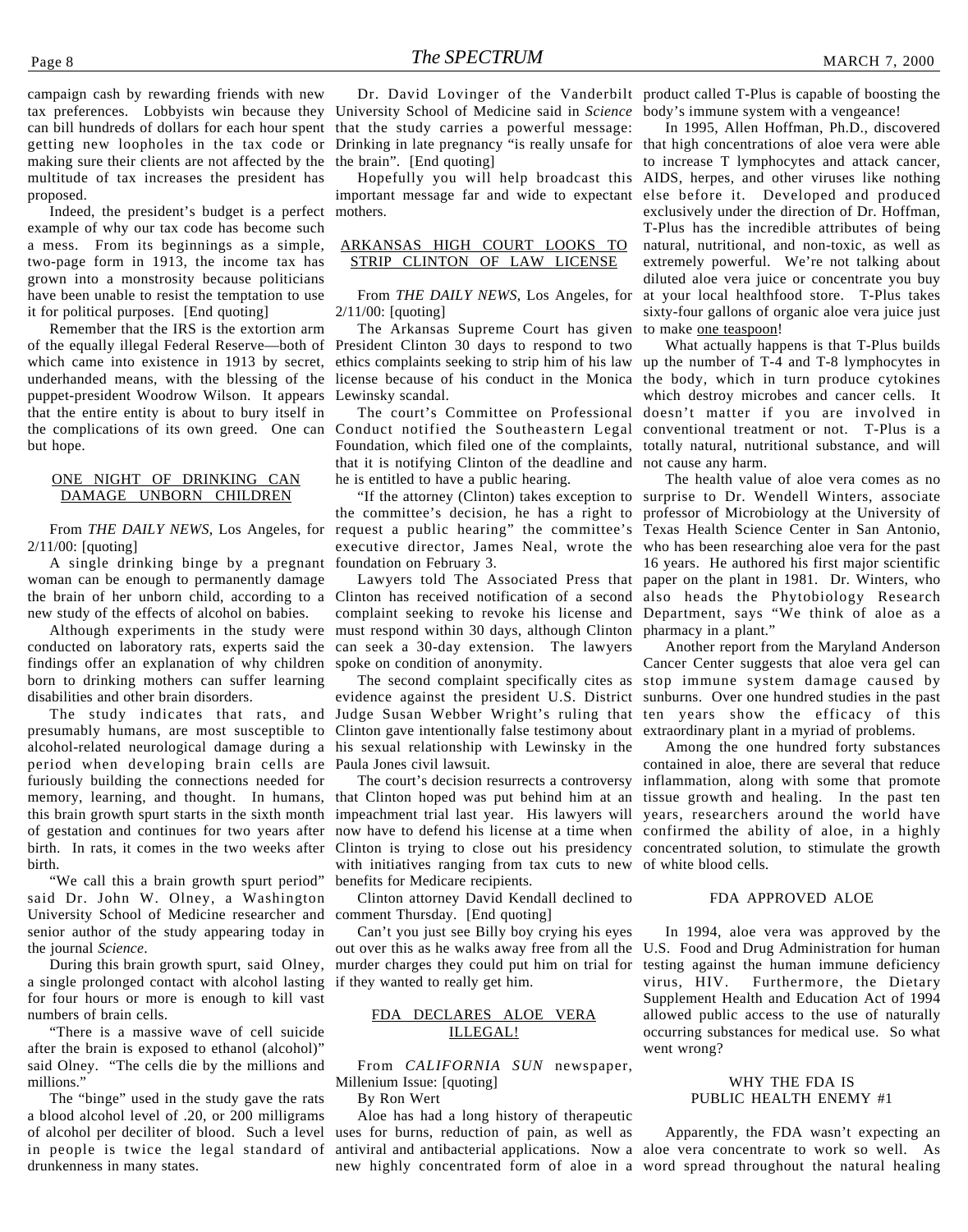campaign cash by rewarding friends with new tax preferences. Lobbyists win because they can bill hundreds of dollars for each hour spent getting new loopholes in the tax code or making sure their clients are not affected by the multitude of tax increases the president has proposed.

Indeed, the president's budget is a perfect example of why our tax code has become such a mess. From its beginnings as a simple, two-page form in 1913, the income tax has grown into a monstrosity because politicians have been unable to resist the temptation to use it for political purposes. [End quoting]

Remember that the IRS is the extortion arm of the equally illegal Federal Reserve—both of which came into existence in 1913 by secret, underhanded means, with the blessing of the puppet-president Woodrow Wilson. It appears that the entire entity is about to bury itself in the complications of its own greed. One can but hope.

## ONE NIGHT OF DRINKING CAN DAMAGE UNBORN CHILDREN

From *THE DAILY NEWS*, Los Angeles, for 2/11/00: [quoting]

A single drinking binge by a pregnant woman can be enough to permanently damage the brain of her unborn child, according to a new study of the effects of alcohol on babies.

Although experiments in the study were conducted on laboratory rats, experts said the findings offer an explanation of why children born to drinking mothers can suffer learning disabilities and other brain disorders.

The study indicates that rats, and presumably humans, are most susceptible to alcohol-related neurological damage during a period when developing brain cells are furiously building the connections needed for memory, learning, and thought. In humans, this brain growth spurt starts in the sixth month of gestation and continues for two years after birth. In rats, it comes in the two weeks after birth.

"We call this a brain growth spurt period" said Dr. John W. Olney, a Washington University School of Medicine researcher and senior author of the study appearing today in the journal *Science*.

During this brain growth spurt, said Olney, a single prolonged contact with alcohol lasting for four hours or more is enough to kill vast numbers of brain cells.

"There is a massive wave of cell suicide after the brain is exposed to ethanol (alcohol)" said Olney. "The cells die by the millions and millions."

The "binge" used in the study gave the rats a blood alcohol level of .20, or 200 milligrams of alcohol per deciliter of blood. Such a level in people is twice the legal standard of drunkenness in many states.

Dr. David Lovinger of the Vanderbilt University School of Medicine said in *Science* that the study carries a powerful message: Drinking in late pregnancy "is really unsafe for the brain". [End quoting]

Hopefully you will help broadcast this important message far and wide to expectant mothers.

## ARKANSAS HIGH COURT LOOKS TO STRIP CLINTON OF LAW LICENSE

From *THE DAILY NEWS*, Los Angeles, for 2/11/00: [quoting]

The Arkansas Supreme Court has given President Clinton 30 days to respond to two ethics complaints seeking to strip him of his law license because of his conduct in the Monica Lewinsky scandal.

The court's Committee on Professional Conduct notified the Southeastern Legal Foundation, which filed one of the complaints, that it is notifying Clinton of the deadline and he is entitled to have a public hearing.

"If the attorney (Clinton) takes exception to the committee's decision, he has a right to request a public hearing" the committee's executive director, James Neal, wrote the foundation on February 3.

Lawyers told The Associated Press that Clinton has received notification of a second complaint seeking to revoke his license and must respond within 30 days, although Clinton can seek a 30-day extension. The lawyers spoke on condition of anonymity.

The second complaint specifically cites as evidence against the president U.S. District Judge Susan Webber Wright's ruling that Clinton gave intentionally false testimony about his sexual relationship with Lewinsky in the Paula Jones civil lawsuit.

The court's decision resurrects a controversy that Clinton hoped was put behind him at an impeachment trial last year. His lawyers will now have to defend his license at a time when Clinton is trying to close out his presidency with initiatives ranging from tax cuts to new benefits for Medicare recipients.

Clinton attorney David Kendall declined to comment Thursday. [End quoting]

Can't you just see Billy boy crying his eyes out over this as he walks away free from all the murder charges they could put him on trial for if they wanted to really get him.

## FDA DECLARES ALOE VERA ILLEGAL!

From *CALIFORNIA SUN* newspaper, Millenium Issue: [quoting]

By Ron Wert

Aloe has had a long history of therapeutic uses for burns, reduction of pain, as well as antiviral and antibacterial applications. Now a new highly concentrated form of aloe in a product called T-Plus is capable of boosting the body's immune system with a vengeance!

In 1995, Allen Hoffman, Ph.D., discovered that high concentrations of aloe vera were able to increase T lymphocytes and attack cancer, AIDS, herpes, and other viruses like nothing else before it. Developed and produced exclusively under the direction of Dr. Hoffman, T-Plus has the incredible attributes of being natural, nutritional, and non-toxic, as well as extremely powerful. We're not talking about diluted aloe vera juice or concentrate you buy at your local healthfood store. T-Plus takes sixty-four gallons of organic aloe vera juice just to make one teaspoon!

What actually happens is that T-Plus builds up the number of T-4 and T-8 lymphocytes in the body, which in turn produce cytokines which destroy microbes and cancer cells. It doesn't matter if you are involved in conventional treatment or not. T-Plus is a totally natural, nutritional substance, and will not cause any harm.

The health value of aloe vera comes as no surprise to Dr. Wendell Winters, associate professor of Microbiology at the University of Texas Health Science Center in San Antonio, who has been researching aloe vera for the past 16 years. He authored his first major scientific paper on the plant in 1981. Dr. Winters, who also heads the Phytobiology Research Department, says "We think of aloe as a pharmacy in a plant."

Another report from the Maryland Anderson Cancer Center suggests that aloe vera gel can stop immune system damage caused by sunburns. Over one hundred studies in the past ten years show the efficacy of this extraordinary plant in a myriad of problems.

Among the one hundred forty substances contained in aloe, there are several that reduce inflammation, along with some that promote tissue growth and healing. In the past ten years, researchers around the world have confirmed the ability of aloe, in a highly concentrated solution, to stimulate the growth of white blood cells.

### FDA APPROVED ALOE

In 1994, aloe vera was approved by the U.S. Food and Drug Administration for human testing against the human immune deficiency virus, HIV. Furthermore, the Dietary Supplement Health and Education Act of 1994 allowed public access to the use of naturally occurring substances for medical use. So what went wrong?

### WHY THE FDA IS PUBLIC HEALTH ENEMY #1

Apparently, the FDA wasn't expecting an aloe vera concentrate to work so well. As word spread throughout the natural healing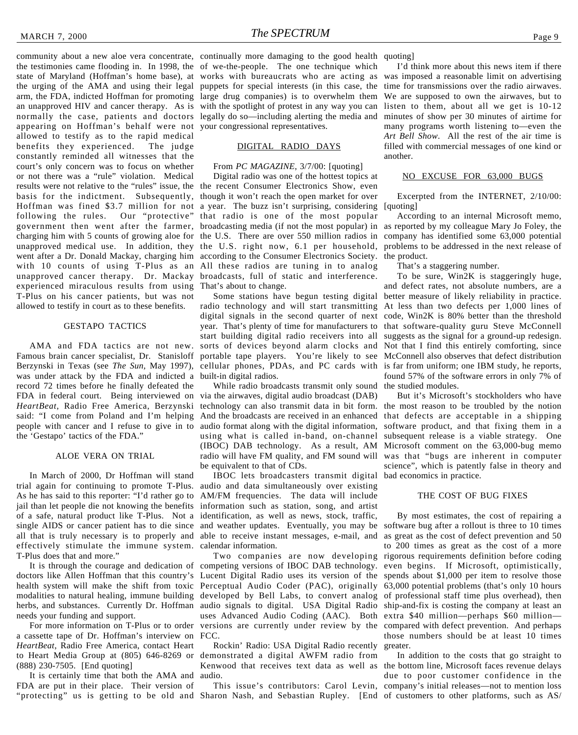community about a new aloe vera concentrate, the testimonies came flooding in. In 1998, the state of Maryland (Hoffman's home base), at the urging of the AMA and using their legal arm, the FDA, indicted Hoffman for promoting an unapproved HIV and cancer therapy. As is normally the case, patients and doctors appearing on Hoffman's behalf were not allowed to testify as to the rapid medical benefits they experienced. The judge constantly reminded all witnesses that the court's only concern was to focus on whether or not there was a "rule" violation. Medical results were not relative to the "rules" issue, the basis for the indictment. Subsequently, Hoffman was fined $3.7 million for not following the rules. Our "protective" government then went after the farmer, charging him with 5 counts of growing aloe for unapproved medical use. In addition, they went after a Dr. Donald Mackay, charging him with 10 counts of using T-Plus as an unapproved cancer therapy. Dr. Mackay experienced miraculous results from using T-Plus on his cancer patients, but was not allowed to testify in court as to these benefits.

## GESTAPO TACTICS

AMA and FDA tactics are not new. Famous brain cancer specialist, Dr. Stanisloff Berzynski in Texas (see *The Sun*, May 1997), was under attack by the FDA and indicted a record 72 times before he finally defeated the FDA in federal court. Being interviewed on *HeartBeat*, Radio Free America, Berzynski said: "I come from Poland and I'm helping people with cancer and I refuse to give in to the 'Gestapo' tactics of the FDA."

## ALOE VERA ON TRIAL

In March of 2000, Dr Hoffman will stand trial again for continuing to promote T-Plus. As he has said to this reporter: "I'd rather go to jail than let people die not knowing the benefits of a safe, natural product like T-Plus. Not a single AIDS or cancer patient has to die since all that is truly necessary is to properly and effectively stimulate the immune system. T-Plus does that and more."

It is through the courage and dedication of doctors like Allen Hoffman that this country's health system will make the shift from toxic modalities to natural healing, immune building herbs, and substances. Currently Dr. Hoffman needs your funding and support.

For more information on T-Plus or to order a cassette tape of Dr. Hoffman's interview on *HeartBeat*, Radio Free America, contact Heart to Heart Media Group at (805) 646-8269 or (888) 230-7505. [End quoting]

It is certainly time that both the AMA and FDA are put in their place. Their version of "protecting" us is getting to be old and continually more damaging to the good health of we-the-people. The one technique which works with bureaucrats who are acting as puppets for special interests (in this case, the large drug companies) is to overwhelm them with the spotlight of protest in any way you can legally do so—including alerting the media and your congressional representatives.

## DIGITAL RADIO DAYS

From *PC MAGAZINE*, 3/7/00: [quoting]

Digital radio was one of the hottest topics at the recent Consumer Electronics Show, even though it won't reach the open market for over a year. The buzz isn't surprising, considering that radio is one of the most popular broadcasting media (if not the most popular) in the U.S. There are over 550 million radios in the U.S. right now, 6.1 per household, according to the Consumer Electronics Society. All these radios are tuning in to analog broadcasts, full of static and interference. That's about to change.

Some stations have begun testing digital radio technology and will start transmitting digital signals in the second quarter of next year. That's plenty of time for manufacturers to start building digital radio receivers into all sorts of devices beyond alarm clocks and portable tape players. You're likely to see cellular phones, PDAs, and PC cards with built-in digital radios.

While radio broadcasts transmit only sound via the airwaves, digital audio broadcast (DAB) technology can also transmit data in bit form. And the broadcasts are received in an enhanced audio format along with the digital information, using what is called in-band, on-channel (IBOC) DAB technology. As a result, AM radio will have FM quality, and FM sound will be equivalent to that of CDs.

IBOC lets broadcasters transmit digital audio and data simultaneously over existing AM/FM frequencies. The data will include information such as station, song, and artist identification, as well as news, stock, traffic, and weather updates. Eventually, you may be able to receive instant messages, e-mail, and calendar information.

Two companies are now developing competing versions of IBOC DAB technology. Lucent Digital Radio uses its version of the Perceptual Audio Coder (PAC), originally developed by Bell Labs, to convert analog audio signals to digital. USA Digital Radio uses Advanced Audio Coding (AAC). Both versions are currently under review by the FCC.

Rockin' Radio: USA Digital Radio recently demonstrated a digital AWFM radio from Kenwood that receives text data as well as audio.

This issue's contributors: Carol Levin, Sharon Nash, and Sebastian Rupley. [End quoting]

I'd think more about this news item if there was imposed a reasonable limit on advertising time for transmissions over the radio airwaves. We are supposed to own the airwaves, but to listen to them, about all we get is 10-12 minutes of show per 30 minutes of airtime for many programs worth listening to—even the *Art Bell Show*. All the rest of the air time is filled with commercial messages of one kind or another.

## NO EXCUSE FOR 63,000 BUGS

Excerpted from the INTERNET, 2/10/00: [quoting]

According to an internal Microsoft memo, as reported by my colleague Mary Jo Foley, the company has identified some 63,000 potential problems to be addressed in the next release of the product.

That's a staggering number.

To be sure, Win2K is staggeringly huge, and defect rates, not absolute numbers, are a better measure of likely reliability in practice. At less than two defects per 1,000 lines of code, Win2K is 80% better than the threshold that software-quality guru Steve McConnell suggests as the signal for a ground-up redesign. Not that I find this entirely comforting, since McConnell also observes that defect distribution is far from uniform; one IBM study, he reports, found 57% of the software errors in only 7% of the studied modules.

But it's Microsoft's stockholders who have the most reason to be troubled by the notion that defects are acceptable in a shipping software product, and that fixing them in a subsequent release is a viable strategy. One Microsoft comment on the 63,000-bug memo was that "bugs are inherent in computer science", which is patently false in theory and bad economics in practice.

## THE COST OF BUG FIXES

By most estimates, the cost of repairing a software bug after a rollout is three to 10 times as great as the cost of defect prevention and 50 to 200 times as great as the cost of a more rigorous requirements definition before coding even begins. If Microsoft, optimistically, spends about $1,000 per item to resolve those 63,000 potential problems (that's only 10 hours of professional staff time plus overhead), then ship-and-fix is costing the company at least an extra $40 million—perhaps $60 million—compared with defect prevention. And perhaps those numbers should be at least 10 times greater.

In addition to the costs that go straight to the bottom line, Microsoft faces revenue delays due to poor customer confidence in the company's initial releases—not to mention loss of customers to other platforms, such as AS/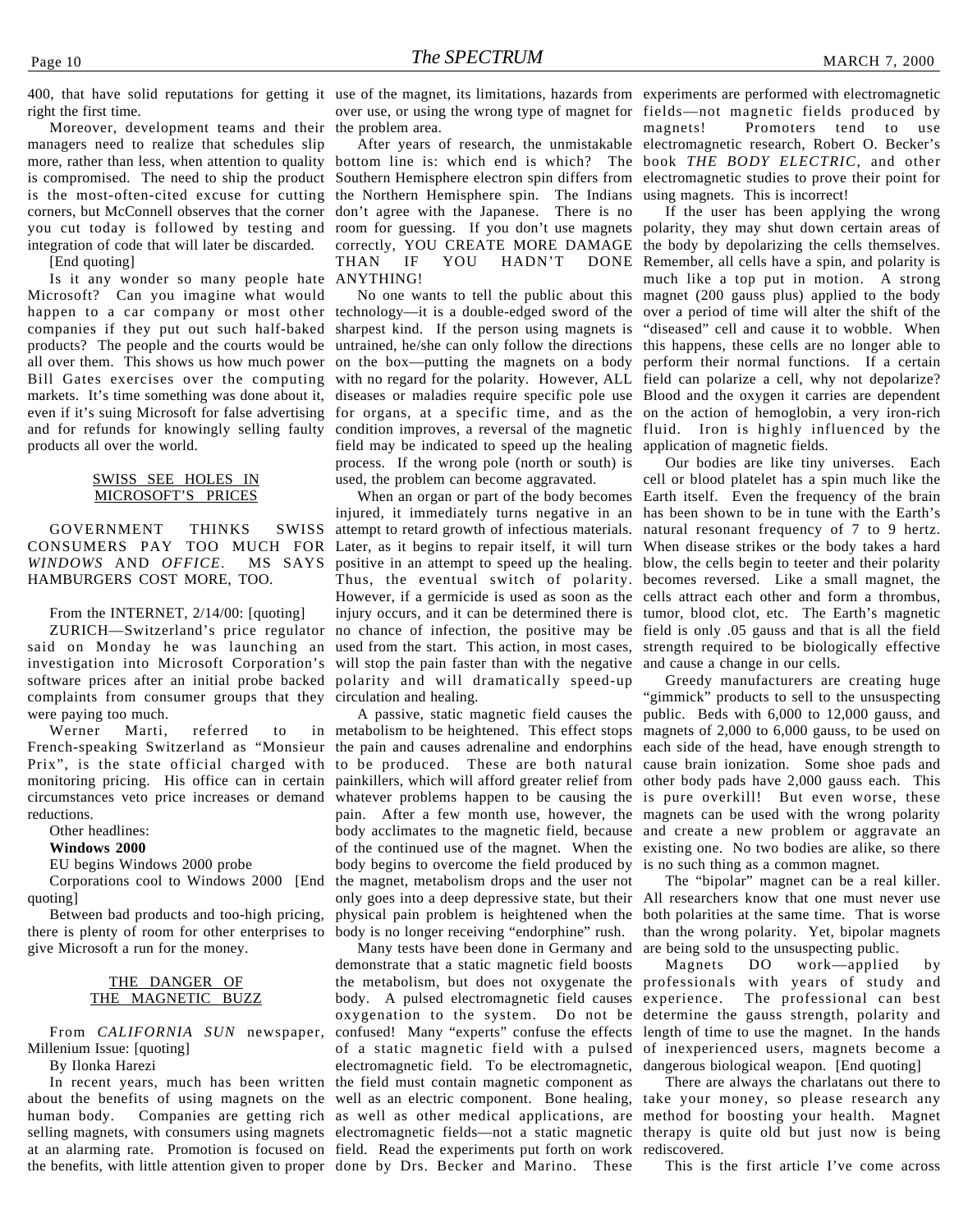400, that have solid reputations for getting it right the first time.

Moreover, development teams and their managers need to realize that schedules slip more, rather than less, when attention to quality is compromised. The need to ship the product is the most-often-cited excuse for cutting corners, but McConnell observes that the corner you cut today is followed by testing and integration of code that will later be discarded.

[End quoting]

Is it any wonder so many people hate Microsoft? Can you imagine what would happen to a car company or most other companies if they put out such half-baked products? The people and the courts would be all over them. This shows us how much power Bill Gates exercises over the computing markets. It's time something was done about it, even if it's suing Microsoft for false advertising and for refunds for knowingly selling faulty products all over the world.

## SWISS SEE HOLES IN MICROSOFT'S PRICES

GOVERNMENT THINKS SWISS CONSUMERS PAY TOO MUCH FOR *WINDOWS* AND *OFFICE*. MS SAYS HAMBURGERS COST MORE, TOO.

From the INTERNET, 2/14/00: [quoting]

ZURICH—Switzerland's price regulator said on Monday he was launching an investigation into Microsoft Corporation's software prices after an initial probe backed complaints from consumer groups that they were paying too much.

Werner Marti, referred to in French-speaking Switzerland as "Monsieur Prix", is the state official charged with monitoring pricing. His office can in certain circumstances veto price increases or demand reductions.

Other headlines:

**Windows 2000**

EU begins Windows 2000 probe

Corporations cool to Windows 2000 [End quoting]

Between bad products and too-high pricing, there is plenty of room for other enterprises to give Microsoft a run for the money.

## THE DANGER OF THE MAGNETIC BUZZ

From *CALIFORNIA SUN* newspaper, Millenium Issue: [quoting]

By Ilonka Harezi

In recent years, much has been written about the benefits of using magnets on the human body. Companies are getting rich selling magnets, with consumers using magnets at an alarming rate. Promotion is focused on the benefits, with little attention given to proper use of the magnet, its limitations, hazards from over use, or using the wrong type of magnet for the problem area.

After years of research, the unmistakable bottom line is: which end is which? The Southern Hemisphere electron spin differs from the Northern Hemisphere spin. The Indians don't agree with the Japanese. There is no room for guessing. If you don't use magnets correctly, YOU CREATE MORE DAMAGE THAN IF YOU HADN'T DONE ANYTHING!

No one wants to tell the public about this technology—it is a double-edged sword of the sharpest kind. If the person using magnets is untrained, he/she can only follow the directions on the box—putting the magnets on a body with no regard for the polarity. However, ALL diseases or maladies require specific pole use for organs, at a specific time, and as the condition improves, a reversal of the magnetic field may be indicated to speed up the healing process. If the wrong pole (north or south) is used, the problem can become aggravated.

When an organ or part of the body becomes injured, it immediately turns negative in an attempt to retard growth of infectious materials. Later, as it begins to repair itself, it will turn positive in an attempt to speed up the healing. Thus, the eventual switch of polarity. However, if a germicide is used as soon as the injury occurs, and it can be determined there is no chance of infection, the positive may be used from the start. This action, in most cases, will stop the pain faster than with the negative polarity and will dramatically speed-up circulation and healing.

A passive, static magnetic field causes the metabolism to be heightened. This effect stops the pain and causes adrenaline and endorphins to be produced. These are both natural painkillers, which will afford greater relief from whatever problems happen to be causing the pain. After a few month use, however, the body acclimates to the magnetic field, because of the continued use of the magnet. When the body begins to overcome the field produced by the magnet, metabolism drops and the user not only goes into a deep depressive state, but their physical pain problem is heightened when the body is no longer receiving "endorphine" rush.

Many tests have been done in Germany and demonstrate that a static magnetic field boosts the metabolism, but does not oxygenate the body. A pulsed electromagnetic field causes oxygenation to the system. Do not be confused! Many "experts" confuse the effects of a static magnetic field with a pulsed electromagnetic field. To be electromagnetic, the field must contain magnetic component as well as an electric component. Bone healing, as well as other medical applications, are electromagnetic fields—not a static magnetic field. Read the experiments put forth on work done by Drs. Becker and Marino. These experiments are performed with electromagnetic fields—not magnetic fields produced by magnets! Promoters tend to use electromagnetic research, Robert O. Becker's book *THE BODY ELECTRIC*, and other electromagnetic studies to prove their point for using magnets. This is incorrect!

If the user has been applying the wrong polarity, they may shut down certain areas of the body by depolarizing the cells themselves. Remember, all cells have a spin, and polarity is much like a top put in motion. A strong magnet (200 gauss plus) applied to the body over a period of time will alter the shift of the "diseased" cell and cause it to wobble. When this happens, these cells are no longer able to perform their normal functions. If a certain field can polarize a cell, why not depolarize? Blood and the oxygen it carries are dependent on the action of hemoglobin, a very iron-rich fluid. Iron is highly influenced by the application of magnetic fields.

Our bodies are like tiny universes. Each cell or blood platelet has a spin much like the Earth itself. Even the frequency of the brain has been shown to be in tune with the Earth's natural resonant frequency of 7 to 9 hertz. When disease strikes or the body takes a hard blow, the cells begin to teeter and their polarity becomes reversed. Like a small magnet, the cells attract each other and form a thrombus, tumor, blood clot, etc. The Earth's magnetic field is only .05 gauss and that is all the field strength required to be biologically effective and cause a change in our cells.

Greedy manufacturers are creating huge "gimmick" products to sell to the unsuspecting public. Beds with 6,000 to 12,000 gauss, and magnets of 2,000 to 6,000 gauss, to be used on each side of the head, have enough strength to cause brain ionization. Some shoe pads and other body pads have 2,000 gauss each. This is pure overkill! But even worse, these magnets can be used with the wrong polarity and create a new problem or aggravate an existing one. No two bodies are alike, so there is no such thing as a common magnet.

The "bipolar" magnet can be a real killer. All researchers know that one must never use both polarities at the same time. That is worse than the wrong polarity. Yet, bipolar magnets are being sold to the unsuspecting public.

Magnets DO work—applied by professionals with years of study and experience. The professional can best determine the gauss strength, polarity and length of time to use the magnet. In the hands of inexperienced users, magnets become a dangerous biological weapon. [End quoting]

There are always the charlatans out there to take your money, so please research any method for boosting your health. Magnet therapy is quite old but just now is being rediscovered.

This is the first article I've come across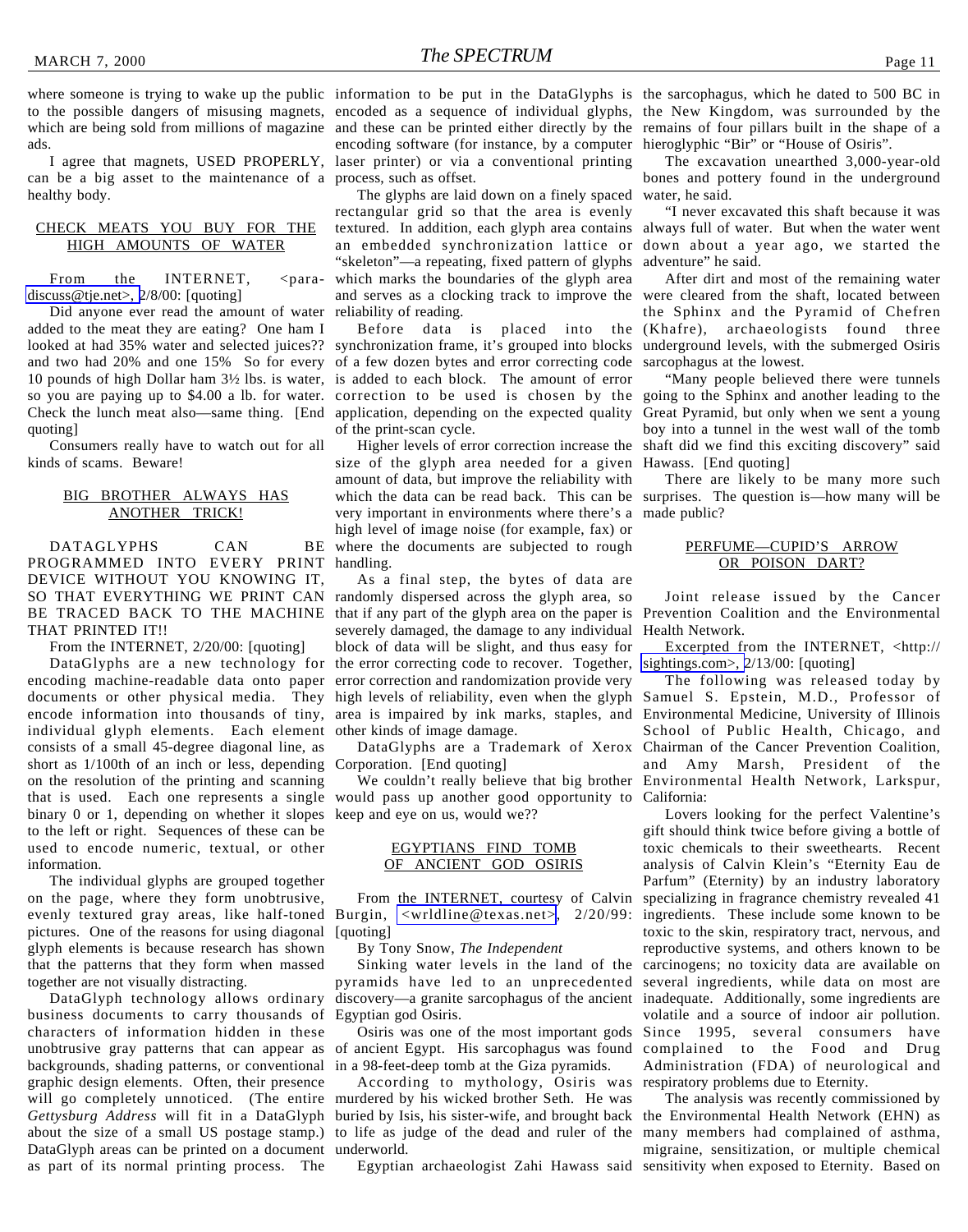where someone is trying to wake up the public to the possible dangers of misusing magnets, which are being sold from millions of magazine ads.

I agree that magnets, USED PROPERLY, can be a big asset to the maintenance of a healthy body.

## CHECK MEATS YOU BUY FOR THE HIGH AMOUNTS OF WATER

From the INTERNET, <para-discuss@tje.net>, 2/8/00: [quoting]

Did anyone ever read the amount of water added to the meat they are eating? One ham I looked at had 35% water and selected juices?? and two had 20% and one 15% So for every 10 pounds of high Dollar ham 3½ lbs. is water, so you are paying up to $4.00 a lb. for water. Check the lunch meat also—same thing. [End quoting]

Consumers really have to watch out for all kinds of scams. Beware!

## BIG BROTHER ALWAYS HAS ANOTHER TRICK!

DATAGLYPHS CAN BE PROGRAMMED INTO EVERY PRINT DEVICE WITHOUT YOU KNOWING IT, SO THAT EVERYTHING WE PRINT CAN BE TRACED BACK TO THE MACHINE THAT PRINTED IT!!

From the INTERNET, 2/20/00: [quoting]

DataGlyphs are a new technology for encoding machine-readable data onto paper documents or other physical media. They encode information into thousands of tiny, individual glyph elements. Each element consists of a small 45-degree diagonal line, as short as 1/100th of an inch or less, depending on the resolution of the printing and scanning that is used. Each one represents a single binary 0 or 1, depending on whether it slopes to the left or right. Sequences of these can be used to encode numeric, textual, or other information.

The individual glyphs are grouped together on the page, where they form unobtrusive, evenly textured gray areas, like half-toned pictures. One of the reasons for using diagonal glyph elements is because research has shown that the patterns that they form when massed together are not visually distracting.

DataGlyph technology allows ordinary business documents to carry thousands of characters of information hidden in these unobtrusive gray patterns that can appear as backgrounds, shading patterns, or conventional graphic design elements. Often, their presence will go completely unnoticed. (The entire *Gettysburg Address* will fit in a DataGlyph about the size of a small US postage stamp.) DataGlyph areas can be printed on a document as part of its normal printing process. The information to be put in the DataGlyphs is encoded as a sequence of individual glyphs, and these can be printed either directly by the encoding software (for instance, by a computer laser printer) or via a conventional printing process, such as offset.

The glyphs are laid down on a finely spaced rectangular grid so that the area is evenly textured. In addition, each glyph area contains an embedded synchronization lattice or "skeleton"—a repeating, fixed pattern of glyphs which marks the boundaries of the glyph area and serves as a clocking track to improve the reliability of reading.

Before data is placed into the synchronization frame, it's grouped into blocks of a few dozen bytes and error correcting code is added to each block. The amount of error correction to be used is chosen by the application, depending on the expected quality of the print-scan cycle.

Higher levels of error correction increase the size of the glyph area needed for a given amount of data, but improve the reliability with which the data can be read back. This can be very important in environments where there's a high level of image noise (for example, fax) or where the documents are subjected to rough handling.

As a final step, the bytes of data are randomly dispersed across the glyph area, so that if any part of the glyph area on the paper is severely damaged, the damage to any individual block of data will be slight, and thus easy for the error correcting code to recover. Together, error correction and randomization provide very high levels of reliability, even when the glyph area is impaired by ink marks, staples, and other kinds of image damage.

DataGlyphs are a Trademark of Xerox Corporation. [End quoting]

We couldn't really believe that big brother would pass up another good opportunity to keep and eye on us, would we??

## EGYPTIANS FIND TOMB OF ANCIENT GOD OSIRIS

From the INTERNET, courtesy of Calvin Burgin, <wrldline@texas.net>, 2/20/99: [quoting]

By Tony Snow, *The Independent*

Sinking water levels in the land of the pyramids have led to an unprecedented discovery—a granite sarcophagus of the ancient Egyptian god Osiris.

Osiris was one of the most important gods of ancient Egypt. His sarcophagus was found in a 98-feet-deep tomb at the Giza pyramids.

According to mythology, Osiris was murdered by his wicked brother Seth. He was buried by Isis, his sister-wife, and brought back to life as judge of the dead and ruler of the underworld.

Egyptian archaeologist Zahi Hawass said the sarcophagus, which he dated to 500 BC in the New Kingdom, was surrounded by the remains of four pillars built in the shape of a hieroglyphic "Bir" or "House of Osiris".

The excavation unearthed 3,000-year-old bones and pottery found in the underground water, he said.

"I never excavated this shaft because it was always full of water. But when the water went down about a year ago, we started the adventure" he said.

After dirt and most of the remaining water were cleared from the shaft, located between the Sphinx and the Pyramid of Chefren (Khafre), archaeologists found three underground levels, with the submerged Osiris sarcophagus at the lowest.

"Many people believed there were tunnels going to the Sphinx and another leading to the Great Pyramid, but only when we sent a young boy into a tunnel in the west wall of the tomb shaft did we find this exciting discovery" said Hawass. [End quoting]

There are likely to be many more such surprises. The question is—how many will be made public?

## PERFUME—CUPID'S ARROW OR POISON DART?

Joint release issued by the Cancer Prevention Coalition and the Environmental Health Network.

Excerpted from the INTERNET, <http://sightings.com>, 2/13/00: [quoting]

The following was released today by Samuel S. Epstein, M.D., Professor of Environmental Medicine, University of Illinois School of Public Health, Chicago, and Chairman of the Cancer Prevention Coalition, and Amy Marsh, President of the Environmental Health Network, Larkspur, California:

Lovers looking for the perfect Valentine's gift should think twice before giving a bottle of toxic chemicals to their sweethearts. Recent analysis of Calvin Klein's "Eternity Eau de Parfum" (Eternity) by an industry laboratory specializing in fragrance chemistry revealed 41 ingredients. These include some known to be toxic to the skin, respiratory tract, nervous, and reproductive systems, and others known to be carcinogens; no toxicity data are available on several ingredients, while data on most are inadequate. Additionally, some ingredients are volatile and a source of indoor air pollution. Since 1995, several consumers have complained to the Food and Drug Administration (FDA) of neurological and respiratory problems due to Eternity.

The analysis was recently commissioned by the Environmental Health Network (EHN) as many members had complained of asthma, migraine, sensitization, or multiple chemical sensitivity when exposed to Eternity. Based on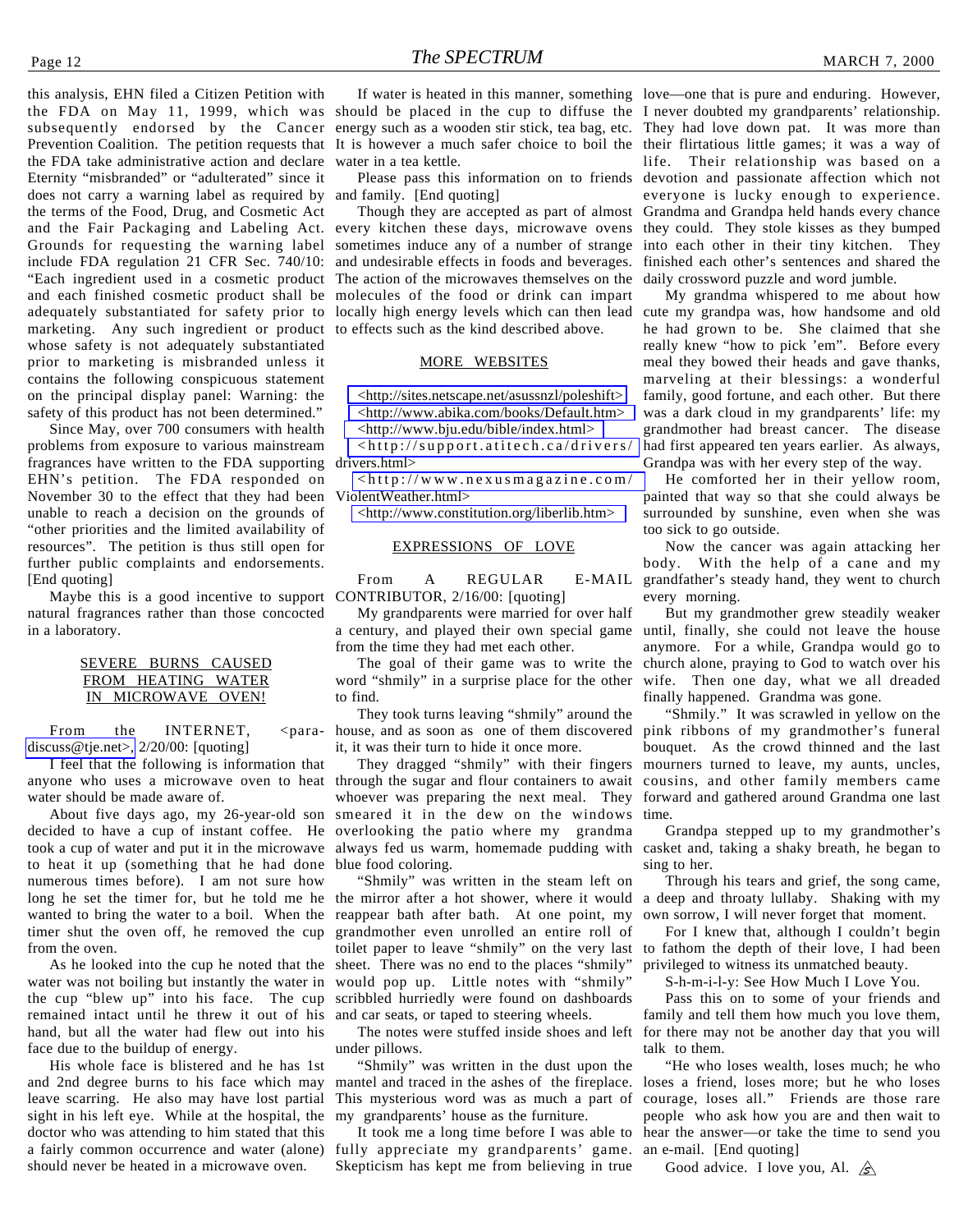this analysis, EHN filed a Citizen Petition with the FDA on May 11, 1999, which was subsequently endorsed by the Cancer Prevention Coalition. The petition requests that the FDA take administrative action and declare Eternity "misbranded" or "adulterated" since it does not carry a warning label as required by the terms of the Food, Drug, and Cosmetic Act and the Fair Packaging and Labeling Act. Grounds for requesting the warning label include FDA regulation 21 CFR Sec. 740/10: "Each ingredient used in a cosmetic product and each finished cosmetic product shall be adequately substantiated for safety prior to marketing. Any such ingredient or product whose safety is not adequately substantiated prior to marketing is misbranded unless it contains the following conspicuous statement on the principal display panel: Warning: the safety of this product has not been determined."

Since May, over 700 consumers with health problems from exposure to various mainstream fragrances have written to the FDA supporting EHN's petition. The FDA responded on November 30 to the effect that they had been unable to reach a decision on the grounds of "other priorities and the limited availability of resources". The petition is thus still open for further public complaints and endorsements. [End quoting]

Maybe this is a good incentive to support natural fragrances rather than those concocted in a laboratory.

## SEVERE BURNS CAUSED FROM HEATING WATER IN MICROWAVE OVEN!

From the INTERNET, <para-discuss@tje.net>, 2/20/00: [quoting]

I feel that the following is information that anyone who uses a microwave oven to heat water should be made aware of.

About five days ago, my 26-year-old son decided to have a cup of instant coffee. He took a cup of water and put it in the microwave to heat it up (something that he had done numerous times before). I am not sure how long he set the timer for, but he told me he wanted to bring the water to a boil. When the timer shut the oven off, he removed the cup from the oven.

As he looked into the cup he noted that the water was not boiling but instantly the water in the cup "blew up" into his face. The cup remained intact until he threw it out of his hand, but all the water had flew out into his face due to the buildup of energy.

His whole face is blistered and he has 1st and 2nd degree burns to his face which may leave scarring. He also may have lost partial sight in his left eye. While at the hospital, the doctor who was attending to him stated that this a fairly common occurrence and water (alone) should never be heated in a microwave oven.

If water is heated in this manner, something should be placed in the cup to diffuse the energy such as a wooden stir stick, tea bag, etc. It is however a much safer choice to boil the water in a tea kettle.

Please pass this information on to friends and family. [End quoting]

Though they are accepted as part of almost every kitchen these days, microwave ovens sometimes induce any of a number of strange and undesirable effects in foods and beverages. The action of the microwaves themselves on the molecules of the food or drink can impart locally high energy levels which can then lead to effects such as the kind described above.

## MORE WEBSITES

<http://sites.netscape.net/asussnzl/poleshift>
<http://www.abika.com/books/Default.htm>
<http://www.bju.edu/bible/index.html>
<http://support.atitech.ca/drivers/drivers.html>
<http://www.nexusmagazine.com/ViolentWeather.html>
<http://www.constitution.org/liberlib.htm>

## EXPRESSIONS OF LOVE

From A REGULAR E-MAIL CONTRIBUTOR, 2/16/00: [quoting]

My grandparents were married for over half a century, and played their own special game from the time they had met each other.

The goal of their game was to write the word "shmily" in a surprise place for the other to find.

They took turns leaving "shmily" around the house, and as soon as one of them discovered it, it was their turn to hide it once more.

They dragged "shmily" with their fingers through the sugar and flour containers to await whoever was preparing the next meal. They smeared it in the dew on the windows overlooking the patio where my grandma always fed us warm, homemade pudding with blue food coloring.

"Shmily" was written in the steam left on the mirror after a hot shower, where it would reappear bath after bath. At one point, my grandmother even unrolled an entire roll of toilet paper to leave "shmily" on the very last sheet. There was no end to the places "shmily" would pop up. Little notes with "shmily" scribbled hurriedly were found on dashboards and car seats, or taped to steering wheels.

The notes were stuffed inside shoes and left under pillows.

"Shmily" was written in the dust upon the mantel and traced in the ashes of the fireplace. This mysterious word was as much a part of my grandparents' house as the furniture.

It took me a long time before I was able to fully appreciate my grandparents' game. Skepticism has kept me from believing in true love—one that is pure and enduring. However, I never doubted my grandparents' relationship. They had love down pat. It was more than their flirtatious little games; it was a way of life. Their relationship was based on a devotion and passionate affection which not everyone is lucky enough to experience. Grandma and Grandpa held hands every chance they could. They stole kisses as they bumped into each other in their tiny kitchen. They finished each other's sentences and shared the daily crossword puzzle and word jumble.

My grandma whispered to me about how cute my grandpa was, how handsome and old he had grown to be. She claimed that she really knew "how to pick 'em". Before every meal they bowed their heads and gave thanks, marveling at their blessings: a wonderful family, good fortune, and each other. But there was a dark cloud in my grandparents' life: my grandmother had breast cancer. The disease had first appeared ten years earlier. As always, Grandpa was with her every step of the way.

He comforted her in their yellow room, painted that way so that she could always be surrounded by sunshine, even when she was too sick to go outside.

Now the cancer was again attacking her body. With the help of a cane and my grandfather's steady hand, they went to church every morning.

But my grandmother grew steadily weaker until, finally, she could not leave the house anymore. For a while, Grandpa would go to church alone, praying to God to watch over his wife. Then one day, what we all dreaded finally happened. Grandma was gone.

"Shmily." It was scrawled in yellow on the pink ribbons of my grandmother's funeral bouquet. As the crowd thinned and the last mourners turned to leave, my aunts, uncles, cousins, and other family members came forward and gathered around Grandma one last time.

Grandpa stepped up to my grandmother's casket and, taking a shaky breath, he began to sing to her.

Through his tears and grief, the song came, a deep and throaty lullaby. Shaking with my own sorrow, I will never forget that moment.

For I knew that, although I couldn't begin to fathom the depth of their love, I had been privileged to witness its unmatched beauty.

S-h-m-i-l-y: See How Much I Love You.

Pass this on to some of your friends and family and tell them how much you love them, for there may not be another day that you will talk to them.

"He who loses wealth, loses much; he who loses a friend, loses more; but he who loses courage, loses all." Friends are those rare people who ask how you are and then wait to hear the answer—or take the time to send you an e-mail. [End quoting]

Good advice. I love you, Al.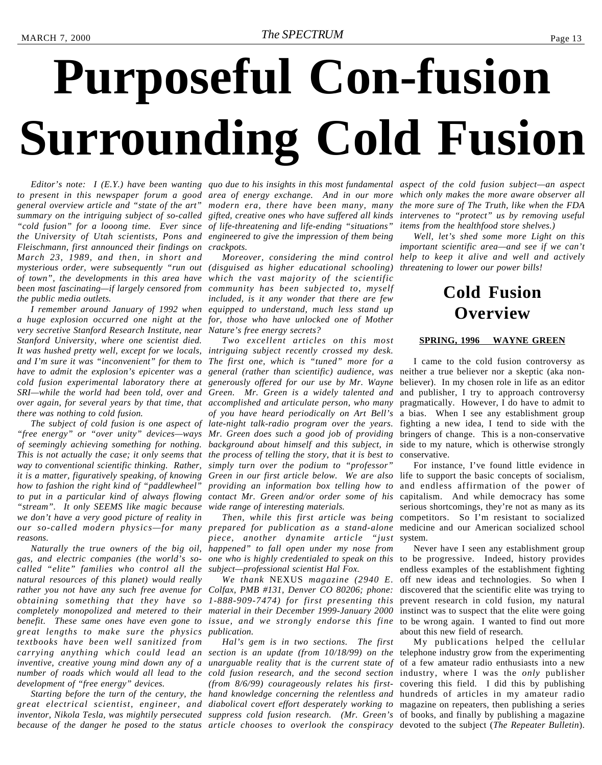# Purposeful Con-fusion Surrounding Cold Fusion

*Editor's note: I (E.Y.) have been wanting to present in this newspaper forum a good general overview article and "state of the art" summary on the intriguing subject of so-called "cold fusion" for a looong time. Ever since the University of Utah scientists, Pons and Fleischmann, first announced their findings on March 23, 1989, and then, in short and mysterious order, were subsequently "run out of town", the developments in this area have been most fascinating—if largely censored from the public media outlets.*

*I remember around January of 1992 when a huge explosion occurred one night at the very secretive Stanford Research Institute, near Stanford University, where one scientist died. It was hushed pretty well, except for us locals, and I'm sure it was "inconvenient" for them to have to admit the explosion's epicenter was a cold fusion experimental laboratory there at SRI—while the world had been told, over and over again, for several years by that time, that there was nothing to cold fusion.*

*The subject of cold fusion is one aspect of "free energy" or "over unity" devices—ways of seemingly achieving something for nothing. This is not actually the case; it only seems that way to conventional scientific thinking. Rather, it is a matter, figuratively speaking, of knowing how to fashion the right kind of "paddlewheel" to put in a particular kind of always flowing "stream". It only SEEMS like magic because we don't have a very good picture of reality in our so-called modern physics—for many reasons.*

*Naturally the true owners of the big oil, gas, and electric companies (the world's so-called "elite" families who control all the natural resources of this planet) would really rather you not have any such free avenue for obtaining something that they have so completely monopolized and metered to their benefit. These same ones have even gone to great lengths to make sure the physics textbooks have been well sanitized from carrying anything which could lead an inventive, creative young mind down any of a number of roads which would all lead to the development of "free energy" devices.*

*Starting before the turn of the century, the great electrical scientist, engineer, and inventor, Nikola Tesla, was mightily persecuted because of the danger he posed to the status quo due to his insights in this most fundamental area of energy exchange. And in our more modern era, there have been many, many gifted, creative ones who have suffered all kinds of life-threatening and life-ending "situations" engineered to give the impression of them being crackpots.*

*Moreover, considering the mind control (disguised as higher educational schooling) which the vast majority of the scientific community has been subjected to, myself included, is it any wonder that there are few equipped to understand, much less stand up for, those who have unlocked one of Mother Nature's free energy secrets?*

*Two excellent articles on this most intriguing subject recently crossed my desk. The first one, which is "tuned" more for a general (rather than scientific) audience, was generously offered for our use by Mr. Wayne Green. Mr. Green is a widely talented and accomplished and articulate person, who many of you have heard periodically on Art Bell's late-night talk-radio program over the years. Mr. Green does such a good job of providing background about himself and this subject, in the process of telling the story, that it is best to simply turn over the podium to "professor" Green in our first article below. We are also providing an information box telling how to contact Mr. Green and/or order some of his wide range of interesting materials.*

*Then, while this first article was being prepared for publication as a stand-alone piece, another dynamite article "just happened" to fall open under my nose from one who is highly credentialed to speak on this subject—professional scientist Hal Fox.*

*We thank* NEXUS *magazine (2940 E. Colfax, PMB #131, Denver CO 80206; phone: 1-888-909-7474) for first presenting this material in their December 1999-January 2000 issue, and we strongly endorse this fine publication.*

*Hal's gem is in two sections. The first section is an update (from 10/18/99) on the unarguable reality that is the current state of cold fusion research, and the second section (from 8/6/99) courageously relates his first-hand knowledge concerning the relentless and diabolical covert effort desperately working to suppress cold fusion research. (Mr. Green's article chooses to overlook the conspiracy aspect of the cold fusion subject—an aspect which only makes the more aware observer all the more sure of The Truth, like when the FDA intervenes to "protect" us by removing useful items from the healthfood store shelves.)*

*Well, let's shed some more Light on this important scientific area—and see if we can't help to keep it alive and well and actively threatening to lower our power bills!*

## Cold Fusion Overview

**SPRING, 1996 WAYNE GREEN**

I came to the cold fusion controversy as neither a true believer nor a skeptic (aka non-believer). In my chosen role in life as an editor and publisher, I try to approach controversy pragmatically. However, I do have to admit to a bias. When I see any establishment group fighting a new idea, I tend to side with the bringers of change. This is a non-conservative side to my nature, which is otherwise strongly conservative.

For instance, I've found little evidence in life to support the basic concepts of socialism, and endless affirmation of the power of capitalism. And while democracy has some serious shortcomings, they're not as many as its competitors. So I'm resistant to socialized medicine and our American socialized school system.

Never have I seen any establishment group to be progressive. Indeed, history provides endless examples of the establishment fighting off new ideas and technologies. So when I discovered that the scientific elite was trying to prevent research in cold fusion, my natural instinct was to suspect that the elite were going to be wrong again. I wanted to find out more about this new field of research.

My publications helped the cellular telephone industry grow from the experimenting of a few amateur radio enthusiasts into a new industry, where I was the *only* publisher covering this field. I did this by publishing hundreds of articles in my amateur radio magazine on repeaters, then publishing a series of books, and finally by publishing a magazine devoted to the subject (*The Repeater Bulletin*).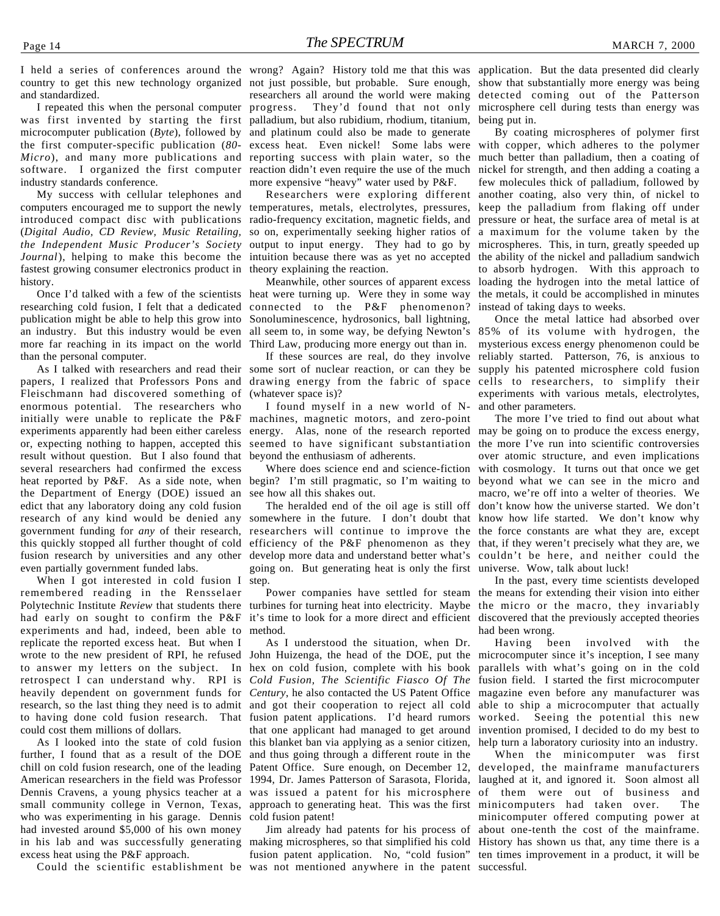I held a series of conferences around the country to get this new technology organized and standardized.

I repeated this when the personal computer was first invented by starting the first microcomputer publication (*Byte*), followed by the first computer-specific publication (*80-Micro*), and many more publications and software. I organized the first computer industry standards conference.

My success with cellular telephones and computers encouraged me to support the newly introduced compact disc with publications (*Digital Audio, CD Review, Music Retailing, the Independent Music Producer's Society Journal*), helping to make this become the fastest growing consumer electronics product in history.

Once I'd talked with a few of the scientists researching cold fusion, I felt that a dedicated publication might be able to help this grow into an industry. But this industry would be even more far reaching in its impact on the world than the personal computer.

As I talked with researchers and read their papers, I realized that Professors Pons and Fleischmann had discovered something of enormous potential. The researchers who initially were unable to replicate the P&F experiments apparently had been either careless or, expecting nothing to happen, accepted this result without question. But I also found that several researchers had confirmed the excess heat reported by P&F. As a side note, when the Department of Energy (DOE) issued an edict that any laboratory doing any cold fusion research of any kind would be denied any government funding for *any* of their research, this quickly stopped all further thought of cold fusion research by universities and any other even partially government funded labs.

When I got interested in cold fusion I remembered reading in the Rensselaer Polytechnic Institute *Review* that students there had early on sought to confirm the P&F experiments and had, indeed, been able to replicate the reported excess heat. But when I wrote to the new president of RPI, he refused to answer my letters on the subject. In retrospect I can understand why. RPI is heavily dependent on government funds for research, so the last thing they need is to admit to having done cold fusion research. That could cost them millions of dollars.

As I looked into the state of cold fusion further, I found that as a result of the DOE chill on cold fusion research, one of the leading American researchers in the field was Professor Dennis Cravens, a young physics teacher at a small community college in Vernon, Texas, who was experimenting in his garage. Dennis had invested around $5,000 of his own money in his lab and was successfully generating excess heat using the P&F approach.

Could the scientific establishment be wrong? Again? History told me that this was not just possible, but probable. Sure enough, researchers all around the world were making progress. They'd found that not only palladium, but also rubidium, rhodium, titanium, and platinum could also be made to generate excess heat. Even nickel! Some labs were reporting success with plain water, so the reaction didn't even require the use of the much more expensive "heavy" water used by P&F.

Researchers were exploring different temperatures, metals, electrolytes, pressures, radio-frequency excitation, magnetic fields, and so on, experimentally seeking higher ratios of output to input energy. They had to go by intuition because there was as yet no accepted theory explaining the reaction.

Meanwhile, other sources of apparent excess heat were turning up. Were they in some way connected to the P&F phenomenon? Sonoluminescence, hydrosonics, ball lightning, all seem to, in some way, be defying Newton's Third Law, producing more energy out than in.

If these sources are real, do they involve some sort of nuclear reaction, or can they be drawing energy from the fabric of space (whatever space is)?

I found myself in a new world of N-machines, magnetic motors, and zero-point energy. Alas, none of the research reported seemed to have significant substantiation beyond the enthusiasm of adherents.

Where does science end and science-fiction begin? I'm still pragmatic, so I'm waiting to see how all this shakes out.

The heralded end of the oil age is still off somewhere in the future. I don't doubt that researchers will continue to improve the efficiency of the P&F phenomenon as they develop more data and understand better what's going on. But generating heat is only the first step.

Power companies have settled for steam turbines for turning heat into electricity. Maybe it's time to look for a more direct and efficient method.

As I understood the situation, when Dr. John Huizenga, the head of the DOE, put the hex on cold fusion, complete with his book *Cold Fusion, The Scientific Fiasco Of The Century*, he also contacted the US Patent Office and got their cooperation to reject all cold fusion patent applications. I'd heard rumors that one applicant had managed to get around this blanket ban via applying as a senior citizen, and thus going through a different route in the Patent Office. Sure enough, on December 12, 1994, Dr. James Patterson of Sarasota, Florida, was issued a patent for his microsphere approach to generating heat. This was the first cold fusion patent!

Jim already had patents for his process of making microspheres, so that simplified his cold fusion patent application. No, "cold fusion" was not mentioned anywhere in the patent application. But the data presented did clearly show that substantially more energy was being detected coming out of the Patterson microsphere cell during tests than energy was being put in.

By coating microspheres of polymer first with copper, which adheres to the polymer much better than palladium, then a coating of nickel for strength, and then adding a coating a few molecules thick of palladium, followed by another coating, also very thin, of nickel to keep the palladium from flaking off under pressure or heat, the surface area of metal is at a maximum for the volume taken by the microspheres. This, in turn, greatly speeded up the ability of the nickel and palladium sandwich to absorb hydrogen. With this approach to loading the hydrogen into the metal lattice of the metals, it could be accomplished in minutes instead of taking days to weeks.

Once the metal lattice had absorbed over 85% of its volume with hydrogen, the mysterious excess energy phenomenon could be reliably started. Patterson, 76, is anxious to supply his patented microsphere cold fusion cells to researchers, to simplify their experiments with various metals, electrolytes, and other parameters.

The more I've tried to find out about what may be going on to produce the excess energy, the more I've run into scientific controversies over atomic structure, and even implications with cosmology. It turns out that once we get beyond what we can see in the micro and macro, we're off into a welter of theories. We don't know how the universe started. We don't know how life started. We don't know why the force constants are what they are, except that, if they weren't precisely what they are, we couldn't be here, and neither could the universe. Wow, talk about luck!

In the past, every time scientists developed the means for extending their vision into either the micro or the macro, they invariably discovered that the previously accepted theories had been wrong.

Having been involved with the microcomputer since it's inception, I see many parallels with what's going on in the cold fusion field. I started the first microcomputer magazine even before any manufacturer was able to ship a microcomputer that actually worked. Seeing the potential this new invention promised, I decided to do my best to help turn a laboratory curiosity into an industry.

When the minicomputer was first developed, the mainframe manufacturers laughed at it, and ignored it. Soon almost all of them were out of business and minicomputers had taken over. The minicomputer offered computing power at about one-tenth the cost of the mainframe. History has shown us that, any time there is a ten times improvement in a product, it will be successful.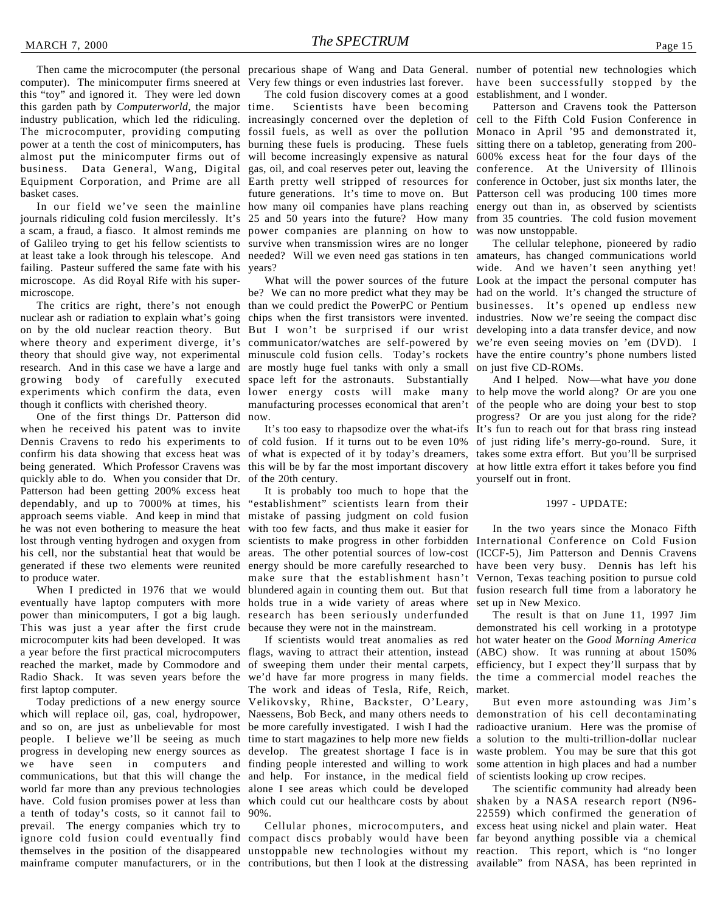Then came the microcomputer (the personal computer). The minicomputer firms sneered at this "toy" and ignored it. They were led down this garden path by *Computerworld*, the major industry publication, which led the ridiculing. The microcomputer, providing computing power at a tenth the cost of minicomputers, has almost put the minicomputer firms out of business. Data General, Wang, Digital Equipment Corporation, and Prime are all basket cases.

In our field we've seen the mainline journals ridiculing cold fusion mercilessly. It's a scam, a fraud, a fiasco. It almost reminds me of Galileo trying to get his fellow scientists to at least take a look through his telescope. And failing. Pasteur suffered the same fate with his microscope. As did Royal Rife with his super-microscope.

The critics are right, there's not enough nuclear ash or radiation to explain what's going on by the old nuclear reaction theory. But where theory and experiment diverge, it's theory that should give way, not experimental research. And in this case we have a large and growing body of carefully executed experiments which confirm the data, even though it conflicts with cherished theory.

One of the first things Dr. Patterson did when he received his patent was to invite Dennis Cravens to redo his experiments to confirm his data showing that excess heat was being generated. Which Professor Cravens was quickly able to do. When you consider that Dr. Patterson had been getting 200% excess heat dependably, and up to 7000% at times, his approach seems viable. And keep in mind that he was not even bothering to measure the heat lost through venting hydrogen and oxygen from his cell, nor the substantial heat that would be generated if these two elements were reunited to produce water.

When I predicted in 1976 that we would eventually have laptop computers with more power than minicomputers, I got a big laugh. This was just a year after the first crude microcomputer kits had been developed. It was a year before the first practical microcomputers reached the market, made by Commodore and Radio Shack. It was seven years before the first laptop computer.

Today predictions of a new energy source which will replace oil, gas, coal, hydropower, and so on, are just as unbelievable for most people. I believe we'll be seeing as much progress in developing new energy sources as we have seen in computers and communications, but that this will change the world far more than any previous technologies have. Cold fusion promises power at less than a tenth of today's costs, so it cannot fail to prevail. The energy companies which try to ignore cold fusion could eventually find themselves in the position of the disappeared mainframe computer manufacturers, or in the precarious shape of Wang and Data General. Very few things or even industries last forever.

The cold fusion discovery comes at a good time. Scientists have been becoming increasingly concerned over the depletion of fossil fuels, as well as over the pollution burning these fuels is producing. These fuels will become increasingly expensive as natural gas, oil, and coal reserves peter out, leaving the Earth pretty well stripped of resources for future generations. It's time to move on. But how many oil companies have plans reaching 25 and 50 years into the future? How many power companies are planning on how to survive when transmission wires are no longer needed? Will we even need gas stations in ten years?

What will the power sources of the future be? We can no more predict what they may be than we could predict the PowerPC or Pentium chips when the first transistors were invented. But I won't be surprised if our wrist communicator/watches are self-powered by minuscule cold fusion cells. Today's rockets are mostly huge fuel tanks with only a small space left for the astronauts. Substantially lower energy costs will make many manufacturing processes economical that aren't now.

It's too easy to rhapsodize over the what-ifs of cold fusion. If it turns out to be even 10% of what is expected of it by today's dreamers, this will be by far the most important discovery of the 20th century.

It is probably too much to hope that the "establishment" scientists learn from their mistake of passing judgment on cold fusion with too few facts, and thus make it easier for scientists to make progress in other forbidden areas. The other potential sources of low-cost energy should be more carefully researched to make sure that the establishment hasn't blundered again in counting them out. But that holds true in a wide variety of areas where research has been seriously underfunded because they were not in the mainstream.

If scientists would treat anomalies as red flags, waving to attract their attention, instead of sweeping them under their mental carpets, we'd have far more progress in many fields. The work and ideas of Tesla, Rife, Reich, Velikovsky, Rhine, Backster, O'Leary, Naessens, Bob Beck, and many others needs to be more carefully investigated. I wish I had the time to start magazines to help more new fields develop. The greatest shortage I face is in finding people interested and willing to work and help. For instance, in the medical field alone I see areas which could be developed which could cut our healthcare costs by about 90%.

Cellular phones, microcomputers, and compact discs probably would have been unstoppable new technologies without my contributions, but then I look at the distressing number of potential new technologies which have been successfully stopped by the establishment, and I wonder.

Patterson and Cravens took the Patterson cell to the Fifth Cold Fusion Conference in Monaco in April '95 and demonstrated it, sitting there on a tabletop, generating from 200-600% excess heat for the four days of the conference. At the University of Illinois conference in October, just six months later, the Patterson cell was producing 100 times more energy out than in, as observed by scientists from 35 countries. The cold fusion movement was now unstoppable.

The cellular telephone, pioneered by radio amateurs, has changed communications world wide. And we haven't seen anything yet! Look at the impact the personal computer has had on the world. It's changed the structure of businesses. It's opened up endless new industries. Now we're seeing the compact disc developing into a data transfer device, and now we're even seeing movies on 'em (DVD). I have the entire country's phone numbers listed on just five CD-ROMs.

And I helped. Now—what have *you* done to help move the world along? Or are you one of the people who are doing your best to stop progress? Or are you just along for the ride? It's fun to reach out for that brass ring instead of just riding life's merry-go-round. Sure, it takes some extra effort. But you'll be surprised at how little extra effort it takes before you find yourself out in front.

## 1997 - UPDATE:

In the two years since the Monaco Fifth International Conference on Cold Fusion (ICCF-5), Jim Patterson and Dennis Cravens have been very busy. Dennis has left his Vernon, Texas teaching position to pursue cold fusion research full time from a laboratory he set up in New Mexico.

The result is that on June 11, 1997 Jim demonstrated his cell working in a prototype hot water heater on the *Good Morning America* (ABC) show. It was running at about 150% efficiency, but I expect they'll surpass that by the time a commercial model reaches the market.

But even more astounding was Jim's demonstration of his cell decontaminating radioactive uranium. Here was the promise of a solution to the multi-trillion-dollar nuclear waste problem. You may be sure that this got some attention in high places and had a number of scientists looking up crow recipes.

The scientific community had already been shaken by a NASA research report (N96-22559) which confirmed the generation of excess heat using nickel and plain water. Heat far beyond anything possible via a chemical reaction. This report, which is "no longer available" from NASA, has been reprinted in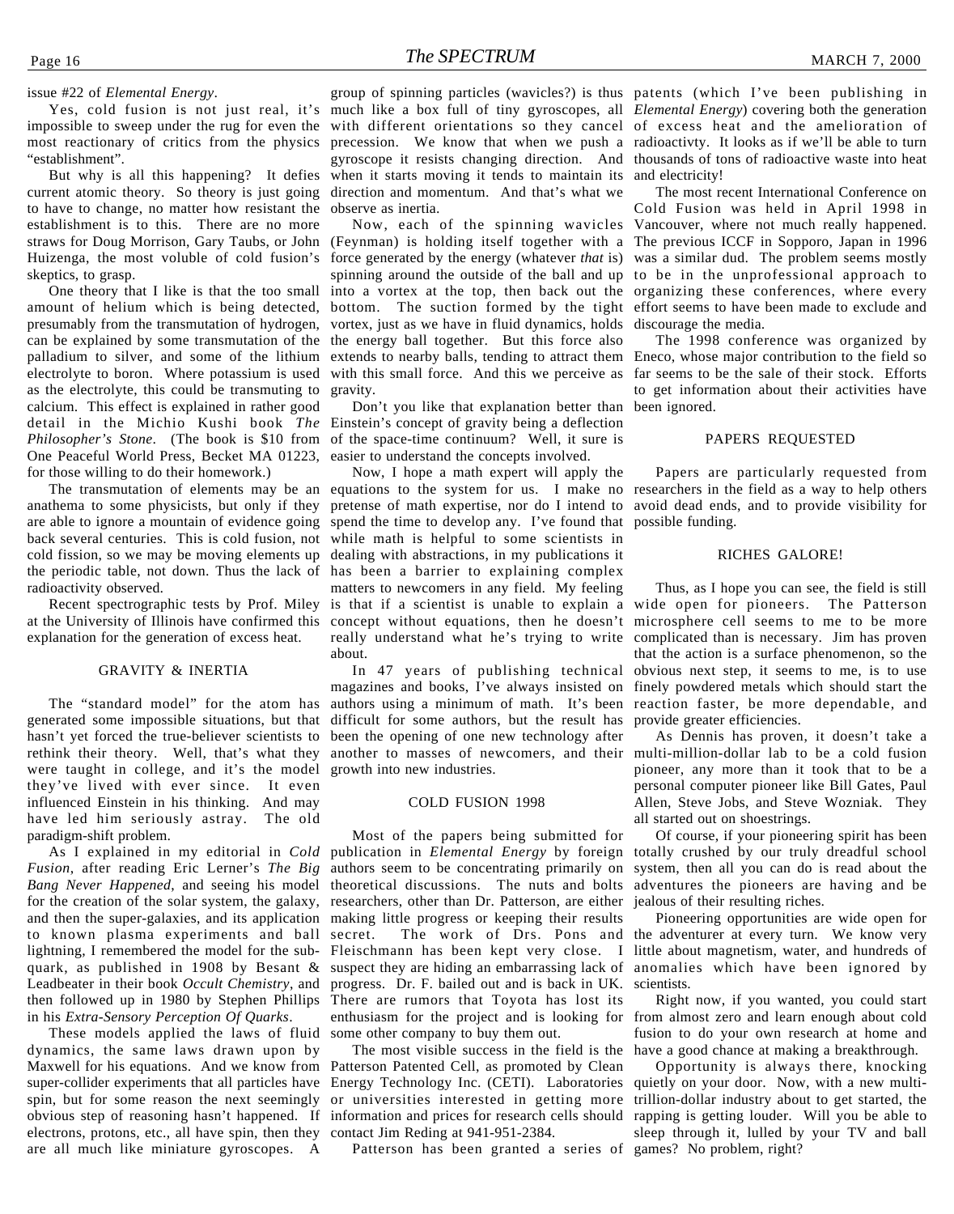issue #22 of *Elemental Energy*.

Yes, cold fusion is not just real, it's impossible to sweep under the rug for even the most reactionary of critics from the physics "establishment".

But why is all this happening? It defies current atomic theory. So theory is just going to have to change, no matter how resistant the establishment is to this. There are no more straws for Doug Morrison, Gary Taubs, or John Huizenga, the most voluble of cold fusion's skeptics, to grasp.

One theory that I like is that the too small amount of helium which is being detected, presumably from the transmutation of hydrogen, can be explained by some transmutation of the palladium to silver, and some of the lithium electrolyte to boron. Where potassium is used as the electrolyte, this could be transmuting to calcium. This effect is explained in rather good detail in the Michio Kushi book *The Philosopher's Stone*. (The book is $10 from One Peaceful World Press, Becket MA 01223, for those willing to do their homework.)

The transmutation of elements may be an anathema to some physicists, but only if they are able to ignore a mountain of evidence going back several centuries. This is cold fusion, not cold fission, so we may be moving elements up the periodic table, not down. Thus the lack of radioactivity observed.

Recent spectrographic tests by Prof. Miley at the University of Illinois have confirmed this explanation for the generation of excess heat.

## GRAVITY & INERTIA

The "standard model" for the atom has generated some impossible situations, but that hasn't yet forced the true-believer scientists to rethink their theory. Well, that's what they were taught in college, and it's the model they've lived with ever since. It even influenced Einstein in his thinking. And may have led him seriously astray. The old paradigm-shift problem.

As I explained in my editorial in *Cold Fusion*, after reading Eric Lerner's *The Big Bang Never Happened*, and seeing his model for the creation of the solar system, the galaxy, and then the super-galaxies, and its application to known plasma experiments and ball lightning, I remembered the model for the sub-quark, as published in 1908 by Besant & Leadbeater in their book *Occult Chemistry*, and then followed up in 1980 by Stephen Phillips in his *Extra-Sensory Perception Of Quarks*.

These models applied the laws of fluid dynamics, the same laws drawn upon by Maxwell for his equations. And we know from super-collider experiments that all particles have spin, but for some reason the next seemingly obvious step of reasoning hasn't happened. If electrons, protons, etc., all have spin, then they are all much like miniature gyroscopes. A group of spinning particles (wavicles?) is thus much like a box full of tiny gyroscopes, all with different orientations so they cancel precession. We know that when we push a gyroscope it resists changing direction. And when it starts moving it tends to maintain its direction and momentum. And that's what we observe as inertia.

Now, each of the spinning wavicles (Feynman) is holding itself together with a force generated by the energy (whatever *that* is) spinning around the outside of the ball and up into a vortex at the top, then back out the bottom. The suction formed by the tight vortex, just as we have in fluid dynamics, holds the energy ball together. But this force also extends to nearby balls, tending to attract them with this small force. And this we perceive as gravity.

Don't you like that explanation better than Einstein's concept of gravity being a deflection of the space-time continuum? Well, it sure is easier to understand the concepts involved.

Now, I hope a math expert will apply the equations to the system for us. I make no pretense of math expertise, nor do I intend to spend the time to develop any. I've found that while math is helpful to some scientists in dealing with abstractions, in my publications it has been a barrier to explaining complex matters to newcomers in any field. My feeling is that if a scientist is unable to explain a concept without equations, then he doesn't really understand what he's trying to write about.

In 47 years of publishing technical magazines and books, I've always insisted on authors using a minimum of math. It's been difficult for some authors, but the result has been the opening of one new technology after another to masses of newcomers, and their growth into new industries.

## COLD FUSION 1998

Most of the papers being submitted for publication in *Elemental Energy* by foreign authors seem to be concentrating primarily on theoretical discussions. The nuts and bolts researchers, other than Dr. Patterson, are either making little progress or keeping their results secret. The work of Drs. Pons and Fleischmann has been kept very close. I suspect they are hiding an embarrassing lack of progress. Dr. F. bailed out and is back in UK. There are rumors that Toyota has lost its enthusiasm for the project and is looking for some other company to buy them out.

The most visible success in the field is the Patterson Patented Cell, as promoted by Clean Energy Technology Inc. (CETI). Laboratories or universities interested in getting more information and prices for research cells should contact Jim Reding at 941-951-2384.

Patterson has been granted a series of patents (which I've been publishing in *Elemental Energy*) covering both the generation of excess heat and the amelioration of radioactivty. It looks as if we'll be able to turn thousands of tons of radioactive waste into heat and electricity!

The most recent International Conference on Cold Fusion was held in April 1998 in Vancouver, where not much really happened. The previous ICCF in Sopporo, Japan in 1996 was a similar dud. The problem seems mostly to be in the unprofessional approach to organizing these conferences, where every effort seems to have been made to exclude and discourage the media.

The 1998 conference was organized by Eneco, whose major contribution to the field so far seems to be the sale of their stock. Efforts to get information about their activities have been ignored.

## PAPERS REQUESTED

Papers are particularly requested from researchers in the field as a way to help others avoid dead ends, and to provide visibility for possible funding.

## RICHES GALORE!

Thus, as I hope you can see, the field is still wide open for pioneers. The Patterson microsphere cell seems to me to be more complicated than is necessary. Jim has proven that the action is a surface phenomenon, so the obvious next step, it seems to me, is to use finely powdered metals which should start the reaction faster, be more dependable, and provide greater efficiencies.

As Dennis has proven, it doesn't take a multi-million-dollar lab to be a cold fusion pioneer, any more than it took that to be a personal computer pioneer like Bill Gates, Paul Allen, Steve Jobs, and Steve Wozniak. They all started out on shoestrings.

Of course, if your pioneering spirit has been totally crushed by our truly dreadful school system, then all you can do is read about the adventures the pioneers are having and be jealous of their resulting riches.

Pioneering opportunities are wide open for the adventurer at every turn. We know very little about magnetism, water, and hundreds of anomalies which have been ignored by scientists.

Right now, if you wanted, you could start from almost zero and learn enough about cold fusion to do your own research at home and have a good chance at making a breakthrough.

Opportunity is always there, knocking quietly on your door. Now, with a new multi-trillion-dollar industry about to get started, the rapping is getting louder. Will you be able to sleep through it, lulled by your TV and ball games? No problem, right?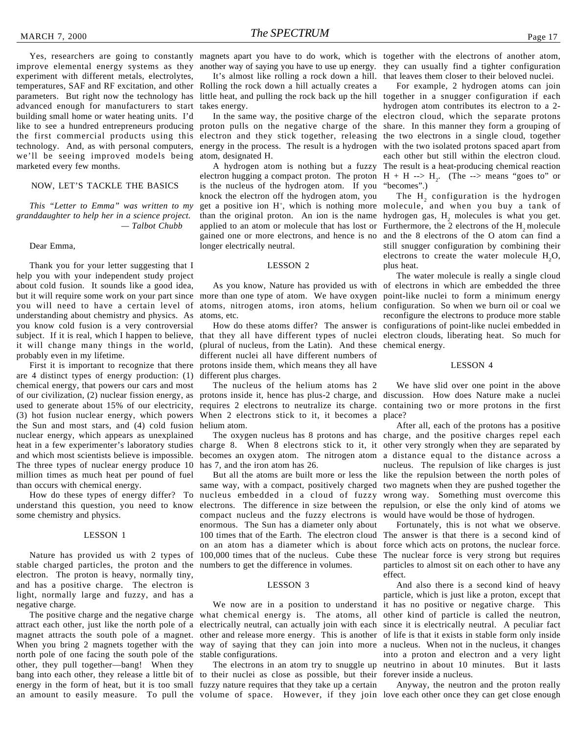Yes, researchers are going to constantly improve elemental energy systems as they experiment with different metals, electrolytes, temperatures, SAF and RF excitation, and other parameters. But right now the technology has advanced enough for manufacturers to start building small home or water heating units. I'd like to see a hundred entrepreneurs producing the first commercial products using this technology. And, as with personal computers, we'll be seeing improved models being marketed every few months.

## NOW, LET'S TACKLE THE BASICS

*This "Letter to Emma" was written to my granddaughter to help her in a science project.*
*— Talbot Chubb*

Dear Emma,

Thank you for your letter suggesting that I help you with your independent study project about cold fusion. It sounds like a good idea, but it will require some work on your part since you will need to have a certain level of understanding about chemistry and physics. As you know cold fusion is a very controversial subject. If it is real, which I happen to believe, it will change many things in the world, probably even in my lifetime.

First it is important to recognize that there are 4 distinct types of energy production: (1) chemical energy, that powers our cars and most of our civilization, (2) nuclear fission energy, as used to generate about 15% of our electricity, (3) hot fusion nuclear energy, which powers the Sun and most stars, and (4) cold fusion nuclear energy, which appears as unexplained heat in a few experimenter's laboratory studies and which most scientists believe is impossible. The three types of nuclear energy produce 10 million times as much heat per pound of fuel than occurs with chemical energy.

How do these types of energy differ? To understand this question, you need to know some chemistry and physics.

### LESSON 1

Nature has provided us with 2 types of stable charged particles, the proton and the electron. The proton is heavy, normally tiny, and has a positive charge. The electron is light, normally large and fuzzy, and has a negative charge.

The positive charge and the negative charge attract each other, just like the north pole of a magnet attracts the south pole of a magnet. When you bring 2 magnets together with the north pole of one facing the south pole of the other, they pull together—bang! When they bang into each other, they release a little bit of energy in the form of heat, but it is too small an amount to easily measure. To pull the magnets apart you have to do work, which is another way of saying you have to use up energy.

It's almost like rolling a rock down a hill. Rolling the rock down a hill actually creates a little heat, and pulling the rock back up the hill takes energy.

In the same way, the positive charge of the proton pulls on the negative charge of the electron and they stick together, releasing energy in the process. The result is a hydrogen atom, designated H.

A hydrogen atom is nothing but a fuzzy electron hugging a compact proton. The proton is the nucleus of the hydrogen atom. If you knock the electron off the hydrogen atom, you get a positive ion $H^+$, which is nothing more than the original proton. An ion is the name applied to an atom or molecule that has lost or gained one or more electrons, and hence is no longer electrically neutral.

### LESSON 2

As you know, Nature has provided us with more than one type of atom. We have oxygen atoms, nitrogen atoms, iron atoms, helium atoms, etc.

How do these atoms differ? The answer is that they all have different types of nuclei (plural of nucleus, from the Latin). And these different nuclei all have different numbers of protons inside them, which means they all have different plus charges.

The nucleus of the helium atoms has 2 protons inside it, hence has plus-2 charge, and requires 2 electrons to neutralize its charge. When 2 electrons stick to it, it becomes a helium atom.

The oxygen nucleus has 8 protons and has charge 8. When 8 electrons stick to it, it becomes an oxygen atom. The nitrogen atom has 7, and the iron atom has 26.

But all the atoms are built more or less the same way, with a compact, positively charged nucleus embedded in a cloud of fuzzy electrons. The difference in size between the compact nucleus and the fuzzy electrons is enormous. The Sun has a diameter only about 100 times that of the Earth. The electron cloud on an atom has a diameter which is about 100,000 times that of the nucleus. Cube these numbers to get the difference in volumes.

### LESSON 3

We now are in a position to understand what chemical energy is. The atoms, all electrically neutral, can actually join with each other and release more energy. This is another way of saying that they can join into more stable configurations.

The electrons in an atom try to snuggle up to their nuclei as close as possible, but their fuzzy nature requires that they take up a certain volume of space. However, if they join together with the electrons of another atom, they can usually find a tighter configuration that leaves them closer to their beloved nuclei.

For example, 2 hydrogen atoms can join together in a snugger configuration if each hydrogen atom contributes its electron to a 2-electron cloud, which the separate protons share. In this manner they form a grouping of the two electrons in a single cloud, together with the two isolated protons spaced apart from each other but still within the electron cloud. The result is a heat-producing chemical reaction $H + H \rightarrow H_2$. (The --> means "goes to" or "becomes".)

The $H_2$ configuration is the hydrogen molecule, and when you buy a tank of hydrogen gas, $H_2$ molecules is what you get. Furthermore, the 2 electrons of the $H_2$ molecule and the 8 electrons of the O atom can find a still snugger configuration by combining their electrons to create the water molecule $H_2O$, plus heat.

The water molecule is really a single cloud of electrons in which are embedded the three point-like nuclei to form a minimum energy configuration. So when we burn oil or coal we reconfigure the electrons to produce more stable configurations of point-like nuclei embedded in electron clouds, liberating heat. So much for chemical energy.

### LESSON 4

We have slid over one point in the above discussion. How does Nature make a nuclei containing two or more protons in the first place?

After all, each of the protons has a positive charge, and the positive charges repel each other very strongly when they are separated by a distance equal to the distance across a nucleus. The repulsion of like charges is just like the repulsion between the north poles of two magnets when they are pushed together the wrong way. Something must overcome this repulsion, or else the only kind of atoms we would have would be those of hydrogen.

Fortunately, this is not what we observe. The answer is that there is a second kind of force which acts on protons, the nuclear force. The nuclear force is very strong but requires particles to almost sit on each other to have any effect.

And also there is a second kind of heavy particle, which is just like a proton, except that it has no positive or negative charge. This other kind of particle is called the neutron, since it is electrically neutral. A peculiar fact of life is that it exists in stable form only inside a nucleus. When not in the nucleus, it changes into a proton and electron and a very light neutrino in about 10 minutes. But it lasts forever inside a nucleus.

Anyway, the neutron and the proton really love each other once they can get close enough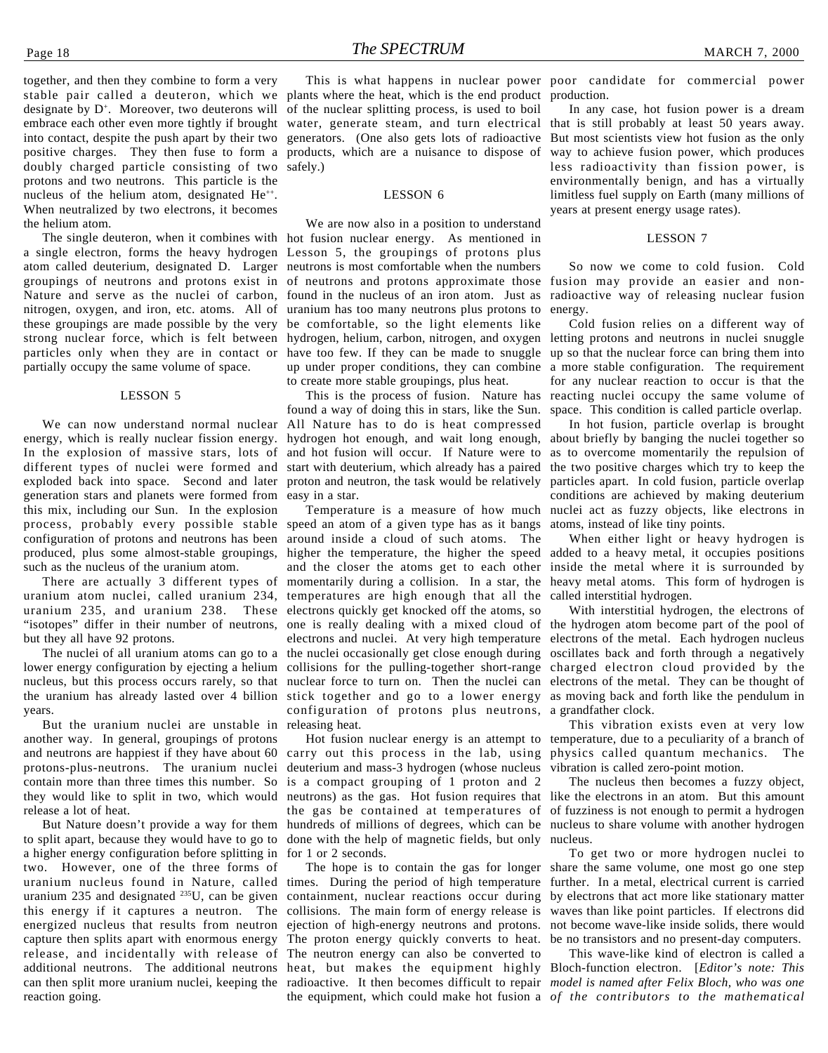together, and then they combine to form a very stable pair called a deuteron, which we designate by $D^+$. Moreover, two deuterons will embrace each other even more tightly if brought into contact, despite the push apart by their two positive charges. They then fuse to form a doubly charged particle consisting of two protons and two neutrons. This particle is the nucleus of the helium atom, designated $He^{++}$. When neutralized by two electrons, it becomes the helium atom.

The single deuteron, when it combines with a single electron, forms the heavy hydrogen atom called deuterium, designated D. Larger groupings of neutrons and protons exist in Nature and serve as the nuclei of carbon, nitrogen, oxygen, and iron, etc. atoms. All of these groupings are made possible by the very strong nuclear force, which is felt between particles only when they are in contact or partially occupy the same volume of space.

## LESSON 5

We can now understand normal nuclear energy, which is really nuclear fission energy. In the explosion of massive stars, lots of different types of nuclei were formed and exploded back into space. Second and later generation stars and planets were formed from this mix, including our Sun. In the explosion process, probably every possible stable configuration of protons and neutrons has been produced, plus some almost-stable groupings, such as the nucleus of the uranium atom.

There are actually 3 different types of uranium atom nuclei, called uranium 234, uranium 235, and uranium 238. These "isotopes" differ in their number of neutrons, but they all have 92 protons.

The nuclei of all uranium atoms can go to a lower energy configuration by ejecting a helium nucleus, but this process occurs rarely, so that the uranium has already lasted over 4 billion years.

But the uranium nuclei are unstable in another way. In general, groupings of protons and neutrons are happiest if they have about 60 protons-plus-neutrons. The uranium nuclei contain more than three times this number. So they would like to split in two, which would release a lot of heat.

But Nature doesn't provide a way for them to split apart, because they would have to go to a higher energy configuration before splitting in two. However, one of the three forms of uranium nucleus found in Nature, called uranium 235 and designated $^{235}U$, can be given this energy if it captures a neutron. The energized nucleus that results from neutron capture then splits apart with enormous energy release, and incidentally with release of additional neutrons. The additional neutrons can then split more uranium nuclei, keeping the reaction going.

This is what happens in nuclear power plants where the heat, which is the end product of the nuclear splitting process, is used to boil water, generate steam, and turn electrical generators. (One also gets lots of radioactive products, which are a nuisance to dispose of safely.)

## LESSON 6

We are now also in a position to understand hot fusion nuclear energy. As mentioned in Lesson 5, the groupings of protons plus neutrons is most comfortable when the numbers of neutrons and protons approximate those found in the nucleus of an iron atom. Just as uranium has too many neutrons plus protons to be comfortable, so the light elements like hydrogen, helium, carbon, nitrogen, and oxygen have too few. If they can be made to snuggle up under proper conditions, they can combine to create more stable groupings, plus heat.

This is the process of fusion. Nature has found a way of doing this in stars, like the Sun. All Nature has to do is heat compressed hydrogen hot enough, and wait long enough, and hot fusion will occur. If Nature were to start with deuterium, which already has a paired proton and neutron, the task would be relatively easy in a star.

Temperature is a measure of how much speed an atom of a given type has as it bangs around inside a cloud of such atoms. The higher the temperature, the higher the speed and the closer the atoms get to each other momentarily during a collision. In a star, the temperatures are high enough that all the electrons quickly get knocked off the atoms, so one is really dealing with a mixed cloud of electrons and nuclei. At very high temperature the nuclei occasionally get close enough during collisions for the pulling-together short-range nuclear force to turn on. Then the nuclei can stick together and go to a lower energy configuration of protons plus neutrons, releasing heat.

Hot fusion nuclear energy is an attempt to carry out this process in the lab, using deuterium and mass-3 hydrogen (whose nucleus is a compact grouping of 1 proton and 2 neutrons) as the gas. Hot fusion requires that the gas be contained at temperatures of hundreds of millions of degrees, which can be done with the help of magnetic fields, but only for 1 or 2 seconds.

The hope is to contain the gas for longer times. During the period of high temperature containment, nuclear reactions occur during collisions. The main form of energy release is ejection of high-energy neutrons and protons. The proton energy quickly converts to heat. The neutron energy can also be converted to heat, but makes the equipment highly radioactive. It then becomes difficult to repair the equipment, which could make hot fusion a poor candidate for commercial power production.

In any case, hot fusion power is a dream that is still probably at least 50 years away. But most scientists view hot fusion as the only way to achieve fusion power, which produces less radioactivity than fission power, is environmentally benign, and has a virtually limitless fuel supply on Earth (many millions of years at present energy usage rates).

## LESSON 7

So now we come to cold fusion. Cold fusion may provide an easier and non-radioactive way of releasing nuclear fusion energy.

Cold fusion relies on a different way of letting protons and neutrons in nuclei snuggle up so that the nuclear force can bring them into a more stable configuration. The requirement for any nuclear reaction to occur is that the reacting nuclei occupy the same volume of space. This condition is called particle overlap.

In hot fusion, particle overlap is brought about briefly by banging the nuclei together so as to overcome momentarily the repulsion of the two positive charges which try to keep the particles apart. In cold fusion, particle overlap conditions are achieved by making deuterium nuclei act as fuzzy objects, like electrons in atoms, instead of like tiny points.

When either light or heavy hydrogen is added to a heavy metal, it occupies positions inside the metal where it is surrounded by heavy metal atoms. This form of hydrogen is called interstitial hydrogen.

With interstitial hydrogen, the electrons of the hydrogen atom become part of the pool of electrons of the metal. Each hydrogen nucleus oscillates back and forth through a negatively charged electron cloud provided by the electrons of the metal. They can be thought of as moving back and forth like the pendulum in a grandfather clock.

This vibration exists even at very low temperature, due to a peculiarity of a branch of physics called quantum mechanics. The vibration is called zero-point motion.

The nucleus then becomes a fuzzy object, like the electrons in an atom. But this amount of fuzziness is not enough to permit a hydrogen nucleus to share volume with another hydrogen nucleus.

To get two or more hydrogen nuclei to share the same volume, one most go one step further. In a metal, electrical current is carried by electrons that act more like stationary matter waves than like point particles. If electrons did not become wave-like inside solids, there would be no transistors and no present-day computers.

This wave-like kind of electron is called a Bloch-function electron. [*Editor's note: This model is named after Felix Bloch, who was one of the contributors to the mathematical*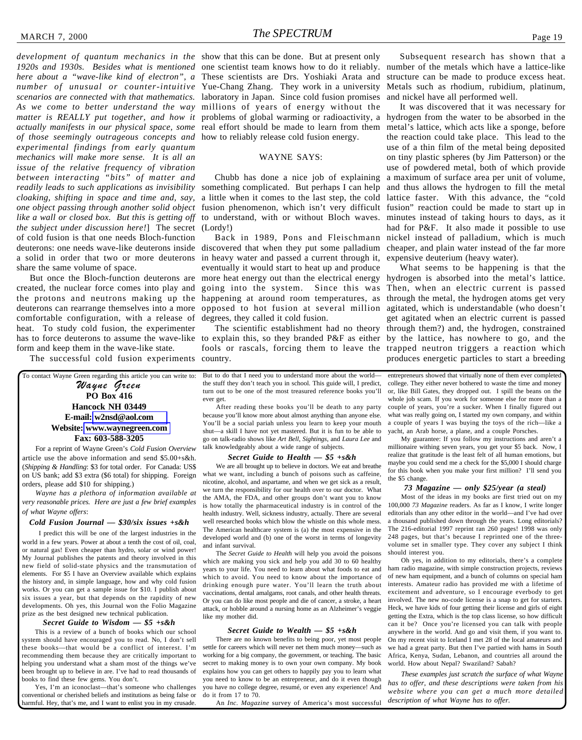*development of quantum mechanics in the 1920s and 1930s. Besides what is mentioned here about a "wave-like kind of electron", a number of unusual or counter-intuitive scenarios are connected with that mathematics. As we come to better understand the way matter is REALLY put together, and how it actually manifests in our physical space, some of those seemingly outrageous concepts and experimental findings from early quantum mechanics will make more sense. It is all an issue of the relative frequency of vibration between interacting "bits" of matter and readily leads to such applications as invisibility cloaking, shifting in space and time and, say, one object passing through another solid object like a wall or closed box. But this is getting off the subject under discussion here!*] The secret of cold fusion is that one needs Bloch-function deuterons: one needs wave-like deuterons inside a solid in order that two or more deuterons share the same volume of space.

But once the Bloch-function deuterons are created, the nuclear force comes into play and the protons and neutrons making up the deuterons can rearrange themselves into a more comfortable configuration, with a release of heat. To study cold fusion, the experimenter has to force deuterons to assume the wave-like form and keep them in the wave-like state.

The successful cold fusion experiments show that this can be done. But at present only one scientist team knows how to do it reliably. These scientists are Drs. Yoshiaki Arata and Yue-Chang Zhang. They work in a university laboratory in Japan. Since cold fusion promises millions of years of energy without the problems of global warming or radioactivity, a real effort should be made to learn from them how to reliably release cold fusion energy.

WAYNE SAYS:

Chubb has done a nice job of explaining something complicated. But perhaps I can help a little when it comes to the last step, the cold fusion phenomenon, which isn't very difficult to understand, with or without Bloch waves. (Lordy!)

Back in 1989, Pons and Fleischmann discovered that when they put some palladium in heavy water and passed a current through it, eventually it would start to heat up and produce more heat energy out than the electrical energy going into the system. Since this was happening at around room temperatures, as opposed to hot fusion at several million degrees, they called it cold fusion.

The scientific establishment had no theory to explain this, so they branded P&F as either fools or rascals, forcing them to leave the country.

Subsequent research has shown that a number of the metals which have a lattice-like structure can be made to produce excess heat. Metals such as rhodium, rubidium, platinum, and nickel have all performed well.

It was discovered that it was necessary for hydrogen from the water to be absorbed in the metal's lattice, which acts like a sponge, before the reaction could take place. This lead to the use of a thin film of the metal being deposited on tiny plastic spheres (by Jim Patterson) or the use of powdered metal, both of which provide a maximum of surface area per unit of volume, and thus allows the hydrogen to fill the metal lattice faster. With this advance, the "cold fusion" reaction could be made to start up in minutes instead of taking hours to days, as it had for P&F. It also made it possible to use nickel instead of palladium, which is much cheaper, and plain water instead of the far more expensive deuterium (heavy water).

What seems to be happening is that the hydrogen is absorbed into the metal's lattice. Then, when an electric current is passed through the metal, the hydrogen atoms get very agitated, which is understandable (who doesn't get agitated when an electric current is passed through them?) and, the hydrogen, constrained by the lattice, has nowhere to go, and the trapped neutron triggers a reaction which produces energetic particles to start a breeding

---

To contact Wayne Green regarding this article you can write to:

**Wayne Green**
**PO Box 416**
**Hancock NH 03449**
**E-mail: w2nsd@aol.com**
**Website: www.waynegreen.com**
**Fax: 603-588-3205**

For a reprint of Wayne Green's *Cold Fusion Overview* article use the above information and send $5.00+s&h. (*Shipping & Handling*: $3 for total order. For Canada: US$ on US bank; add $3 extra ($6 total) for shipping. Foreign orders, please add $10 for shipping.)

*Wayne has a plethora of information available at very reasonable prices. Here are just a few brief examples of what Wayne offers*:

#### *Cold Fusion Journal — $30/six issues +s&h*

I predict this will be one of the largest industries in the world in a few years. Power at about a tenth the cost of oil, coal, or natural gas! Even cheaper than hydro, solar or wind power! My Journal publishes the patents and theory involved in this new field of solid-state physics and the transmutation of elements. For $5 I have an Overview available which explains the history and, in simple language, how and why cold fusion works. Or you can get a sample issue for $10. I publish about six issues a year, but that depends on the rapidity of new developments. Oh yes, this Journal won the Folio Magazine prize as the best designed new technical publication.

#### *Secret Guide to Wisdom — $5 +s&h*

This is a review of a bunch of books which our school system should have encouraged you to read. No, I don't sell these books—that would be a conflict of interest. I'm recommending them because they are critically important to helping you understand what a sham most of the things we've been brought up to believe in are. I've had to read thousands of books to find these few gems. You don't.

Yes, I'm an iconoclast—that's someone who challenges conventional or cherished beliefs and institutions as being false or harmful. Hey, that's me, and I want to enlist you in my crusade. But to do that I need you to understand more about the world—the stuff they don't teach you in school. This guide will, I predict, turn out to be one of the most treasured reference books you'll ever get.

After reading these books you'll be death to any party because you'll know more about almost anything than anyone else. You'll be a social pariah unless you learn to keep your mouth shut—a skill I have not yet mastered. But it is fun to be able to go on talk-radio shows like *Art Bell*, *Sightings*, and *Laura Lee* and talk knowledgeably about a wide range of subjects.

#### *Secret Guide to Health — $5 +s&h*

We are all brought up to believe in doctors. We eat and breathe what we want, including a bunch of poisons such as caffeine, nicotine, alcohol, and aspartame, and when we get sick as a result, we turn the responsibility for our health over to our doctor. What the AMA, the FDA, and other groups don't want you to know is how totally the pharmaceutical industry is in control of the health industry. Well, sickness industry, actually. There are several well researched books which blow the whistle on this whole mess. The American healthcare system is (a) the most expensive in the developed world and (b) one of the worst in terms of longevity and infant survival.

The *Secret Guide to Health* will help you avoid the poisons which are making you sick and help you add 30 to 60 healthy years to your life. You need to learn about what foods to eat and which to avoid. You need to know about the importance of drinking enough pure water. You'll learn the truth about vaccinations, dental amalgams, root canals, and other health threats. Or you can do like most people and die of cancer, a stroke, a heart attack, or hobble around a nursing home as an Alzheimer's veggie like my mother did.

#### *Secret Guide to Wealth — $5 +s&h*

There are no known benefits to being poor, yet most people settle for careers which will never net them much money—such as working for a big company, the government, or teaching. The basic secret to making money is to own your own company. My book explains how you can get others to happily pay you to learn what you need to know to be an entrepreneur, and do it even though you have no college degree, resumé, or even any experience! And do it from 17 to 70.

An *Inc. Magazine* survey of America's most successful entrepreneurs showed that virtually none of them ever completed college. They either never bothered to waste the time and money or, like Bill Gates, they dropped out. I spill the beans on the whole job scam. If you work for someone else for more than a couple of years, you're a sucker. When I finally figured out what was really going on, I started my own company, and within a couple of years I was buying the toys of the rich—like a yacht, an Arab horse, a plane, and a couple Porsches.

My guarantee: If you follow my instructions and aren't a millionaire withing seven years, you get your $5 back. Now, I realize that gratitude is the least felt of all human emotions, but maybe you could send me a check for the $5,000 I should charge for this book when you make your first million? I'll send you the $5 change.

#### *73 Magazine — only $25/year (a steal)*

Most of the ideas in my books are first tried out on my 100,000 *73 Magazine* readers. As far as I know, I write longer editorials than any other editor in the world—and I've had over a thousand published down through the years. Long editorials? The 216-editorial 1997 reprint ran 260 pages! 1998 was only 248 pages, but that's because I reprinted one of the three-volume set in smaller type. They cover any subject I think should interest you.

Oh yes, in addition to my editorials, there's a complete ham radio magazine, with simple construction projects, reviews of new ham equipment, and a bunch of columns on special ham interests. Amateur radio has provided me with a lifetime of excitement and adventure, so I encourage everbody to get involved. The new no-code license is a snap to get for starters. Heck, we have kids of four getting their license and girls of eight getting the Extra, which is the top class license, so how difficult can it be? Once you're licensed you can talk with people anywhere in the world. And go and visit them, if you want to. On my recent visit to Iceland I met 28 of the local amateurs and we had a great party. But then I've partied with hams in South Africa, Kenya, Sudan, Lebanon, and countries all around the world. How about Nepal? Swaziland? Sabah?

*These examples just scratch the surface of what Wayne has to offer, and these descriptions were taken from his website where you can get a much more detailed description of what Wayne has to offer.*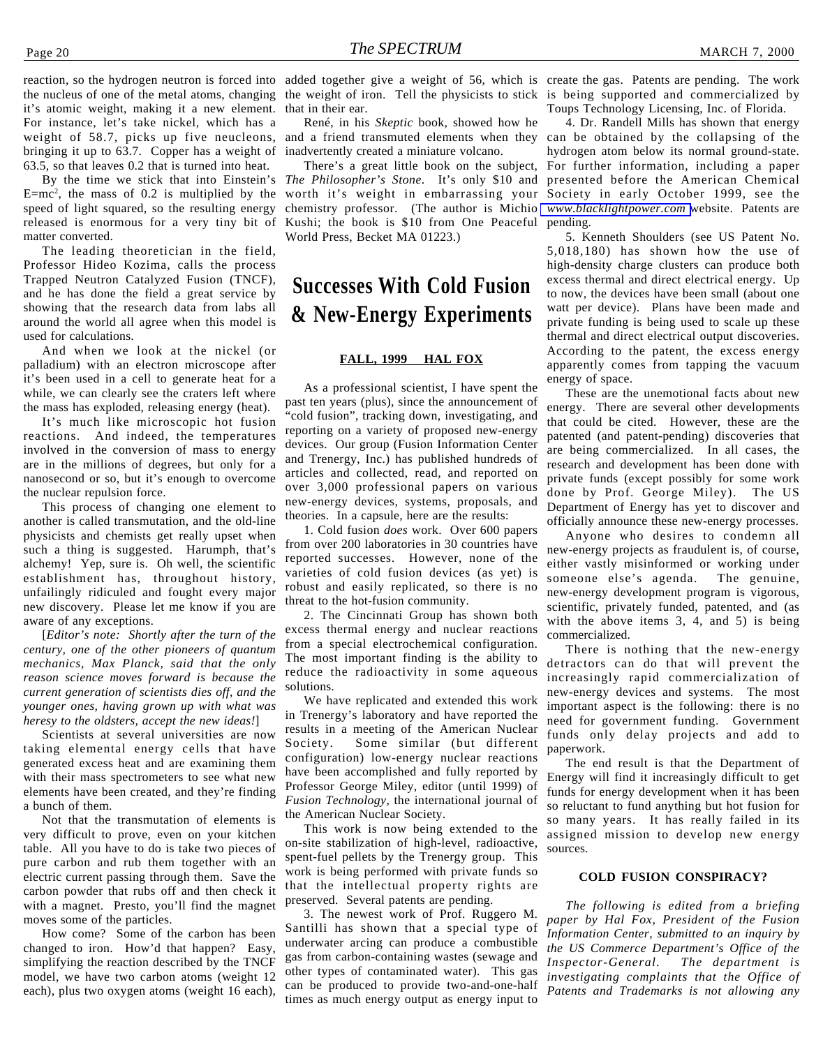reaction, so the hydrogen neutron is forced into the nucleus of one of the metal atoms, changing it's atomic weight, making it a new element. For instance, let's take nickel, which has a weight of 58.7, picks up five neucleons, bringing it up to 63.7. Copper has a weight of 63.5, so that leaves 0.2 that is turned into heat.

By the time we stick that into Einstein's $E=mc^2$, the mass of 0.2 is multiplied by the speed of light squared, so the resulting energy released is enormous for a very tiny bit of matter converted.

The leading theoretician in the field, Professor Hideo Kozima, calls the process Trapped Neutron Catalyzed Fusion (TNCF), and he has done the field a great service by showing that the research data from labs all around the world all agree when this model is used for calculations.

And when we look at the nickel (or palladium) with an electron microscope after it's been used in a cell to generate heat for a while, we can clearly see the craters left where the mass has exploded, releasing energy (heat).

It's much like microscopic hot fusion reactions. And indeed, the temperatures involved in the conversion of mass to energy are in the millions of degrees, but only for a nanosecond or so, but it's enough to overcome the nuclear repulsion force.

This process of changing one element to another is called transmutation, and the old-line physicists and chemists get really upset when such a thing is suggested. Harumph, that's alchemy! Yep, sure is. Oh well, the scientific establishment has, throughout history, unfailingly ridiculed and fought every major new discovery. Please let me know if you are aware of any exceptions.

[*Editor's note: Shortly after the turn of the century, one of the other pioneers of quantum mechanics, Max Planck, said that the only reason science moves forward is because the current generation of scientists dies off, and the younger ones, having grown up with what was heresy to the oldsters, accept the new ideas!*]

Scientists at several universities are now taking elemental energy cells that have generated excess heat and are examining them with their mass spectrometers to see what new elements have been created, and they're finding a bunch of them.

Not that the transmutation of elements is very difficult to prove, even on your kitchen table. All you have to do is take two pieces of pure carbon and rub them together with an electric current passing through them. Save the carbon powder that rubs off and then check it with a magnet. Presto, you'll find the magnet moves some of the particles.

How come? Some of the carbon has been changed to iron. How'd that happen? Easy, simplifying the reaction described by the TNCF model, we have two carbon atoms (weight 12 each), plus two oxygen atoms (weight 16 each), added together give a weight of 56, which is the weight of iron. Tell the physicists to stick that in their ear.

René, in his *Skeptic* book, showed how he and a friend transmuted elements when they inadvertently created a miniature volcano.

There's a great little book on the subject, *The Philosopher's Stone*. It's only $10 and worth it's weight in embarrassing your chemistry professor. (The author is Michio Kushi; the book is $10 from One Peaceful World Press, Becket MA 01223.)

## Successes With Cold Fusion & New-Energy Experiments

**FALL, 1999 HAL FOX**

As a professional scientist, I have spent the past ten years (plus), since the announcement of "cold fusion", tracking down, investigating, and reporting on a variety of proposed new-energy devices. Our group (Fusion Information Center and Trenergy, Inc.) has published hundreds of articles and collected, read, and reported on over 3,000 professional papers on various new-energy devices, systems, proposals, and theories. In a capsule, here are the results:

1. Cold fusion *does* work. Over 600 papers from over 200 laboratories in 30 countries have reported successes. However, none of the varieties of cold fusion devices (as yet) is robust and easily replicated, so there is no threat to the hot-fusion community.

2. The Cincinnati Group has shown both excess thermal energy and nuclear reactions from a special electrochemical configuration. The most important finding is the ability to reduce the radioactivity in some aqueous solutions.

We have replicated and extended this work in Trenergy's laboratory and have reported the results in a meeting of the American Nuclear Society. Some similar (but different configuration) low-energy nuclear reactions have been accomplished and fully reported by Professor George Miley, editor (until 1999) of *Fusion Technology*, the international journal of the American Nuclear Society.

This work is now being extended to the on-site stabilization of high-level, radioactive, spent-fuel pellets by the Trenergy group. This work is being performed with private funds so that the intellectual property rights are preserved. Several patents are pending.

3. The newest work of Prof. Ruggero M. Santilli has shown that a special type of underwater arcing can produce a combustible gas from carbon-containing wastes (sewage and other types of contaminated water). This gas can be produced to provide two-and-one-half times as much energy output as energy input to create the gas. Patents are pending. The work is being supported and commercialized by Toups Technology Licensing, Inc. of Florida.

4. Dr. Randell Mills has shown that energy can be obtained by the collapsing of the hydrogen atom below its normal ground-state. For further information, including a paper presented before the American Chemical Society in early October 1999, see the www.blacklightpower.com website. Patents are pending.

5. Kenneth Shoulders (see US Patent No. 5,018,180) has shown how the use of high-density charge clusters can produce both excess thermal and direct electrical energy. Up to now, the devices have been small (about one watt per device). Plans have been made and private funding is being used to scale up these thermal and direct electrical output discoveries. According to the patent, the excess energy apparently comes from tapping the vacuum energy of space.

These are the unemotional facts about new energy. There are several other developments that could be cited. However, these are the patented (and patent-pending) discoveries that are being commercialized. In all cases, the research and development has been done with private funds (except possibly for some work done by Prof. George Miley). The US Department of Energy has yet to discover and officially announce these new-energy processes.

Anyone who desires to condemn all new-energy projects as fraudulent is, of course, either vastly misinformed or working under someone else's agenda. The genuine, new-energy development program is vigorous, scientific, privately funded, patented, and (as with the above items 3, 4, and 5) is being commercialized.

There is nothing that the new-energy detractors can do that will prevent the increasingly rapid commercialization of new-energy devices and systems. The most important aspect is the following: there is no need for government funding. Government funds only delay projects and add to paperwork.

The end result is that the Department of Energy will find it increasingly difficult to get funds for energy development when it has been so reluctant to fund anything but hot fusion for so many years. It has really failed in its assigned mission to develop new energy sources.

### COLD FUSION CONSPIRACY?

*The following is edited from a briefing paper by Hal Fox, President of the Fusion Information Center, submitted to an inquiry by the US Commerce Department's Office of the Inspector-General. The department is investigating complaints that the Office of Patents and Trademarks is not allowing any*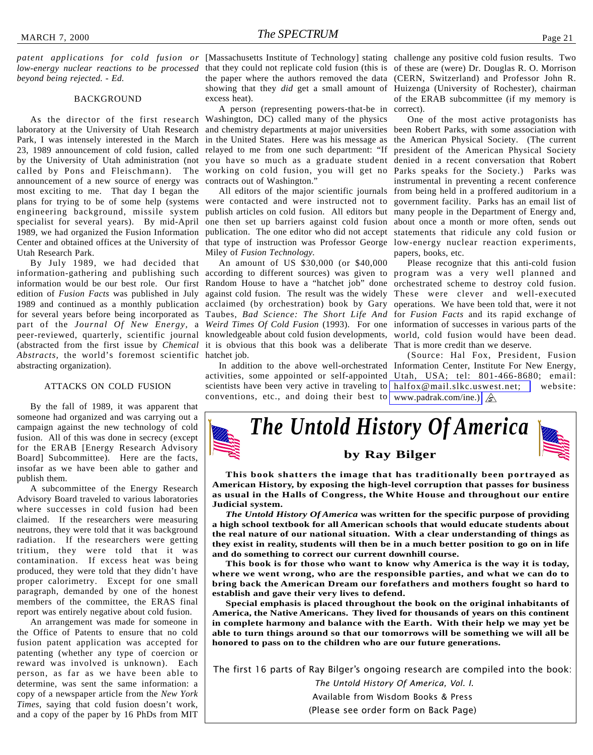*patent applications for cold fusion or low-energy nuclear reactions to be processed beyond being rejected. - Ed.*

## BACKGROUND

As the director of the first research laboratory at the University of Utah Research Park, I was intensely interested in the March 23, 1989 announcement of cold fusion, called by the University of Utah administration (not called by Pons and Fleischmann). The announcement of a new source of energy was most exciting to me. That day I began the plans for trying to be of some help (systems engineering background, missile system specialist for several years). By mid-April 1989, we had organized the Fusion Information Center and obtained offices at the University of Utah Research Park.

By July 1989, we had decided that information-gathering and publishing such information would be our best role. Our first edition of *Fusion Facts* was published in July 1989 and continued as a monthly publication for several years before being incorporated as part of the *Journal Of New Energy*, a peer-reviewed, quarterly, scientific journal (abstracted from the first issue by *Chemical Abstracts*, the world's foremost scientific abstracting organization).

## ATTACKS ON COLD FUSION

By the fall of 1989, it was apparent that someone had organized and was carrying out a campaign against the new technology of cold fusion. All of this was done in secrecy (except for the ERAB [Energy Research Advisory Board] Subcommittee). Here are the facts, insofar as we have been able to gather and publish them.

A subcommittee of the Energy Research Advisory Board traveled to various laboratories where successes in cold fusion had been claimed. If the researchers were measuring neutrons, they were told that it was background radiation. If the researchers were getting tritium, they were told that it was contamination. If excess heat was being produced, they were told that they didn't have proper calorimetry. Except for one small paragraph, demanded by one of the honest members of the committee, the ERAS final report was entirely negative about cold fusion.

An arrangement was made for someone in the Office of Patents to ensure that no cold fusion patent application was accepted for patenting (whether any type of coercion or reward was involved is unknown). Each person, as far as we have been able to determine, was sent the same information: a copy of a newspaper article from the *New York Times*, saying that cold fusion doesn't work, and a copy of the paper by 16 PhDs from MIT [Massachusetts Institute of Technology] stating that they could not replicate cold fusion (this is the paper where the authors removed the data showing that they *did* get a small amount of excess heat).

A person (representing powers-that-be in Washington, DC) called many of the physics and chemistry departments at major universities in the United States. Here was his message as relayed to me from one such department: "If you have so much as a graduate student working on cold fusion, you will get no contracts out of Washington."

All editors of the major scientific journals were contacted and were instructed not to publish articles on cold fusion. All editors but one then set up barriers against cold fusion publication. The one editor who did not accept that type of instruction was Professor George Miley of *Fusion Technology*.

An amount of US $30,000 (or $40,000 according to different sources) was given to Random House to have a "hatchet job" done against cold fusion. The result was the widely acclaimed (by orchestration) book by Gary Taubes, *Bad Science: The Short Life And Weird Times Of Cold Fusion* (1993). For one knowledgeable about cold fusion developments, it is obvious that this book was a deliberate hatchet job.

In addition to the above well-orchestrated activities, some appointed or self-appointed scientists have been very active in traveling to conventions, etc., and doing their best to challenge any positive cold fusion results. Two of these are (were) Dr. Douglas R. O. Morrison (CERN, Switzerland) and Professor John R. Huizenga (University of Rochester), chairman of the ERAB subcommittee (if my memory is correct).

One of the most active protagonists has been Robert Parks, with some association with the American Physical Society. (The current president of the American Physical Society denied in a recent conversation that Robert Parks speaks for the Society.) Parks was instrumental in preventing a recent conference from being held in a proffered auditorium in a government facility. Parks has an email list of many people in the Department of Energy and, about once a month or more often, sends out statements that ridicule any cold fusion or low-energy nuclear reaction experiments, papers, books, etc.

Please recognize that this anti-cold fusion program was a very well planned and orchestrated scheme to destroy cold fusion. These were clever and well-executed operations. We have been told that, were it not for *Fusion Facts* and its rapid exchange of information of successes in various parts of the world, cold fusion would have been dead. That is more credit than we deserve.

(Source: Hal Fox, President, Fusion Information Center, Institute For New Energy, Utah, USA; tel: 801-466-8680; email: halfox@mail.slkc.uswest.net; website: www.padrak.com/ine.)

---

# *The Untold History Of America*

### by Ray Bilger

**This book shatters the image that has traditionally been portrayed as American History, by exposing the high-level corruption that passes for business as usual in the Halls of Congress, the White House and throughout our entire Judicial system.**

***The Untold History Of America*** **was written for the specific purpose of providing a high school textbook for all American schools that would educate students about the real nature of our national situation. With a clear understanding of things as they exist in reality, students will then be in a much better position to go on in life and do something to correct our current downhill course.**

**This book is for those who want to know why America is the way it is today, where we went wrong, who are the responsible parties, and what we can do to bring back the American Dream our forefathers and mothers fought so hard to establish and gave their very lives to defend.**

**Special emphasis is placed throughout the book on the original inhabitants of America, the Native Americans. They lived for thousands of years on this continent in complete harmony and balance with the Earth. With their help we may yet be able to turn things around so that our tomorrows will be something we will all be honored to pass on to the children who are our future generations.**

The first 16 parts of Ray Bilger's ongoing research are compiled into the book:

*The Untold History Of America, Vol. I.*

Available from Wisdom Books & Press

(Please see order form on Back Page)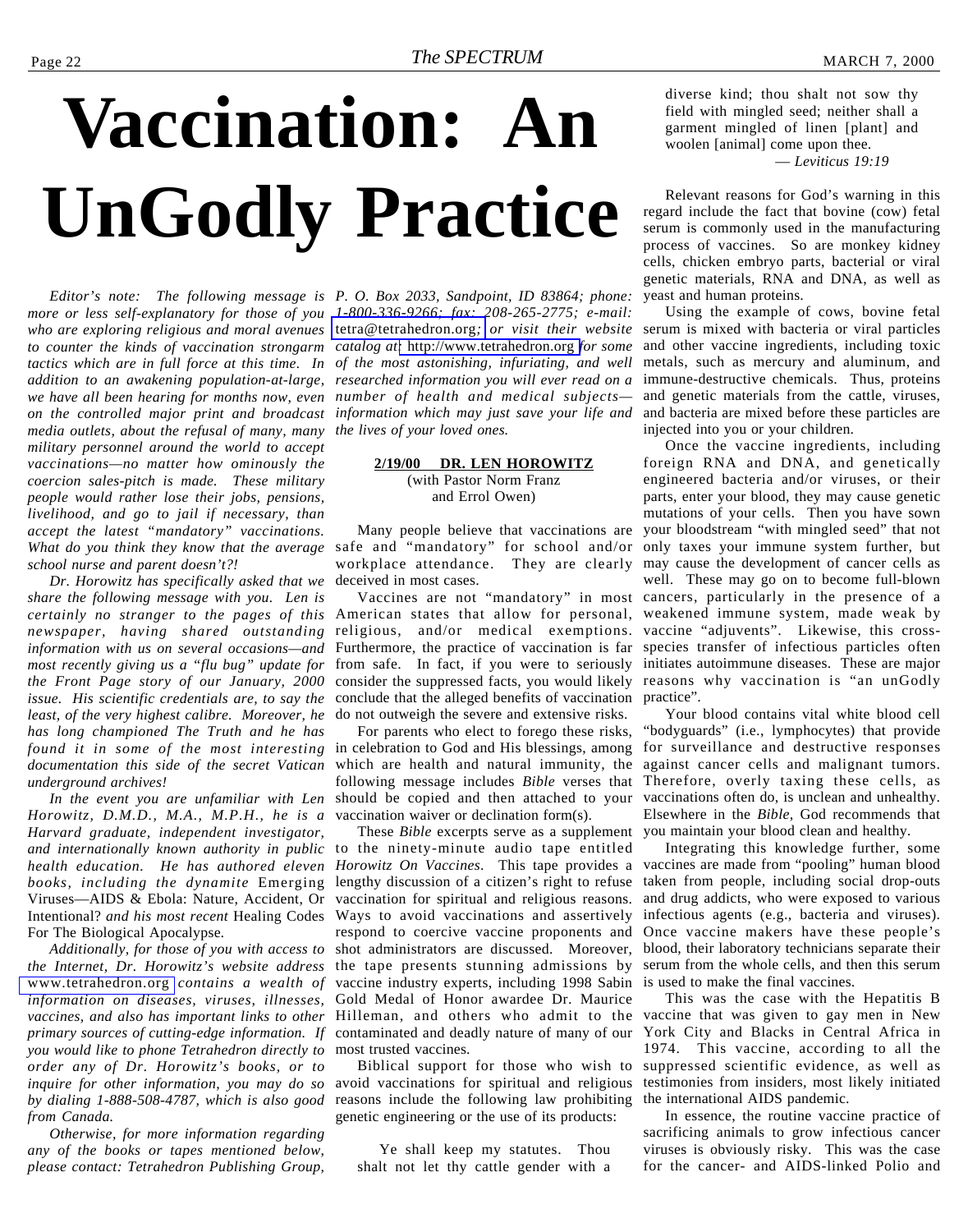# Vaccination: An UnGodly Practice

*Editor's note: The following message is more or less self-explanatory for those of you who are exploring religious and moral avenues to counter the kinds of vaccination strongarm tactics which are in full force at this time. In addition to an awakening population-at-large, we have all been hearing for months now, even on the controlled major print and broadcast media outlets, about the refusal of many, many military personnel around the world to accept vaccinations—no matter how ominously the coercion sales-pitch is made. These military people would rather lose their jobs, pensions, livelihood, and go to jail if necessary, than accept the latest "mandatory" vaccinations. What do you think they know that the average school nurse and parent doesn't?!*

*Dr. Horowitz has specifically asked that we share the following message with you. Len is certainly no stranger to the pages of this newspaper, having shared outstanding information with us on several occasions—and most recently giving us a "flu bug" update for the Front Page story of our January, 2000 issue. His scientific credentials are, to say the least, of the very highest calibre. Moreover, he has long championed The Truth and he has found it in some of the most interesting documentation this side of the secret Vatican underground archives!*

*In the event you are unfamiliar with Len Horowitz, D.M.D., M.A., M.P.H., he is a Harvard graduate, independent investigator, and internationally known authority in public health education. He has authored eleven books, including the dynamite* Emerging Viruses—AIDS & Ebola: Nature, Accident, Or Intentional? *and his most recent* Healing Codes For The Biological Apocalypse*.*

*Additionally, for those of you with access to the Internet, Dr. Horowitz's website address* www.tetrahedron.org *contains a wealth of information on diseases, viruses, illnesses, vaccines, and also has important links to other primary sources of cutting-edge information. If you would like to phone Tetrahedron directly to order any of Dr. Horowitz's books, or to inquire for other information, you may do so by dialing 1-888-508-4787, which is also good from Canada.*

*Otherwise, for more information regarding any of the books or tapes mentioned below, please contact: Tetrahedron Publishing Group, P. O. Box 2033, Sandpoint, ID 83864; phone: 1-800-336-9266; fax: 208-265-2775; e-mail:* tetra@tetrahedron.org*; or visit their website catalog at:* http://www.tetrahedron.org *for some of the most astonishing, infuriating, and well researched information you will ever read on a number of health and medical subjects—information which may just save your life and the lives of your loved ones.*

**2/19/00 DR. LEN HOROWITZ**
(with Pastor Norm Franz and Errol Owen)

Many people believe that vaccinations are safe and "mandatory" for school and/or workplace attendance. They are clearly deceived in most cases.

Vaccines are not "mandatory" in most American states that allow for personal, religious, and/or medical exemptions. Furthermore, the practice of vaccination is far from safe. In fact, if you were to seriously consider the suppressed facts, you would likely conclude that the alleged benefits of vaccination do not outweigh the severe and extensive risks.

For parents who elect to forego these risks, in celebration to God and His blessings, among which are health and natural immunity, the following message includes *Bible* verses that should be copied and then attached to your vaccination waiver or declination form(s).

These *Bible* excerpts serve as a supplement to the ninety-minute audio tape entitled *Horowitz On Vaccines*. This tape provides a lengthy discussion of a citizen's right to refuse vaccination for spiritual and religious reasons. Ways to avoid vaccinations and assertively respond to coercive vaccine proponents and shot administrators are discussed. Moreover, the tape presents stunning admissions by vaccine industry experts, including 1998 Sabin Gold Medal of Honor awardee Dr. Maurice Hilleman, and others who admit to the contaminated and deadly nature of many of our most trusted vaccines.

Biblical support for those who wish to avoid vaccinations for spiritual and religious reasons include the following law prohibiting genetic engineering or the use of its products:

> Ye shall keep my statutes. Thou shalt not let thy cattle gender with a diverse kind; thou shalt not sow thy field with mingled seed; neither shall a garment mingled of linen [plant] and woolen [animal] come upon thee.
>
> — *Leviticus 19:19*

Relevant reasons for God's warning in this regard include the fact that bovine (cow) fetal serum is commonly used in the manufacturing process of vaccines. So are monkey kidney cells, chicken embryo parts, bacterial or viral genetic materials, RNA and DNA, as well as yeast and human proteins.

Using the example of cows, bovine fetal serum is mixed with bacteria or viral particles and other vaccine ingredients, including toxic metals, such as mercury and aluminum, and immune-destructive chemicals. Thus, proteins and genetic materials from the cattle, viruses, and bacteria are mixed before these particles are injected into you or your children.

Once the vaccine ingredients, including foreign RNA and DNA, and genetically engineered bacteria and/or viruses, or their parts, enter your blood, they may cause genetic mutations of your cells. Then you have sown your bloodstream "with mingled seed" that not only taxes your immune system further, but may cause the development of cancer cells as well. These may go on to become full-blown cancers, particularly in the presence of a weakened immune system, made weak by vaccine "adjuvents". Likewise, this cross-species transfer of infectious particles often initiates autoimmune diseases. These are major reasons why vaccination is "an unGodly practice".

Your blood contains vital white blood cell "bodyguards" (i.e., lymphocytes) that provide for surveillance and destructive responses against cancer cells and malignant tumors. Therefore, overly taxing these cells, as vaccinations often do, is unclean and unhealthy. Elsewhere in the *Bible*, God recommends that you maintain your blood clean and healthy.

Integrating this knowledge further, some vaccines are made from "pooling" human blood taken from people, including social drop-outs and drug addicts, who were exposed to various infectious agents (e.g., bacteria and viruses). Once vaccine makers have these people's blood, their laboratory technicians separate their serum from the whole cells, and then this serum is used to make the final vaccines.

This was the case with the Hepatitis B vaccine that was given to gay men in New York City and Blacks in Central Africa in 1974. This vaccine, according to all the suppressed scientific evidence, as well as testimonies from insiders, most likely initiated the international AIDS pandemic.

In essence, the routine vaccine practice of sacrificing animals to grow infectious cancer viruses is obviously risky. This was the case for the cancer- and AIDS-linked Polio and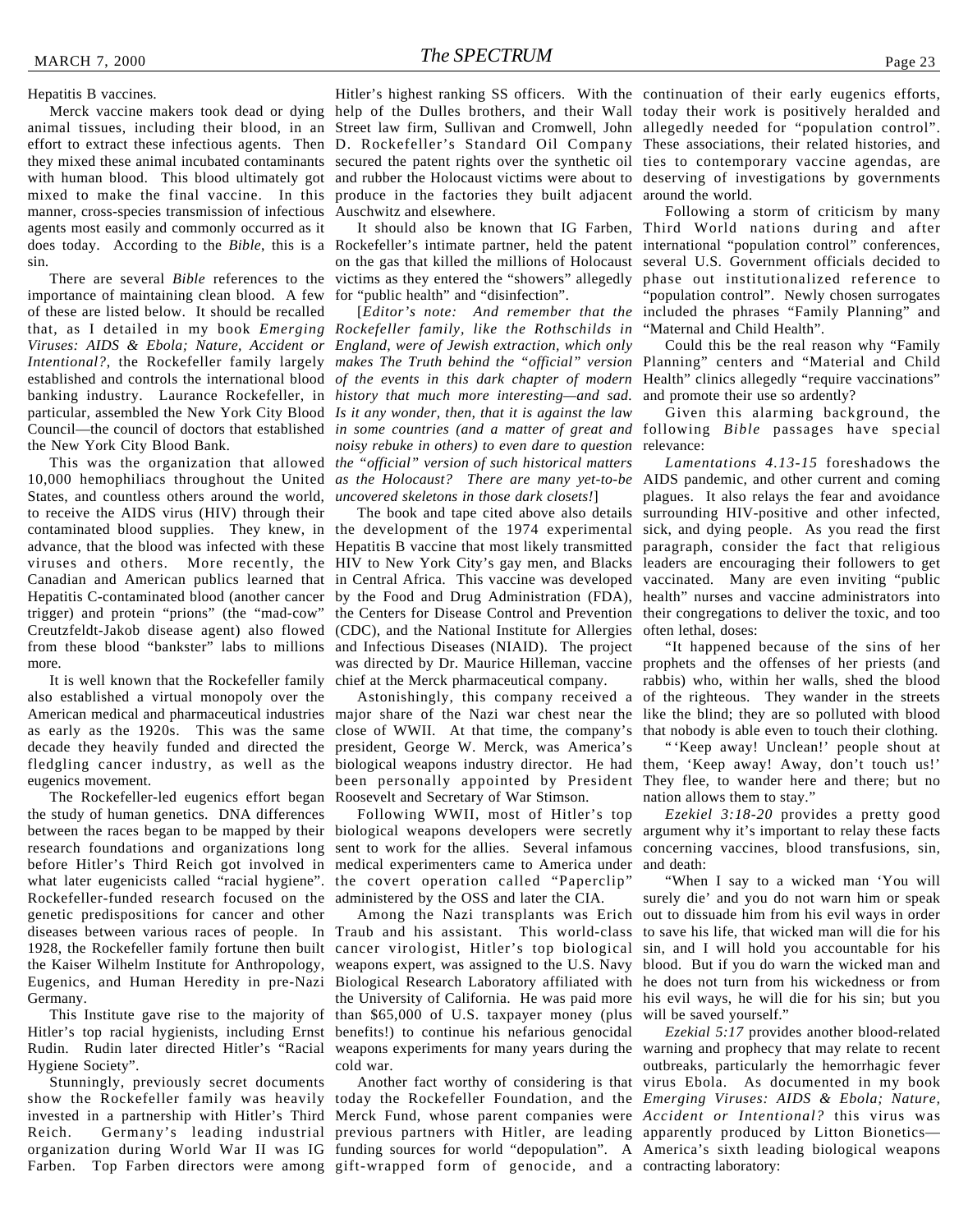Hepatitis B vaccines.

Merck vaccine makers took dead or dying animal tissues, including their blood, in an effort to extract these infectious agents. Then they mixed these animal incubated contaminants with human blood. This blood ultimately got mixed to make the final vaccine. In this manner, cross-species transmission of infectious agents most easily and commonly occurred as it does today. According to the *Bible*, this is a sin.

There are several *Bible* references to the importance of maintaining clean blood. A few of these are listed below. It should be recalled that, as I detailed in my book *Emerging Viruses: AIDS & Ebola; Nature, Accident or Intentional?*, the Rockefeller family largely established and controls the international blood banking industry. Laurance Rockefeller, in particular, assembled the New York City Blood Council—the council of doctors that established the New York City Blood Bank.

This was the organization that allowed 10,000 hemophiliacs throughout the United States, and countless others around the world, to receive the AIDS virus (HIV) through their contaminated blood supplies. They knew, in advance, that the blood was infected with these viruses and others. More recently, the Canadian and American publics learned that Hepatitis C-contaminated blood (another cancer trigger) and protein "prions" (the "mad-cow" Creutzfeldt-Jakob disease agent) also flowed from these blood "bankster" labs to millions more.

It is well known that the Rockefeller family also established a virtual monopoly over the American medical and pharmaceutical industries as early as the 1920s. This was the same decade they heavily funded and directed the fledgling cancer industry, as well as the eugenics movement.

The Rockefeller-led eugenics effort began the study of human genetics. DNA differences between the races began to be mapped by their research foundations and organizations long before Hitler's Third Reich got involved in what later eugenicists called "racial hygiene". Rockefeller-funded research focused on the genetic predispositions for cancer and other diseases between various races of people. In 1928, the Rockefeller family fortune then built the Kaiser Wilhelm Institute for Anthropology, Eugenics, and Human Heredity in pre-Nazi Germany.

This Institute gave rise to the majority of Hitler's top racial hygienists, including Ernst Rudin. Rudin later directed Hitler's "Racial Hygiene Society".

Stunningly, previously secret documents show the Rockefeller family was heavily invested in a partnership with Hitler's Third Reich. Germany's leading industrial organization during World War II was IG Farben. Top Farben directors were among Hitler's highest ranking SS officers. With the help of the Dulles brothers, and their Wall Street law firm, Sullivan and Cromwell, John D. Rockefeller's Standard Oil Company secured the patent rights over the synthetic oil and rubber the Holocaust victims were about to produce in the factories they built adjacent Auschwitz and elsewhere.

It should also be known that IG Farben, Rockefeller's intimate partner, held the patent on the gas that killed the millions of Holocaust victims as they entered the "showers" allegedly for "public health" and "disinfection".

[*Editor's note: And remember that the Rockefeller family, like the Rothschilds in England, were of Jewish extraction, which only makes The Truth behind the "official" version of the events in this dark chapter of modern history that much more interesting—and sad. Is it any wonder, then, that it is against the law in some countries (and a matter of great and noisy rebuke in others) to even dare to question the "official" version of such historical matters as the Holocaust? There are many yet-to-be uncovered skeletons in those dark closets!*]

The book and tape cited above also details the development of the 1974 experimental Hepatitis B vaccine that most likely transmitted HIV to New York City's gay men, and Blacks in Central Africa. This vaccine was developed by the Food and Drug Administration (FDA), the Centers for Disease Control and Prevention (CDC), and the National Institute for Allergies and Infectious Diseases (NIAID). The project was directed by Dr. Maurice Hilleman, vaccine chief at the Merck pharmaceutical company.

Astonishingly, this company received a major share of the Nazi war chest near the close of WWII. At that time, the company's president, George W. Merck, was America's biological weapons industry director. He had been personally appointed by President Roosevelt and Secretary of War Stimson.

Following WWII, most of Hitler's top biological weapons developers were secretly sent to work for the allies. Several infamous medical experimenters came to America under the covert operation called "Paperclip" administered by the OSS and later the CIA.

Among the Nazi transplants was Erich Traub and his assistant. This world-class cancer virologist, Hitler's top biological weapons expert, was assigned to the U.S. Navy Biological Research Laboratory affiliated with the University of California. He was paid more than $65,000 of U.S. taxpayer money (plus benefits!) to continue his nefarious genocidal weapons experiments for many years during the cold war.

Another fact worthy of considering is that today the Rockefeller Foundation, and the Merck Fund, whose parent companies were previous partners with Hitler, are leading funding sources for world "depopulation". A gift-wrapped form of genocide, and a continuation of their early eugenics efforts, today their work is positively heralded and allegedly needed for "population control". These associations, their related histories, and ties to contemporary vaccine agendas, are deserving of investigations by governments around the world.

Following a storm of criticism by many Third World nations during and after international "population control" conferences, several U.S. Government officials decided to phase out institutionalized reference to "population control". Newly chosen surrogates included the phrases "Family Planning" and "Maternal and Child Health".

Could this be the real reason why "Family Planning" centers and "Material and Child Health" clinics allegedly "require vaccinations" and promote their use so ardently?

Given this alarming background, the following *Bible* passages have special relevance:

*Lamentations 4.13-15* foreshadows the AIDS pandemic, and other current and coming plagues. It also relays the fear and avoidance surrounding HIV-positive and other infected, sick, and dying people. As you read the first paragraph, consider the fact that religious leaders are encouraging their followers to get vaccinated. Many are even inviting "public health" nurses and vaccine administrators into their congregations to deliver the toxic, and too often lethal, doses:

"It happened because of the sins of her prophets and the offenses of her priests (and rabbis) who, within her walls, shed the blood of the righteous. They wander in the streets like the blind; they are so polluted with blood that nobody is able even to touch their clothing.

"'Keep away! Unclean!' people shout at them, 'Keep away! Away, don't touch us!' They flee, to wander here and there; but no nation allows them to stay."

*Ezekiel 3:18-20* provides a pretty good argument why it's important to relay these facts concerning vaccines, blood transfusions, sin, and death:

"When I say to a wicked man 'You will surely die' and you do not warn him or speak out to dissuade him from his evil ways in order to save his life, that wicked man will die for his sin, and I will hold you accountable for his blood. But if you do warn the wicked man and he does not turn from his wickedness or from his evil ways, he will die for his sin; but you will be saved yourself."

*Ezekial 5:17* provides another blood-related warning and prophecy that may relate to recent outbreaks, particularly the hemorrhagic fever virus Ebola. As documented in my book *Emerging Viruses: AIDS & Ebola; Nature, Accident or Intentional?* this virus was apparently produced by Litton Bionetics—America's sixth leading biological weapons contracting laboratory: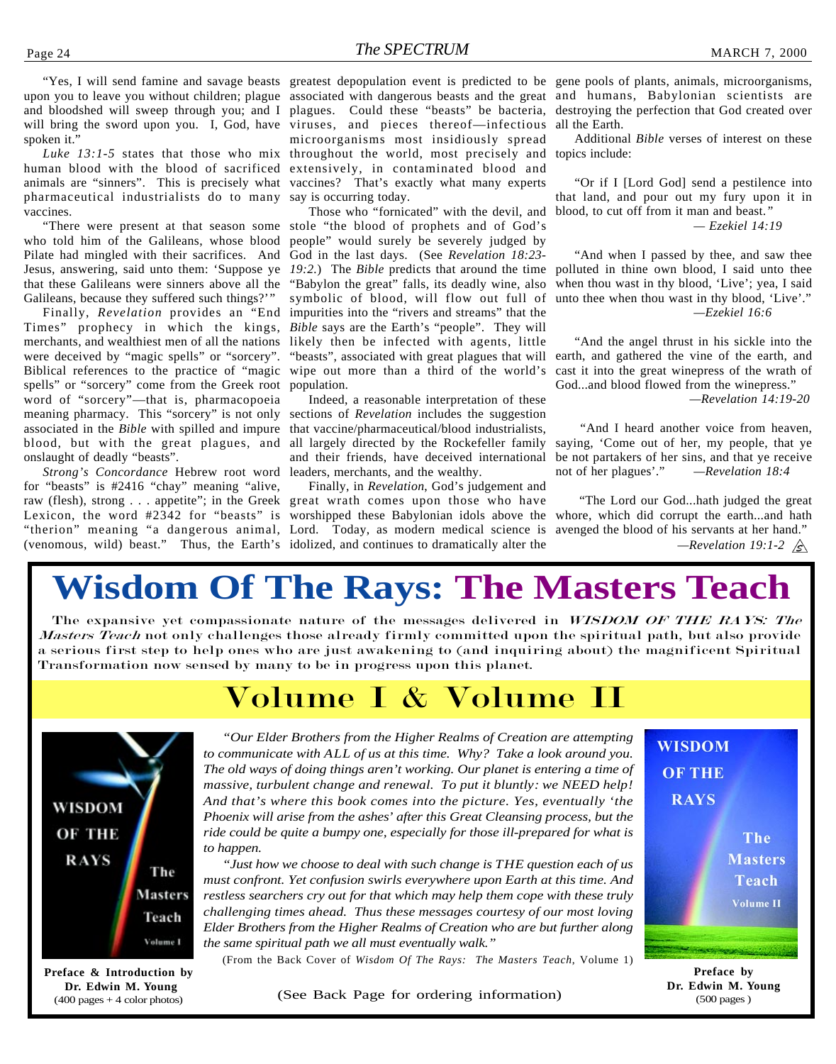"Yes, I will send famine and savage beasts upon you to leave you without children; plague and bloodshed will sweep through you; and I will bring the sword upon you. I, God, have spoken it."

*Luke 13:1-5* states that those who mix human blood with the blood of sacrificed animals are "sinners". This is precisely what pharmaceutical industrialists do to many vaccines.

"There were present at that season some who told him of the Galileans, whose blood Pilate had mingled with their sacrifices. And Jesus, answering, said unto them: 'Suppose ye that these Galileans were sinners above all the Galileans, because they suffered such things?'"

Finally, *Revelation* provides an "End Times" prophecy in which the kings, merchants, and wealthiest men of all the nations were deceived by "magic spells" or "sorcery". Biblical references to the practice of "magic spells" or "sorcery" come from the Greek root word of "sorcery"—that is, pharmacopoeia meaning pharmacy. This "sorcery" is not only associated in the *Bible* with spilled and impure blood, but with the great plagues, and onslaught of deadly "beasts".

*Strong's Concordance* Hebrew root word for "beasts" is #2416 "chay" meaning "alive, raw (flesh), strong . . . appetite"; in the Greek Lexicon, the word #2342 for "beasts" is "therion" meaning "a dangerous animal, (venomous, wild) beast." Thus, the Earth's greatest depopulation event is predicted to be associated with dangerous beasts and the great plagues. Could these "beasts" be bacteria, viruses, and pieces thereof—infectious microorganisms most insidiously spread throughout the world, most precisely and extensively, in contaminated blood and vaccines? That's exactly what many experts say is occurring today.

Those who "fornicated" with the devil, and stole "the blood of prophets and of God's people" would surely be severely judged by God in the last days. (See *Revelation 18:23-19:2*.) The *Bible* predicts that around the time "Babylon the great" falls, its deadly wine, also symbolic of blood, will flow out full of impurities into the "rivers and streams" that the *Bible* says are the Earth's "people". They will likely then be infected with agents, little "beasts", associated with great plagues that will wipe out more than a third of the world's population.

Indeed, a reasonable interpretation of these sections of *Revelation* includes the suggestion that vaccine/pharmaceutical/blood industrialists, all largely directed by the Rockefeller family and their friends, have deceived international leaders, merchants, and the wealthy.

Finally, in *Revelation*, God's judgement and great wrath comes upon those who have worshipped these Babylonian idols above the Lord. Today, as modern medical science is idolized, and continues to dramatically alter the gene pools of plants, animals, microorganisms, and humans, Babylonian scientists are destroying the perfection that God created over all the Earth.

Additional *Bible* verses of interest on these topics include:

"Or if I [Lord God] send a pestilence into that land, and pour out my fury upon it in blood, to cut off from it man and beast."
— *Ezekiel 14:19*

"And when I passed by thee, and saw thee polluted in thine own blood, I said unto thee when thou wast in thy blood, 'Live'; yea, I said unto thee when thou wast in thy blood, 'Live'."
—*Ezekiel 16:6*

"And the angel thrust in his sickle into the earth, and gathered the vine of the earth, and cast it into the great winepress of the wrath of God...and blood flowed from the winepress."
—*Revelation 14:19-20*

"And I heard another voice from heaven, saying, 'Come out of her, my people, that ye be not partakers of her sins, and that ye receive not of her plagues'." —*Revelation 18:4*

"The Lord our God...hath judged the great whore, which did corrupt the earth...and hath avenged the blood of his servants at her hand."
—*Revelation 19:1-2*

# Wisdom Of The Rays: The Masters Teach

**The expansive yet compassionate nature of the messages delivered in *WISDOM OF THE RAYS: The Masters Teach* not only challenges those already firmly committed upon the spiritual path, but also provide a serious first step to help ones who are just awakening to (and inquiring about) the magnificent Spiritual Transformation now sensed by many to be in progress upon this planet.**

## Volume I & Volume II

*"Our Elder Brothers from the Higher Realms of Creation are attempting to communicate with ALL of us at this time. Why? Take a look around you. The old ways of doing things aren't working. Our planet is entering a time of massive, turbulent change and renewal. To put it bluntly: we NEED help! And that's where this book comes into the picture. Yes, eventually 'the Phoenix will arise from the ashes' after this Great Cleansing process, but the ride could be quite a bumpy one, especially for those ill-prepared for what is to happen.*

*"Just how we choose to deal with such change is THE question each of us must confront. Yet confusion swirls everywhere upon Earth at this time. And restless searchers cry out for that which may help them cope with these truly challenging times ahead. Thus these messages courtesy of our most loving Elder Brothers from the Higher Realms of Creation who are but further along the same spiritual path we all must eventually walk."*

(From the Back Cover of *Wisdom Of The Rays: The Masters Teach*, Volume 1)

WISDOM OF THE RAYS The Masters Teach Volume I

**Preface & Introduction by Dr. Edwin M. Young**
(400 pages + 4 color photos)

WISDOM OF THE RAYS The Masters Teach Volume II

**Preface by Dr. Edwin M. Young**
(500 pages )

(See Back Page for ordering information)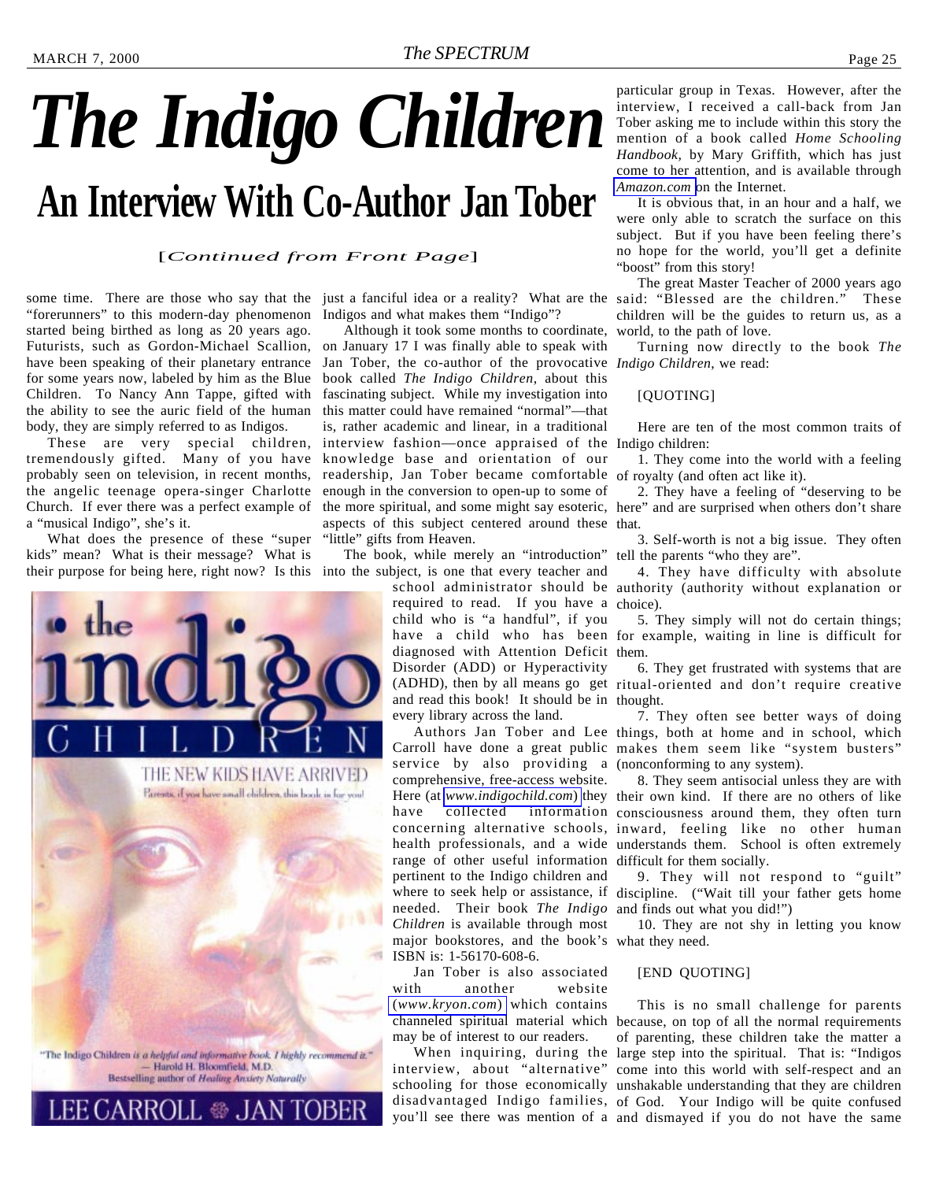# The Indigo Children

## An Interview With Co-Author Jan Tober

[*Continued from Front Page*]

some time. There are those who say that the "forerunners" to this modern-day phenomenon started being birthed as long as 20 years ago. Futurists, such as Gordon-Michael Scallion, have been speaking of their planetary entrance for some years now, labeled by him as the Blue Children. To Nancy Ann Tappe, gifted with the ability to see the auric field of the human body, they are simply referred to as Indigos.

These are very special children, tremendously gifted. Many of you have probably seen on television, in recent months, the angelic teenage opera-singer Charlotte Church. If ever there was a perfect example of a "musical Indigo", she's it.

What does the presence of these "super kids" mean? What is their message? What is their purpose for being here, right now? Is this just a fanciful idea or a reality? What are the Indigos and what makes them "Indigo"?

Although it took some months to coordinate, on January 17 I was finally able to speak with Jan Tober, the co-author of the provocative book called *The Indigo Children*, about this fascinating subject. While my investigation into this matter could have remained "normal"—that is, rather academic and linear, in a traditional interview fashion—once appraised of the knowledge base and orientation of our readership, Jan Tober became comfortable enough in the conversion to open-up to some of the more spiritual, and some might say esoteric, aspects of this subject centered around these "little" gifts from Heaven.

The book, while merely an "introduction" into the subject, is one that every teacher and school administrator should be required to read. If you have a child who is "a handful", if you have a child who has been diagnosed with Attention Deficit Disorder (ADD) or Hyperactivity (ADHD), then by all means go get and read this book! It should be in every library across the land.

Authors Jan Tober and Lee Carroll have done a great public service by also providing a comprehensive, free-access website. Here (at *www.indigochild.com*) they have collected information concerning alternative schools, health professionals, and a wide range of other useful information pertinent to the Indigo children and where to seek help or assistance, if needed. Their book *The Indigo Children* is available through most major bookstores, and the book's ISBN is: 1-56170-608-6.

Jan Tober is also associated with another website (*www.kryon.com*) which contains channeled spiritual material which may be of interest to our readers.

When inquiring, during the interview, about "alternative" schooling for those economically disadvantaged Indigo families, you'll see there was mention of a particular group in Texas. However, after the interview, I received a call-back from Jan Tober asking me to include within this story the mention of a book called *Home Schooling Handbook*, by Mary Griffith, which has just come to her attention, and is available through *Amazon.com* on the Internet.

It is obvious that, in an hour and a half, we were only able to scratch the surface on this subject. But if you have been feeling there's no hope for the world, you'll get a definite "boost" from this story!

The great Master Teacher of 2000 years ago said: "Blessed are the children." These children will be the guides to return us, as a world, to the path of love.

Turning now directly to the book *The Indigo Children*, we read:

[QUOTING]

Here are ten of the most common traits of Indigo children:

1. They come into the world with a feeling of royalty (and often act like it).

2. They have a feeling of "deserving to be here" and are surprised when others don't share that.

3. Self-worth is not a big issue. They often tell the parents "who they are".

4. They have difficulty with absolute authority (authority without explanation or choice).

5. They simply will not do certain things; for example, waiting in line is difficult for them.

6. They get frustrated with systems that are ritual-oriented and don't require creative thought.

7. They often see better ways of doing things, both at home and in school, which makes them seem like "system busters" (nonconforming to any system).

8. They seem antisocial unless they are with their own kind. If there are no others of like consciousness around them, they often turn inward, feeling like no other human understands them. School is often extremely difficult for them socially.

9. They will not respond to "guilt" discipline. ("Wait till your father gets home and finds out what you did!")

10. They are not shy in letting you know what they need.

[END QUOTING]

This is no small challenge for parents because, on top of all the normal requirements of parenting, these children take the matter a large step into the spiritual. That is: "Indigos come into this world with self-respect and an unshakable understanding that they are children of God. Your Indigo will be quite confused and dismayed if you do not have the same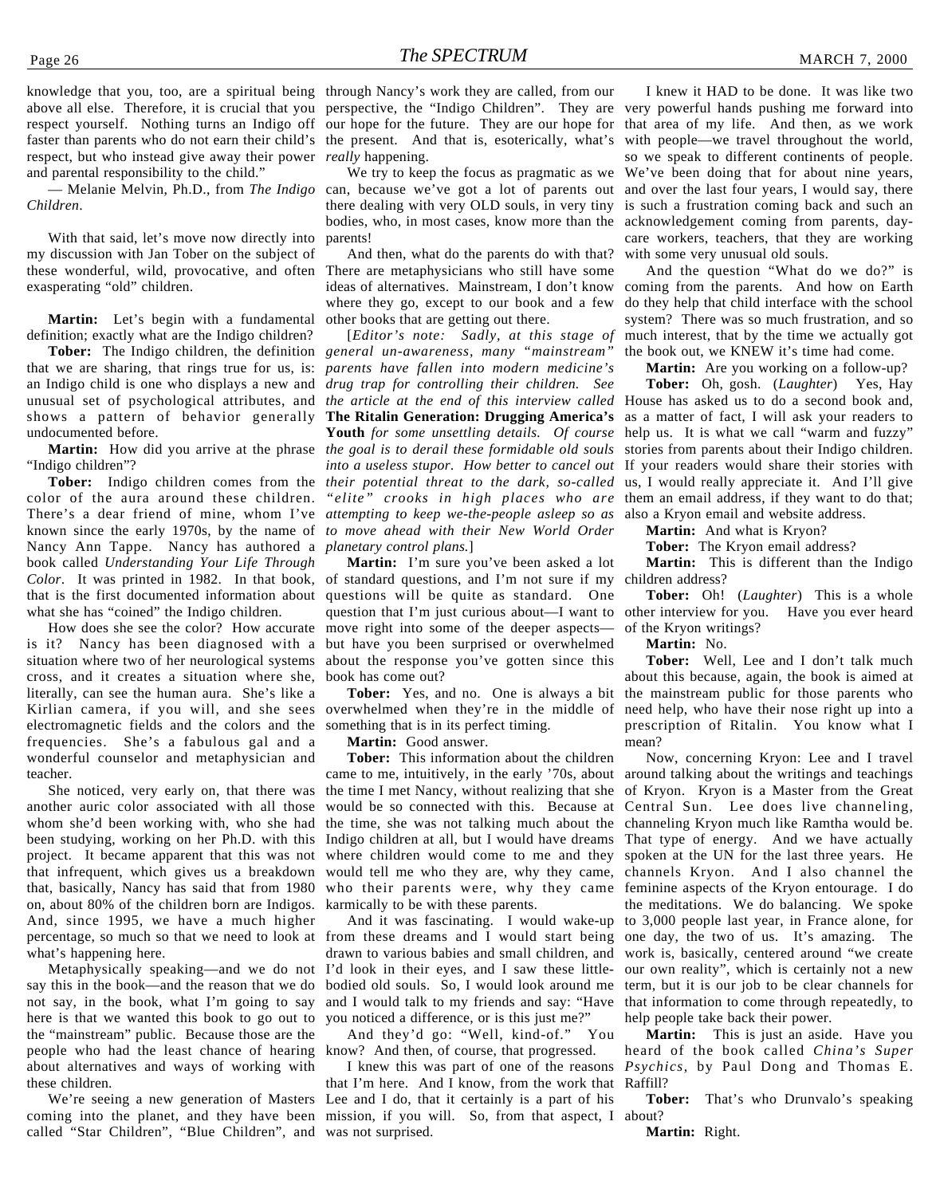knowledge that you, too, are a spiritual being above all else. Therefore, it is crucial that you respect yourself. Nothing turns an Indigo off faster than parents who do not earn their child's respect, but who instead give away their power and parental responsibility to the child."

— Melanie Melvin, Ph.D., from *The Indigo Children*.

With that said, let's move now directly into my discussion with Jan Tober on the subject of these wonderful, wild, provocative, and often exasperating "old" children.

**Martin:** Let's begin with a fundamental definition; exactly what are the Indigo children?

**Tober:** The Indigo children, the definition that we are sharing, that rings true for us, is: an Indigo child is one who displays a new and unusual set of psychological attributes, and shows a pattern of behavior generally undocumented before.

**Martin:** How did you arrive at the phrase "Indigo children"?

**Tober:** Indigo children comes from the color of the aura around these children. There's a dear friend of mine, whom I've known since the early 1970s, by the name of Nancy Ann Tappe. Nancy has authored a book called *Understanding Your Life Through Color*. It was printed in 1982. In that book, that is the first documented information about what she has "coined" the Indigo children.

How does she see the color? How accurate is it? Nancy has been diagnosed with a situation where two of her neurological systems cross, and it creates a situation where she, literally, can see the human aura. She's like a Kirlian camera, if you will, and she sees electromagnetic fields and the colors and the frequencies. She's a fabulous gal and a wonderful counselor and metaphysician and teacher.

She noticed, very early on, that there was another auric color associated with all those whom she'd been working with, who she had been studying, working on her Ph.D. with this project. It became apparent that this was not that infrequent, which gives us a breakdown that, basically, Nancy has said that from 1980 on, about 80% of the children born are Indigos. And, since 1995, we have a much higher percentage, so much so that we need to look at what's happening here.

Metaphysically speaking—and we do not say this in the book—and the reason that we do not say, in the book, what I'm going to say here is that we wanted this book to go out to the "mainstream" public. Because those are the people who had the least chance of hearing about alternatives and ways of working with these children.

We're seeing a new generation of Masters coming into the planet, and they have been called "Star Children", "Blue Children", and through Nancy's work they are called, from our perspective, the "Indigo Children". They are our hope for the future. They are our hope for the present. And that is, esoterically, what's *really* happening.

We try to keep the focus as pragmatic as we can, because we've got a lot of parents out there dealing with very OLD souls, in very tiny bodies, who, in most cases, know more than the parents!

And then, what do the parents do with that? There are metaphysicians who still have some ideas of alternatives. Mainstream, I don't know where they go, except to our book and a few other books that are getting out there.

[*Editor's note: Sadly, at this stage of general un-awareness, many "mainstream" parents have fallen into modern medicine's drug trap for controlling their children. See the article at the end of this interview called* **The Ritalin Generation: Drugging America's Youth** *for some unsettling details. Of course the goal is to derail these formidable old souls into a useless stupor. How better to cancel out their potential threat to the dark, so-called "elite" crooks in high places who are attempting to keep we-the-people asleep so as to move ahead with their New World Order planetary control plans.*]

**Martin:** I'm sure you've been asked a lot of standard questions, and I'm not sure if my questions will be quite as standard. One question that I'm just curious about—I want to move right into some of the deeper aspects—but have you been surprised or overwhelmed about the response you've gotten since this book has come out?

**Tober:** Yes, and no. One is always a bit overwhelmed when they're in the middle of something that is in its perfect timing.

**Martin:** Good answer.

**Tober:** This information about the children came to me, intuitively, in the early '70s, about the time I met Nancy, without realizing that she would be so connected with this. Because at the time, she was not talking much about the Indigo children at all, but I would have dreams where children would come to me and they would tell me who they are, why they came, who their parents were, why they came karmically to be with these parents.

And it was fascinating. I would wake-up from these dreams and I would start being drawn to various babies and small children, and I'd look in their eyes, and I saw these little-bodied old souls. So, I would look around me and I would talk to my friends and say: "Have you noticed a difference, or is this just me?"

And they'd go: "Well, kind-of." You know? And then, of course, that progressed.

I knew this was part of one of the reasons that I'm here. And I know, from the work that Lee and I do, that it certainly is a part of his mission, if you will. So, from that aspect, I was not surprised.

I knew it HAD to be done. It was like two very powerful hands pushing me forward into that area of my life. And then, as we work with people—we travel throughout the world, so we speak to different continents of people. We've been doing that for about nine years, and over the last four years, I would say, there is such a frustration coming back and such an acknowledgement coming from parents, day-care workers, teachers, that they are working with some very unusual old souls.

And the question "What do we do?" is coming from the parents. And how on Earth do they help that child interface with the school system? There was so much frustration, and so much interest, that by the time we actually got the book out, we KNEW it's time had come.

**Martin:** Are you working on a follow-up?

**Tober:** Oh, gosh. (*Laughter*) Yes, Hay House has asked us to do a second book and, as a matter of fact, I will ask your readers to help us. It is what we call "warm and fuzzy" stories from parents about their Indigo children. If your readers would share their stories with us, I would really appreciate it. And I'll give them an email address, if they want to do that; also a Kryon email and website address.

**Martin:** And what is Kryon?

**Tober:** The Kryon email address?

**Martin:** This is different than the Indigo children address?

**Tober:** Oh! (*Laughter*) This is a whole other interview for you. Have you ever heard of the Kryon writings?

**Martin:** No.

**Tober:** Well, Lee and I don't talk much about this because, again, the book is aimed at the mainstream public for those parents who need help, who have their nose right up into a prescription of Ritalin. You know what I mean?

Now, concerning Kryon: Lee and I travel around talking about the writings and teachings of Kryon. Kryon is a Master from the Great Central Sun. Lee does live channeling, channeling Kryon much like Ramtha would be. That type of energy. And we have actually spoken at the UN for the last three years. He channels Kryon. And I also channel the feminine aspects of the Kryon entourage. I do the meditations. We do balancing. We spoke to 3,000 people last year, in France alone, for one day, the two of us. It's amazing. The work is, basically, centered around "we create our own reality", which is certainly not a new term, but it is our job to be clear channels for that information to come through repeatedly, to help people take back their power.

**Martin:** This is just an aside. Have you heard of the book called *China's Super Psychics*, by Paul Dong and Thomas E. Raffill?

**Tober:** That's who Drunvalo's speaking about?

**Martin:** Right.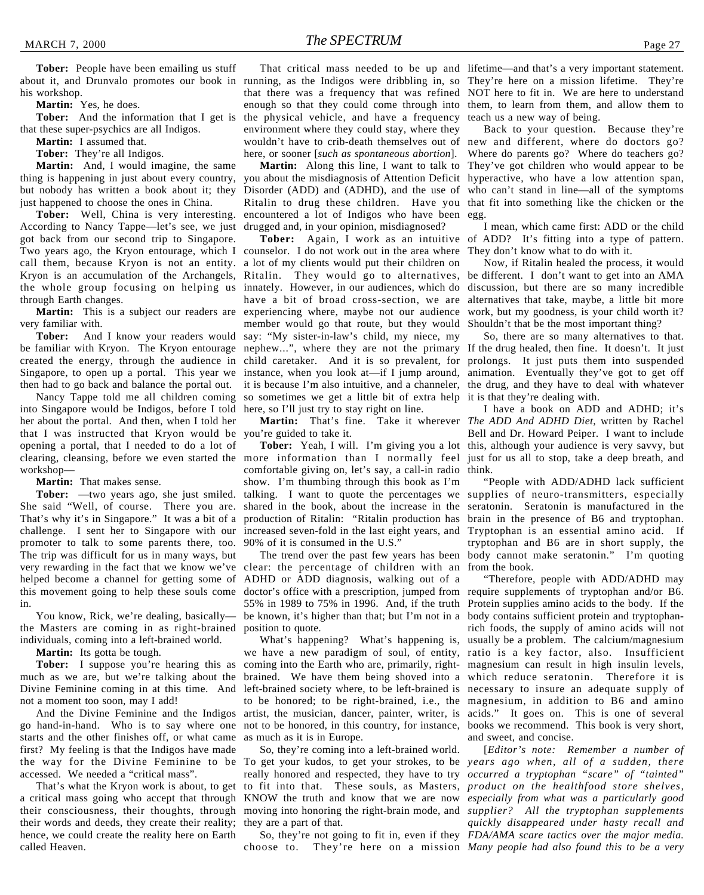**Tober:** People have been emailing us stuff about it, and Drunvalo promotes our book in his workshop.

**Martin:** Yes, he does.

**Tober:** And the information that I get is that these super-psychics are all Indigos.

**Martin:** I assumed that.

**Tober:** They're all Indigos.

**Martin:** And, I would imagine, the same thing is happening in just about every country, but nobody has written a book about it; they just happened to choose the ones in China.

**Tober:** Well, China is very interesting. According to Nancy Tappe—let's see, we just got back from our second trip to Singapore. Two years ago, the Kryon entourage, which I call them, because Kryon is not an entity. Kryon is an accumulation of the Archangels, the whole group focusing on helping us through Earth changes.

**Martin:** This is a subject our readers are very familiar with.

**Tober:** And I know your readers would be familiar with Kryon. The Kryon entourage created the energy, through the audience in Singapore, to open up a portal. This year we then had to go back and balance the portal out.

Nancy Tappe told me all children coming into Singapore would be Indigos, before I told her about the portal. And then, when I told her that I was instructed that Kryon would be opening a portal, that I needed to do a lot of clearing, cleansing, before we even started the workshop—

**Martin:** That makes sense.

**Tober:** —two years ago, she just smiled. She said "Well, of course. There you are. That's why it's in Singapore." It was a bit of a challenge. I sent her to Singapore with our promoter to talk to some parents there, too. The trip was difficult for us in many ways, but very rewarding in the fact that we know we've helped become a channel for getting some of this movement going to help these souls come in.

You know, Rick, we're dealing, basically—the Masters are coming in as right-brained individuals, coming into a left-brained world.

**Martin:** Its gotta be tough.

**Tober:** I suppose you're hearing this as much as we are, but we're talking about the Divine Feminine coming in at this time. And not a moment too soon, may I add!

And the Divine Feminine and the Indigos go hand-in-hand. Who is to say where one starts and the other finishes off, or what came first? My feeling is that the Indigos have made the way for the Divine Feminine to be accessed. We needed a "critical mass".

That's what the Kryon work is about, to get a critical mass going who accept that through their consciousness, their thoughts, through their words and deeds, they create their reality; hence, we could create the reality here on Earth called Heaven.

That critical mass needed to be up and running, as the Indigos were dribbling in, so that there was a frequency that was refined enough so that they could come through into the physical vehicle, and have a frequency environment where they could stay, where they wouldn't have to crib-death themselves out of here, or sooner [*such as spontaneous abortion*].

**Martin:** Along this line, I want to talk to you about the misdiagnosis of Attention Deficit Disorder (ADD) and (ADHD), and the use of Ritalin to drug these children. Have you encountered a lot of Indigos who have been drugged and, in your opinion, misdiagnosed?

**Tober:** Again, I work as an intuitive counselor. I do not work out in the area where a lot of my clients would put their children on Ritalin. They would go to alternatives, innately. However, in our audiences, which do have a bit of broad cross-section, we are experiencing where, maybe not our audience member would go that route, but they would say: "My sister-in-law's child, my niece, my nephew...", where they are not the primary child caretaker. And it is so prevalent, for instance, when you look at—if I jump around, it is because I'm also intuitive, and a channeler, so sometimes we get a little bit of extra help here, so I'll just try to stay right on line.

**Martin:** That's fine. Take it wherever you're guided to take it.

**Tober:** Yeah, I will. I'm giving you a lot more information than I normally feel comfortable giving on, let's say, a call-in radio show. I'm thumbing through this book as I'm talking. I want to quote the percentages we shared in the book, about the increase in the production of Ritalin: "Ritalin production has increased seven-fold in the last eight years, and 90% of it is consumed in the U.S."

The trend over the past few years has been clear: the percentage of children with an ADHD or ADD diagnosis, walking out of a doctor's office with a prescription, jumped from 55% in 1989 to 75% in 1996. And, if the truth be known, it's higher than that; but I'm not in a position to quote.

What's happening? What's happening is, we have a new paradigm of soul, of entity, coming into the Earth who are, primarily, right-brained. We have them being shoved into a left-brained society where, to be left-brained is to be honored; to be right-brained, i.e., the artist, the musician, dancer, painter, writer, is not to be honored, in this country, for instance, as much as it is in Europe.

So, they're coming into a left-brained world. To get your kudos, to get your strokes, to be really honored and respected, they have to try to fit into that. These souls, as Masters, KNOW the truth and know that we are now moving into honoring the right-brain mode, and they are a part of that.

So, they're not going to fit in, even if they choose to. They're here on a mission lifetime—and that's a very important statement. They're here on a mission lifetime. They're NOT here to fit in. We are here to understand them, to learn from them, and allow them to teach us a new way of being.

Back to your question. Because they're new and different, where do doctors go? Where do parents go? Where do teachers go? They've got children who would appear to be hyperactive, who have a low attention span, who can't stand in line—all of the symptoms that fit into something like the chicken or the egg.

I mean, which came first: ADD or the child of ADD? It's fitting into a type of pattern. They don't know what to do with it.

Now, if Ritalin healed the process, it would be different. I don't want to get into an AMA discussion, but there are so many incredible alternatives that take, maybe, a little bit more work, but my goodness, is your child worth it? Shouldn't that be the most important thing?

So, there are so many alternatives to that. If the drug healed, then fine. It doesn't. It just prolongs. It just puts them into suspended animation. Eventually they've got to get off the drug, and they have to deal with whatever it is that they're dealing with.

I have a book on ADD and ADHD; it's *The ADD And ADHD Diet*, written by Rachel Bell and Dr. Howard Peiper. I want to include this, although your audience is very savvy, but just for us all to stop, take a deep breath, and think.

"People with ADD/ADHD lack sufficient supplies of neuro-transmitters, especially seratonin. Seratonin is manufactured in the brain in the presence of B6 and tryptophan. Tryptophan is an essential amino acid. If tryptophan and B6 are in short supply, the body cannot make seratonin." I'm quoting from the book.

"Therefore, people with ADD/ADHD may require supplements of tryptophan and/or B6. Protein supplies amino acids to the body. If the body contains sufficient protein and tryptophan-rich foods, the supply of amino acids will not usually be a problem. The calcium/magnesium ratio is a key factor, also. Insufficient magnesium can result in high insulin levels, which reduce seratonin. Therefore it is necessary to insure an adequate supply of magnesium, in addition to B6 and amino acids." It goes on. This is one of several books we recommend. This book is very short, and sweet, and concise.

[*Editor's note: Remember a number of years ago when, all of a sudden, there occurred a tryptophan "scare" of "tainted" product on the healthfood store shelves, especially from what was a particularly good supplier? All the tryptophan supplements quickly disappeared under hasty recall and FDA/AMA scare tactics over the major media. Many people had also found this to be a very*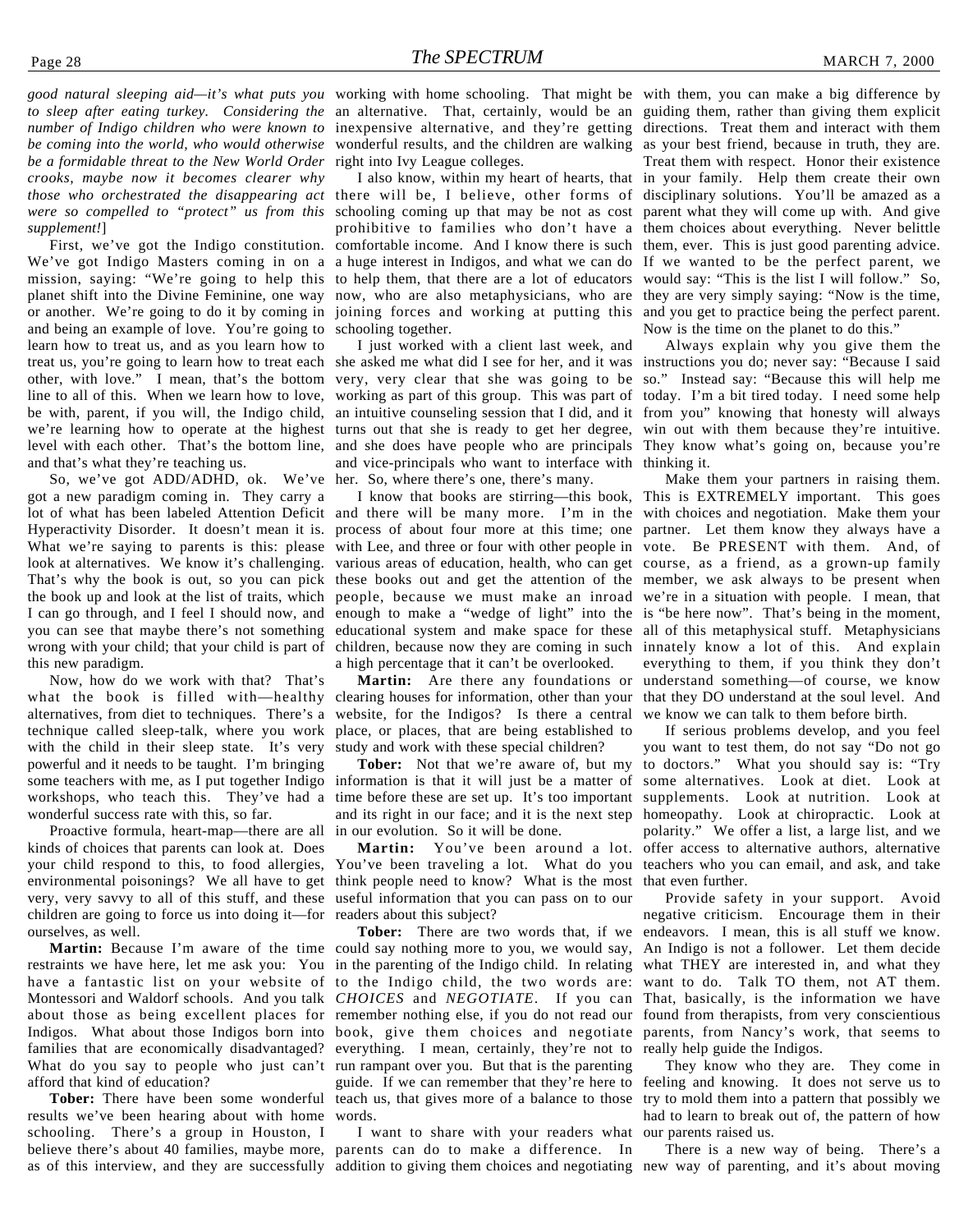*good natural sleeping aid—it's what puts you to sleep after eating turkey. Considering the number of Indigo children who were known to be coming into the world, who would otherwise be a formidable threat to the New World Order crooks, maybe now it becomes clearer why those who orchestrated the disappearing act were so compelled to "protect" us from this supplement!*]

First, we've got the Indigo constitution. We've got Indigo Masters coming in on a mission, saying: "We're going to help this planet shift into the Divine Feminine, one way or another. We're going to do it by coming in and being an example of love. You're going to learn how to treat us, and as you learn how to treat us, you're going to learn how to treat each other, with love." I mean, that's the bottom line to all of this. When we learn how to love, be with, parent, if you will, the Indigo child, we're learning how to operate at the highest level with each other. That's the bottom line, and that's what they're teaching us.

So, we've got ADD/ADHD, ok. We've got a new paradigm coming in. They carry a lot of what has been labeled Attention Deficit Hyperactivity Disorder. It doesn't mean it is. What we're saying to parents is this: please look at alternatives. We know it's challenging. That's why the book is out, so you can pick the book up and look at the list of traits, which I can go through, and I feel I should now, and you can see that maybe there's not something wrong with your child; that your child is part of this new paradigm.

Now, how do we work with that? That's what the book is filled with—healthy alternatives, from diet to techniques. There's a technique called sleep-talk, where you work with the child in their sleep state. It's very powerful and it needs to be taught. I'm bringing some teachers with me, as I put together Indigo workshops, who teach this. They've had a wonderful success rate with this, so far.

Proactive formula, heart-map—there are all kinds of choices that parents can look at. Does your child respond to this, to food allergies, environmental poisonings? We all have to get very, very savvy to all of this stuff, and these children are going to force us into doing it—for ourselves, as well.

**Martin:** Because I'm aware of the time restraints we have here, let me ask you: You have a fantastic list on your website of Montessori and Waldorf schools. And you talk about those as being excellent places for Indigos. What about those Indigos born into families that are economically disadvantaged? What do you say to people who just can't afford that kind of education?

**Tober:** There have been some wonderful results we've been hearing about with home schooling. There's a group in Houston, I believe there's about 40 families, maybe more, as of this interview, and they are successfully working with home schooling. That might be an alternative. That, certainly, would be an inexpensive alternative, and they're getting wonderful results, and the children are walking right into Ivy League colleges.

I also know, within my heart of hearts, that there will be, I believe, other forms of schooling coming up that may be not as cost prohibitive to families who don't have a comfortable income. And I know there is such a huge interest in Indigos, and what we can do to help them, that there are a lot of educators now, who are also metaphysicians, who are joining forces and working at putting this schooling together.

I just worked with a client last week, and she asked me what did I see for her, and it was very, very clear that she was going to be working as part of this group. This was part of an intuitive counseling session that I did, and it turns out that she is ready to get her degree, and she does have people who are principals and vice-principals who want to interface with her. So, where there's one, there's many.

I know that books are stirring—this book, and there will be many more. I'm in the process of about four more at this time; one with Lee, and three or four with other people in various areas of education, health, who can get these books out and get the attention of the people, because we must make an inroad enough to make a "wedge of light" into the educational system and make space for these children, because now they are coming in such a high percentage that it can't be overlooked.

**Martin:** Are there any foundations or clearing houses for information, other than your website, for the Indigos? Is there a central place, or places, that are being established to study and work with these special children?

**Tober:** Not that we're aware of, but my information is that it will just be a matter of time before these are set up. It's too important and its right in our face; and it is the next step in our evolution. So it will be done.

**Martin:** You've been around a lot. You've been traveling a lot. What do you think people need to know? What is the most useful information that you can pass on to our readers about this subject?

**Tober:** There are two words that, if we could say nothing more to you, we would say, in the parenting of the Indigo child. In relating to the Indigo child, the two words are: *CHOICES* and *NEGOTIATE*. If you can remember nothing else, if you do not read our book, give them choices and negotiate everything. I mean, certainly, they're not to run rampant over you. But that is the parenting guide. If we can remember that they're here to teach us, that gives more of a balance to those words.

I want to share with your readers what parents can do to make a difference. In addition to giving them choices and negotiating with them, you can make a big difference by guiding them, rather than giving them explicit directions. Treat them and interact with them as your best friend, because in truth, they are. Treat them with respect. Honor their existence in your family. Help them create their own disciplinary solutions. You'll be amazed as a parent what they will come up with. And give them choices about everything. Never belittle them, ever. This is just good parenting advice. If we wanted to be the perfect parent, we would say: "This is the list I will follow." So, they are very simply saying: "Now is the time, and you get to practice being the perfect parent. Now is the time on the planet to do this."

Always explain why you give them the instructions you do; never say: "Because I said so." Instead say: "Because this will help me today. I'm a bit tired today. I need some help from you" knowing that honesty will always win out with them because they're intuitive. They know what's going on, because you're thinking it.

Make them your partners in raising them. This is EXTREMELY important. This goes with choices and negotiation. Make them your partner. Let them know they always have a vote. Be PRESENT with them. And, of course, as a friend, as a grown-up family member, we ask always to be present when we're in a situation with people. I mean, that is "be here now". That's being in the moment, all of this metaphysical stuff. Metaphysicians innately know a lot of this. And explain everything to them, if you think they don't understand something—of course, we know that they DO understand at the soul level. And we know we can talk to them before birth.

If serious problems develop, and you feel you want to test them, do not say "Do not go to doctors." What you should say is: "Try some alternatives. Look at diet. Look at supplements. Look at nutrition. Look at homeopathy. Look at chiropractic. Look at polarity." We offer a list, a large list, and we offer access to alternative authors, alternative teachers who you can email, and ask, and take that even further.

Provide safety in your support. Avoid negative criticism. Encourage them in their endeavors. I mean, this is all stuff we know. An Indigo is not a follower. Let them decide what THEY are interested in, and what they want to do. Talk TO them, not AT them. That, basically, is the information we have found from therapists, from very conscientious parents, from Nancy's work, that seems to really help guide the Indigos.

They know who they are. They come in feeling and knowing. It does not serve us to try to mold them into a pattern that possibly we had to learn to break out of, the pattern of how our parents raised us.

There is a new way of being. There's a new way of parenting, and it's about moving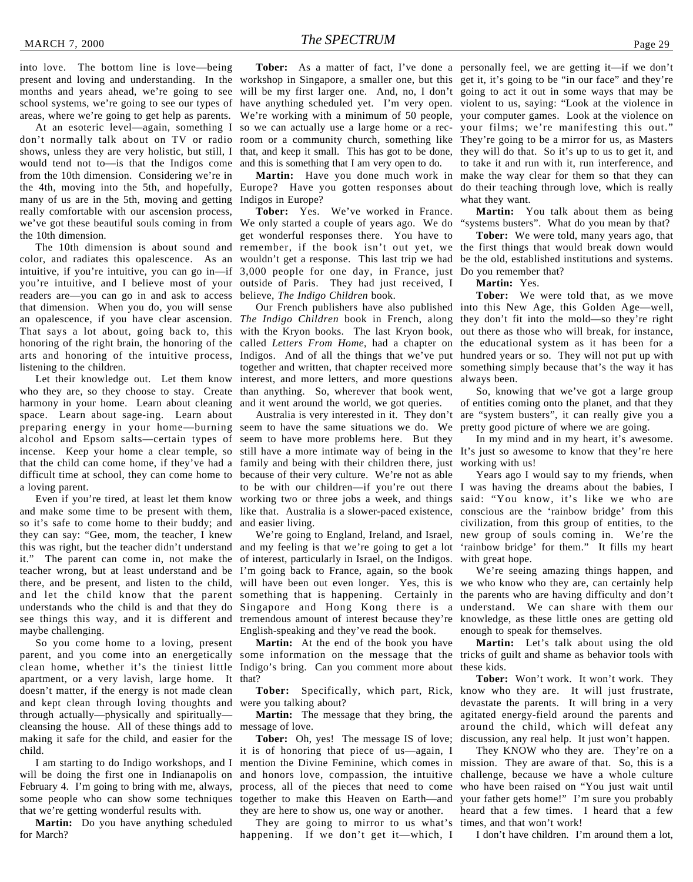into love. The bottom line is love—being present and loving and understanding. In the months and years ahead, we're going to see school systems, we're going to see our types of areas, where we're going to get help as parents.

At an esoteric level—again, something I don't normally talk about on TV or radio shows, unless they are very holistic, but still, I would tend not to—is that the Indigos come from the 10th dimension. Considering we're in the 4th, moving into the 5th, and hopefully, many of us are in the 5th, moving and getting really comfortable with our ascension process, we've got these beautiful souls coming in from the 10th dimension.

The 10th dimension is about sound and color, and radiates this opalescence. As an intuitive, if you're intuitive, you can go in—if you're intuitive, and I believe most of your readers are—you can go in and ask to access that dimension. When you do, you will sense an opalescence, if you have clear ascension. That says a lot about, going back to, this honoring of the right brain, the honoring of the arts and honoring of the intuitive process, listening to the children.

Let their knowledge out. Let them know who they are, so they choose to stay. Create harmony in your home. Learn about cleaning space. Learn about sage-ing. Learn about preparing energy in your home—burning alcohol and Epsom salts—certain types of incense. Keep your home a clear temple, so that the child can come home, if they've had a difficult time at school, they can come home to a loving parent.

Even if you're tired, at least let them know and make some time to be present with them, so it's safe to come home to their buddy; and they can say: "Gee, mom, the teacher, I knew this was right, but the teacher didn't understand it." The parent can come in, not make the teacher wrong, but at least understand and be there, and be present, and listen to the child, and let the child know that the parent understands who the child is and that they do see things this way, and it is different and maybe challenging.

So you come home to a loving, present parent, and you come into an energetically clean home, whether it's the tiniest little apartment, or a very lavish, large home. It doesn't matter, if the energy is not made clean and kept clean through loving thoughts and through actually—physically and spiritually—cleansing the house. All of these things add to making it safe for the child, and easier for the child.

I am starting to do Indigo workshops, and I will be doing the first one in Indianapolis on February 4. I'm going to bring with me, always, some people who can show some techniques that we're getting wonderful results with.

**Martin:** Do you have anything scheduled for March?

**Tober:** As a matter of fact, I've done a workshop in Singapore, a smaller one, but this will be my first larger one. And, no, I don't have anything scheduled yet. I'm very open. We're working with a minimum of 50 people, so we can actually use a large home or a rec-room or a community church, something like that, and keep it small. This has got to be done, and this is something that I am very open to do.

**Martin:** Have you done much work in Europe? Have you gotten responses about Indigos in Europe?

**Tober:** Yes. We've worked in France. We only started a couple of years ago. We do get wonderful responses there. You have to remember, if the book isn't out yet, we wouldn't get a response. This last trip we had 3,000 people for one day, in France, just outside of Paris. They had just received, I believe, *The Indigo Children* book.

Our French publishers have also published *The Indigo Children* book in French, along with the Kryon books. The last Kryon book, called *Letters From Home*, had a chapter on Indigos. And of all the things that we've put together and written, that chapter received more interest, and more letters, and more questions than anything. So, wherever that book went, and it went around the world, we got queries.

Australia is very interested in it. They don't seem to have the same situations we do. We seem to have more problems here. But they still have a more intimate way of being in the family and being with their children there, just because of their very culture. We're not as able to be with our children—if you're out there working two or three jobs a week, and things like that. Australia is a slower-paced existence, and easier living.

We're going to England, Ireland, and Israel, and my feeling is that we're going to get a lot of interest, particularly in Israel, on the Indigos. I'm going back to France, again, so the book will have been out even longer. Yes, this is something that is happening. Certainly in Singapore and Hong Kong there is a tremendous amount of interest because they're English-speaking and they've read the book.

**Martin:** At the end of the book you have some information on the message that the Indigo's bring. Can you comment more about that?

**Tober:** Specifically, which part, Rick, were you talking about?

**Martin:** The message that they bring, the message of love.

**Tober:** Oh, yes! The message IS of love; it is of honoring that piece of us—again, I mention the Divine Feminine, which comes in and honors love, compassion, the intuitive process, all of the pieces that need to come together to make this Heaven on Earth—and they are here to show us, one way or another.

They are going to mirror to us what's happening. If we don't get it—which, I personally feel, we are getting it—if we don't get it, it's going to be "in our face" and they're going to act it out in some ways that may be violent to us, saying: "Look at the violence in your computer games. Look at the violence on your films; we're manifesting this out." They're going to be a mirror for us, as Masters they will do that. So it's up to us to get it, and to take it and run with it, run interference, and make the way clear for them so that they can do their teaching through love, which is really what they want.

**Martin:** You talk about them as being "systems busters". What do you mean by that?

**Tober:** We were told, many years ago, that the first things that would break down would be the old, established institutions and systems. Do you remember that?

**Martin:** Yes.

**Tober:** We were told that, as we move into this New Age, this Golden Age—well, they don't fit into the mold—so they're right out there as those who will break, for instance, the educational system as it has been for a hundred years or so. They will not put up with something simply because that's the way it has always been.

So, knowing that we've got a large group of entities coming onto the planet, and that they are "system busters", it can really give you a pretty good picture of where we are going.

In my mind and in my heart, it's awesome. It's just so awesome to know that they're here working with us!

Years ago I would say to my friends, when I was having the dreams about the babies, I said: "You know, it's like we who are conscious are the 'rainbow bridge' from this civilization, from this group of entities, to the new group of souls coming in. We're the 'rainbow bridge' for them." It fills my heart with great hope.

We're seeing amazing things happen, and we who know who they are, can certainly help the parents who are having difficulty and don't understand. We can share with them our knowledge, as these little ones are getting old enough to speak for themselves.

**Martin:** Let's talk about using the old tricks of guilt and shame as behavior tools with these kids.

**Tober:** Won't work. It won't work. They know who they are. It will just frustrate, devastate the parents. It will bring in a very agitated energy-field around the parents and around the child, which will defeat any discussion, any real help. It just won't happen.

They KNOW who they are. They're on a mission. They are aware of that. So, this is a challenge, because we have a whole culture who have been raised on "You just wait until your father gets home!" I'm sure you probably heard that a few times. I heard that a few times, and that won't work!

I don't have children. I'm around them a lot,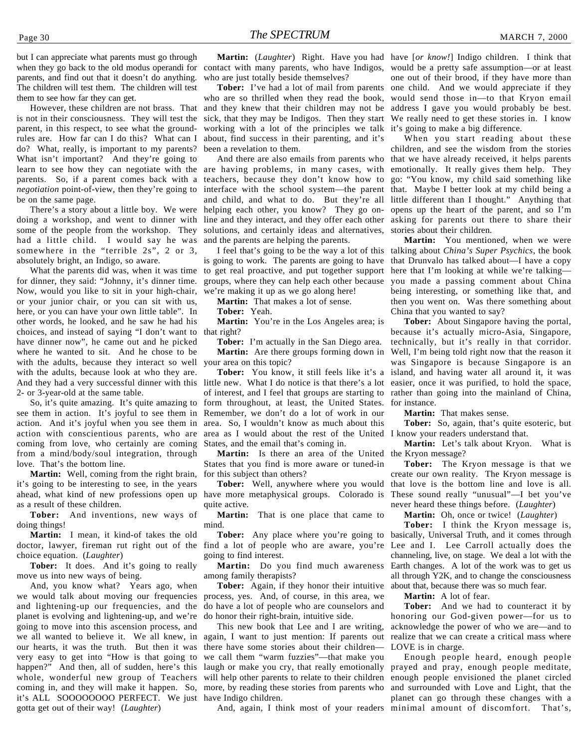but I can appreciate what parents must go through when they go back to the old modus operandi for parents, and find out that it doesn't do anything. The children will test them. The children will test them to see how far they can get.

However, these children are not brass. That is not in their consciousness. They will test the parent, in this respect, to see what the ground-rules are. How far can I do this? What can I do? What, really, is important to my parents? What isn't important? And they're going to learn to see how they can negotiate with the parents. So, if a parent comes back with a *negotiation* point-of-view, then they're going to be on the same page.

There's a story about a little boy. We were doing a workshop, and went to dinner with some of the people from the workshop. They had a little child. I would say he was somewhere in the "terrible 2s", 2 or 3, absolutely bright, an Indigo, so aware.

What the parents did was, when it was time for dinner, they said: "Johnny, it's dinner time. Now, would you like to sit in your high-chair, or your junior chair, or you can sit with us, here, or you can have your own little table". In other words, he looked, and he saw he had his choices, and instead of saying "I don't want to have dinner now", he came out and he picked where he wanted to sit. And he chose to be with the adults, because they interact so well with the adults, because look at who they are. And they had a very successful dinner with this 2- or 3-year-old at the same table.

So, it's quite amazing. It's quite amazing to see them in action. It's joyful to see them in action. And it's joyful when you see them in action with conscientious parents, who are coming from love, who certainly are coming from a mind/body/soul integration, through love. That's the bottom line.

**Martin:** Well, coming from the right brain, it's going to be interesting to see, in the years ahead, what kind of new professions open up as a result of these children.

**Tober:** And inventions, new ways of doing things!

**Martin:** I mean, it kind-of takes the old doctor, lawyer, fireman rut right out of the choice equation. (*Laughter*)

**Tober:** It does. And it's going to really move us into new ways of being.

And, you know what? Years ago, when we would talk about moving our frequencies and lightening-up our frequencies, and the planet is evolving and lightening-up, and we're going to move into this ascension process, and we all wanted to believe it. We all knew, in our hearts, it was the truth. But then it was very easy to get into "How is that going to happen?" And then, all of sudden, here's this whole, wonderful new group of Teachers coming in, and they will make it happen. So, it's ALL SOOOOOOOO PERFECT. We just gotta get out of their way! (*Laughter*)

**Martin:** (*Laughter*) Right. Have you had contact with many parents, who have Indigos, who are just totally beside themselves?

**Tober:** I've had a lot of mail from parents who are so thrilled when they read the book, and they knew that their children may not be sick, that they may be Indigos. Then they start working with a lot of the principles we talk about, find success in their parenting, and it's been a revelation to them.

And there are also emails from parents who are having problems, in many cases, with teachers, because they don't know how to interface with the school system—the parent and child, and what to do. But they're all helping each other, you know? They go on-line and they interact, and they offer each other solutions, and certainly ideas and alternatives, and the parents are helping the parents.

I feel that's going to be the way a lot of this is going to work. The parents are going to have to get real proactive, and put together support groups, where they can help each other because we're making it up as we go along here!

**Martin:** That makes a lot of sense.

**Tober:** Yeah.

**Martin:** You're in the Los Angeles area; is that right?

**Tober:** I'm actually in the San Diego area.

**Martin:** Are there groups forming down in your area on this topic?

**Tober:** You know, it still feels like it's a little new. What I do notice is that there's a lot of interest, and I feel that groups are starting to form throughout, at least, the United States. Remember, we don't do a lot of work in our area. So, I wouldn't know as much about this area as I would about the rest of the United States, and the email that's coming in.

**Martin:** Is there an area of the United States that you find is more aware or tuned-in for this subject than others?

**Tober:** Well, anywhere where you would have more metaphysical groups. Colorado is quite active.

**Martin:** That is one place that came to mind.

**Tober:** Any place where you're going to find a lot of people who are aware, you're going to find interest.

**Martin:** Do you find much awareness among family therapists?

**Tober:** Again, if they honor their intuitive process, yes. And, of course, in this area, we do have a lot of people who are counselors and do honor their right-brain, intuitive side.

This new book that Lee and I are writing, again, I want to just mention: If parents out there have some stories about their children—we call them "warm fuzzies"—that make you laugh or make you cry, that really emotionally will help other parents to relate to their children more, by reading these stories from parents who have Indigo children.

And, again, I think most of your readers have [*or know!*] Indigo children. I think that would be a pretty safe assumption—or at least one out of their brood, if they have more than one child. And we would appreciate if they would send those in—to that Kryon email address I gave you would probably be best. We really need to get these stories in. I know it's going to make a big difference.

When you start reading about these children, and see the wisdom from the stories that we have already received, it helps parents emotionally. It really gives them help. They go: "You know, my child said something like that. Maybe I better look at my child being a little different than I thought." Anything that opens up the heart of the parent, and so I'm asking for parents out there to share their stories about their children.

**Martin:** You mentioned, when we were talking about *China's Super Psychics*, the book that Drunvalo has talked about—I have a copy here that I'm looking at while we're talking—you made a passing comment about China being interesting, or something like that, and then you went on. Was there something about China that you wanted to say?

**Tober:** About Singapore having the portal, because it's actually micro-Asia, Singapore, technically, but it's really in that corridor. Well, I'm being told right now that the reason it was Singapore is because Singapore is an island, and having water all around it, it was easier, once it was purified, to hold the space, rather than going into the mainland of China, for instance.

**Martin:** That makes sense.

**Tober:** So, again, that's quite esoteric, but I know your readers understand that.

**Martin:** Let's talk about Kryon. What is the Kryon message?

**Tober:** The Kryon message is that we create our own reality. The Kryon message is that love is the bottom line and love is all. These sound really "unusual"—I bet you've never heard these things before. (*Laughter*)

**Martin:** Oh, once or twice! (*Laughter*)

**Tober:** I think the Kryon message is, basically, Universal Truth, and it comes through Lee and I. Lee Carroll actually does the channeling, live, on stage. We deal a lot with the Earth changes. A lot of the work was to get us all through Y2K, and to change the consciousness about that, because there was so much fear.

**Martin:** A lot of fear.

**Tober:** And we had to counteract it by honoring our God-given power—for us to acknowledge the power of who we are—and to realize that we can create a critical mass where LOVE is in charge.

Enough people heard, enough people prayed and pray, enough people meditate, enough people envisioned the planet circled and surrounded with Love and Light, that the planet can go through these changes with a minimal amount of discomfort. That's,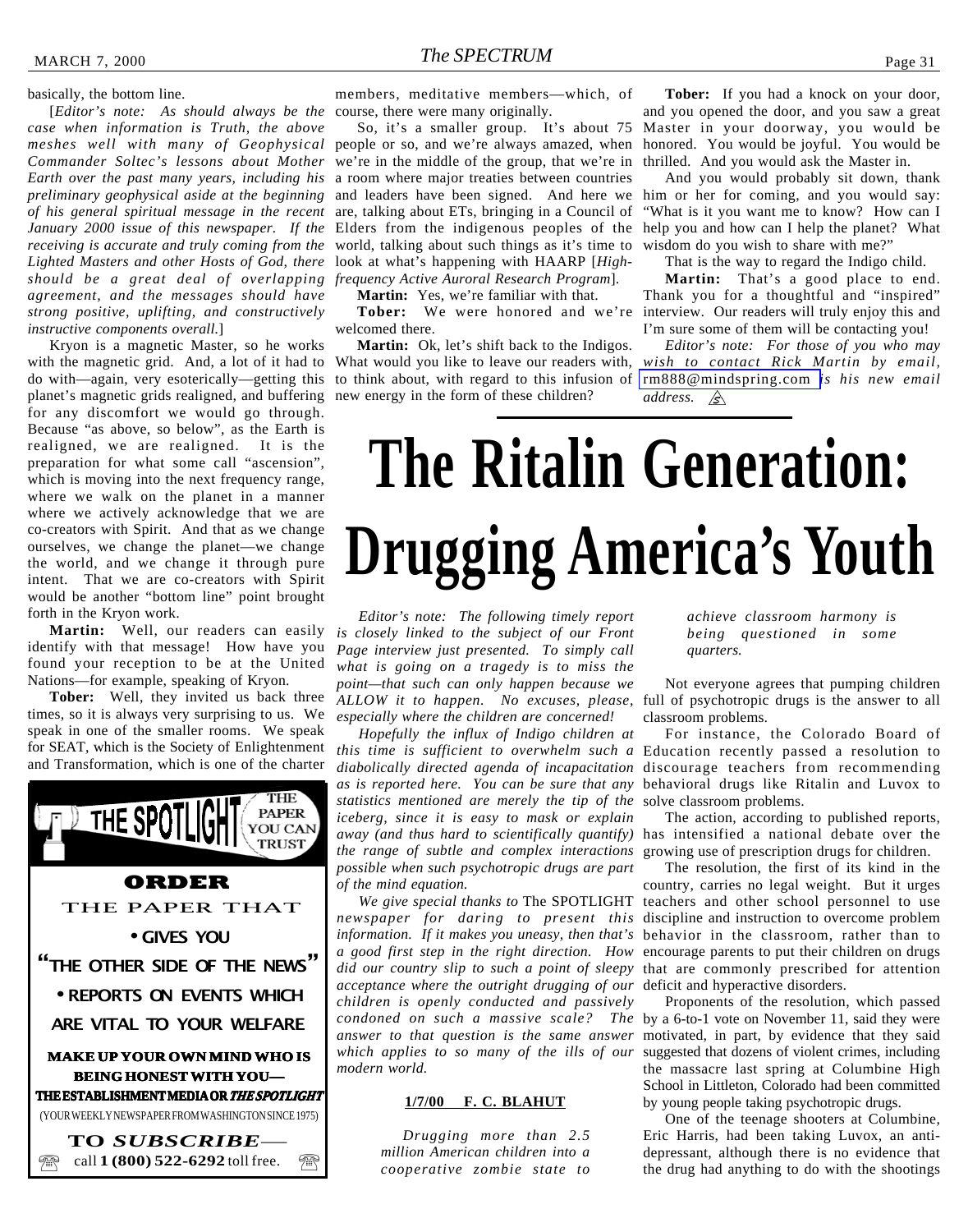basically, the bottom line.

[*Editor's note: As should always be the case when information is Truth, the above meshes well with many of Geophysical Commander Soltec's lessons about Mother Earth over the past many years, including his preliminary geophysical aside at the beginning of his general spiritual message in the recent January 2000 issue of this newspaper. If the receiving is accurate and truly coming from the Lighted Masters and other Hosts of God, there should be a great deal of overlapping agreement, and the messages should have strong positive, uplifting, and constructively instructive components overall.*]

Kryon is a magnetic Master, so he works with the magnetic grid. And, a lot of it had to do with—again, very esoterically—getting this planet's magnetic grids realigned, and buffering for any discomfort we would go through. Because "as above, so below", as the Earth is realigned, we are realigned. It is the preparation for what some call "ascension", which is moving into the next frequency range, where we walk on the planet in a manner where we actively acknowledge that we are co-creators with Spirit. And that as we change ourselves, we change the planet—we change the world, and we change it through pure intent. That we are co-creators with Spirit would be another "bottom line" point brought forth in the Kryon work.

**Martin:** Well, our readers can easily identify with that message! How have you found your reception to be at the United Nations—for example, speaking of Kryon.

**Tober:** Well, they invited us back three times, so it is always very surprising to us. We speak in one of the smaller rooms. We speak for SEAT, which is the Society of Enlightenment and Transformation, which is one of the charter members, meditative members—which, of course, there were many originally.

So, it's a smaller group. It's about 75 people or so, and we're always amazed, when we're in the middle of the group, that we're in a room where major treaties between countries and leaders have been signed. And here we are, talking about ETs, bringing in a Council of Elders from the indigenous peoples of the world, talking about such things as it's time to look at what's happening with HAARP [*High-frequency Active Auroral Research Program*].

**Martin:** Yes, we're familiar with that.

**Tober:** We were honored and we're welcomed there.

**Martin:** Ok, let's shift back to the Indigos. What would you like to leave our readers with, to think about, with regard to this infusion of new energy in the form of these children?

**Tober:** If you had a knock on your door, and you opened the door, and you saw a great Master in your doorway, you would be honored. You would be joyful. You would be thrilled. And you would ask the Master in.

And you would probably sit down, thank him or her for coming, and you would say: "What is it you want me to know? How can I help you and how can I help the planet? What wisdom do you wish to share with me?"

That is the way to regard the Indigo child.

**Martin:** That's a good place to end. Thank you for a thoughtful and "inspired" interview. Our readers will truly enjoy this and I'm sure some of them will be contacting you!

*Editor's note: For those of you who may wish to contact Rick Martin by email,* rm888@mindspring.com *is his new email address.*

---

**THE SPOTLIGHT** — THE PAPER YOU CAN TRUST

**ORDER** THE PAPER THAT

- GIVES YOU "THE OTHER SIDE OF THE NEWS"
- REPORTS ON EVENTS WHICH ARE VITAL TO YOUR WELFARE

**MAKE UP YOUR OWN MIND WHO IS BEING HONEST WITH YOU—THE ESTABLISHMENT MEDIA OR *THE SPOTLIGHT***

(YOUR WEEKLY NEWSPAPER FROM WASHINGTON SINCE 1975)

**TO *SUBSCRIBE***— call **1 (800) 522-6292** toll free.

---

# The Ritalin Generation: Drugging America's Youth

*Editor's note: The following timely report is closely linked to the subject of our Front Page interview just presented. To simply call what is going on a tragedy is to miss the point—that such can only happen because we ALLOW it to happen. No excuses, please, especially where the children are concerned!*

*Hopefully the influx of Indigo children at this time is sufficient to overwhelm such a diabolically directed agenda of incapacitation as is reported here. You can be sure that any statistics mentioned are merely the tip of the iceberg, since it is easy to mask or explain away (and thus hard to scientifically quantify) the range of subtle and complex interactions possible when such psychotropic drugs are part of the mind equation.*

*We give special thanks to* The SPOTLIGHT *newspaper for daring to present this information. If it makes you uneasy, then that's a good first step in the right direction. How did our country slip to such a point of sleepy acceptance where the outright drugging of our children is openly conducted and passively condoned on such a massive scale? The answer to that question is the same answer which applies to so many of the ills of our modern world.*

**1/7/00 F. C. BLAHUT**

*Drugging more than 2.5 million American children into a cooperative zombie state to achieve classroom harmony is being questioned in some quarters.*

Not everyone agrees that pumping children full of psychotropic drugs is the answer to all classroom problems.

For instance, the Colorado Board of Education recently passed a resolution to discourage teachers from recommending behavioral drugs like Ritalin and Luvox to solve classroom problems.

The action, according to published reports, has intensified a national debate over the growing use of prescription drugs for children.

The resolution, the first of its kind in the country, carries no legal weight. But it urges teachers and other school personnel to use discipline and instruction to overcome problem behavior in the classroom, rather than to encourage parents to put their children on drugs that are commonly prescribed for attention deficit and hyperactive disorders.

Proponents of the resolution, which passed by a 6-to-1 vote on November 11, said they were motivated, in part, by evidence that they said suggested that dozens of violent crimes, including the massacre last spring at Columbine High School in Littleton, Colorado had been committed by young people taking psychotropic drugs.

One of the teenage shooters at Columbine, Eric Harris, had been taking Luvox, an anti-depressant, although there is no evidence that the drug had anything to do with the shootings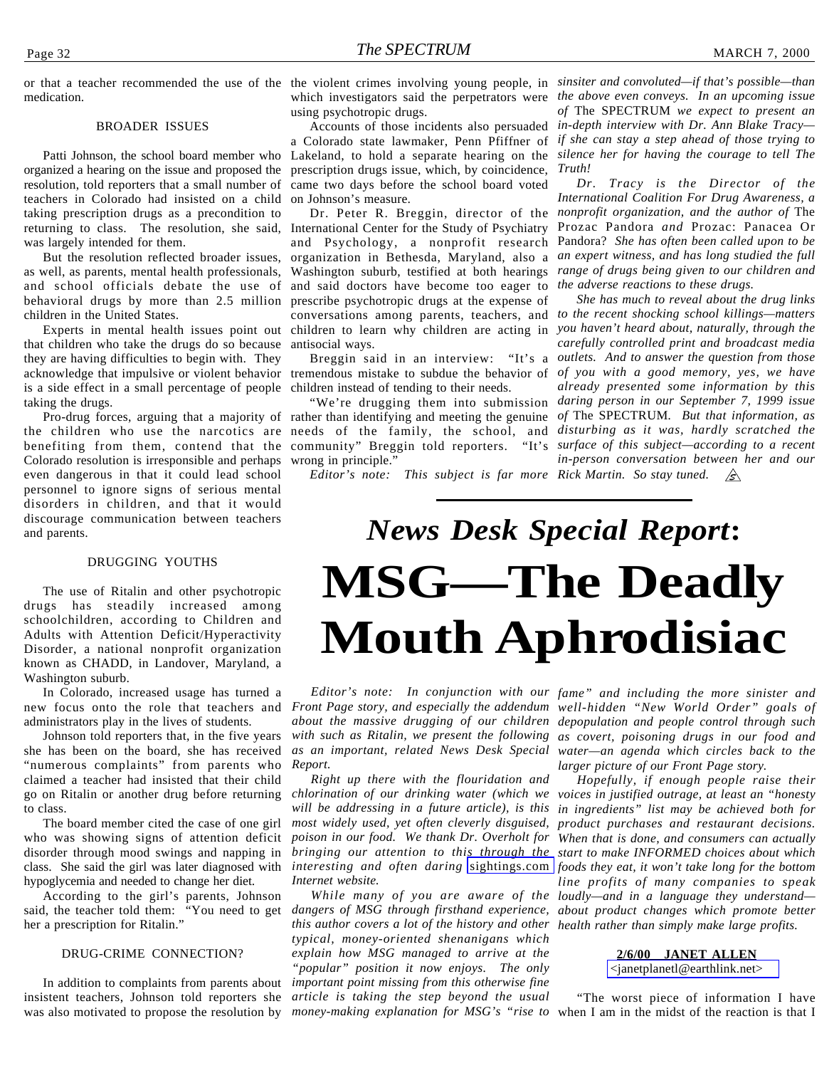or that a teacher recommended the use of the medication.

BROADER ISSUES

Patti Johnson, the school board member who organized a hearing on the issue and proposed the resolution, told reporters that a small number of teachers in Colorado had insisted on a child taking prescription drugs as a precondition to returning to class. The resolution, she said, was largely intended for them.

But the resolution reflected broader issues, as well, as parents, mental health professionals, and school officials debate the use of behavioral drugs by more than 2.5 million children in the United States.

Experts in mental health issues point out that children who take the drugs do so because they are having difficulties to begin with. They acknowledge that impulsive or violent behavior is a side effect in a small percentage of people taking the drugs.

Pro-drug forces, arguing that a majority of the children who use the narcotics are benefiting from them, contend that the Colorado resolution is irresponsible and perhaps even dangerous in that it could lead school personnel to ignore signs of serious mental disorders in children, and that it would discourage communication between teachers and parents.

DRUGGING YOUTHS

The use of Ritalin and other psychotropic drugs has steadily increased among schoolchildren, according to Children and Adults with Attention Deficit/Hyperactivity Disorder, a national nonprofit organization known as CHADD, in Landover, Maryland, a Washington suburb.

In Colorado, increased usage has turned a new focus onto the role that teachers and administrators play in the lives of students.

Johnson told reporters that, in the five years she has been on the board, she has received "numerous complaints" from parents who claimed a teacher had insisted that their child go on Ritalin or another drug before returning to class.

The board member cited the case of one girl who was showing signs of attention deficit disorder through mood swings and napping in class. She said the girl was later diagnosed with hypoglycemia and needed to change her diet.

According to the girl's parents, Johnson said, the teacher told them: "You need to get her a prescription for Ritalin."

DRUG-CRIME CONNECTION?

In addition to complaints from parents about insistent teachers, Johnson told reporters she was also motivated to propose the resolution by the violent crimes involving young people, in which investigators said the perpetrators were using psychotropic drugs.

Accounts of those incidents also persuaded a Colorado state lawmaker, Penn Pfiffner of Lakeland, to hold a separate hearing on the prescription drugs issue, which, by coincidence, came two days before the school board voted on Johnson's measure.

Dr. Peter R. Breggin, director of the International Center for the Study of Psychiatry and Psychology, a nonprofit research organization in Bethesda, Maryland, also a Washington suburb, testified at both hearings and said doctors have become too eager to prescribe psychotropic drugs at the expense of conversations among parents, teachers, and children to learn why children are acting in antisocial ways.

Breggin said in an interview: "It's a tremendous mistake to subdue the behavior of children instead of tending to their needs.

"We're drugging them into submission rather than identifying and meeting the genuine needs of the family, the school, and community" Breggin told reporters. "It's wrong in principle."

*Editor's note: This subject is far more sinsiter and convoluted—if that's possible—than the above even conveys. In an upcoming issue of* The SPECTRUM *we expect to present an in-depth interview with Dr. Ann Blake Tracy—if she can stay a step ahead of those trying to silence her for having the courage to tell The Truth!*

*Dr. Tracy is the Director of the International Coalition For Drug Awareness, a nonprofit organization, and the author of* The Prozac Pandora *and* Prozac: Panacea Or Pandora? *She has often been called upon to be an expert witness, and has long studied the full range of drugs being given to our children and the adverse reactions to these drugs.*

*She has much to reveal about the drug links to the recent shocking school killings—matters you haven't heard about, naturally, through the carefully controlled print and broadcast media outlets. And to answer the question from those of you with a good memory, yes, we have already presented some information by this daring person in our September 7, 1999 issue of* The SPECTRUM. *But that information, as disturbing as it was, hardly scratched the surface of this subject—according to a recent in-person conversation between her and our Rick Martin. So stay tuned.*

# *News Desk Special Report*:

# MSG—The Deadly Mouth Aphrodisiac

*Editor's note: In conjunction with our Front Page story, and especially the addendum about the massive drugging of our children with such as Ritalin, we present the following as an important, related News Desk Special Report.*

*Right up there with the flouridation and chlorination of our drinking water (which we will be addressing in a future article), is this most widely used, yet often cleverly disguised, poison in our food. We thank Dr. Overholt for bringing our attention to this through the interesting and often daring sightings.com Internet website.*

*While many of you are aware of the dangers of MSG through firsthand experience, this author covers a lot of the history and other typical, money-oriented shenanigans which explain how MSG managed to arrive at the "popular" position it now enjoys. The only important point missing from this otherwise fine article is taking the step beyond the usual money-making explanation for MSG's "rise to fame" and including the more sinister and well-hidden "New World Order" goals of depopulation and people control through such as covert, poisoning drugs in our food and water—an agenda which circles back to the larger picture of our Front Page story.*

*Hopefully, if enough people raise their voices in justified outrage, at least an "honesty in ingredients" list may be achieved both for product purchases and restaurant decisions. When that is done, and consumers can actually start to make INFORMED choices about which foods they eat, it won't take long for the bottom line profits of many companies to speak loudly—and in a language they understand—about product changes which promote better health rather than simply make large profits.*

**2/6/00 JANET ALLEN**
<janetplanetl@earthlink.net>

"The worst piece of information I have when I am in the midst of the reaction is that I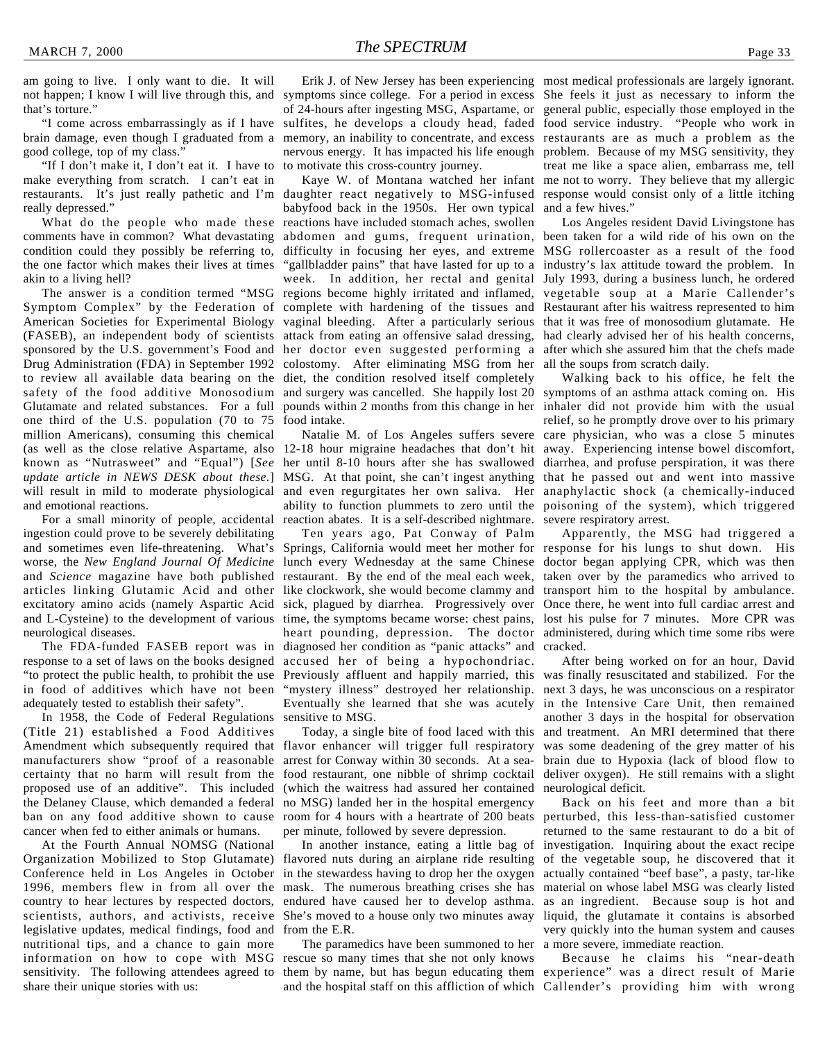am going to live. I only want to die. It will not happen; I know I will live through this, and that's torture."

"I come across embarrassingly as if I have brain damage, even though I graduated from a good college, top of my class."

"If I don't make it, I don't eat it. I have to make everything from scratch. I can't eat in restaurants. It's just really pathetic and I'm really depressed."

What do the people who made these comments have in common? What devastating condition could they possibly be referring to, the one factor which makes their lives at times akin to a living hell?

The answer is a condition termed "MSG Symptom Complex" by the Federation of American Societies for Experimental Biology (FASEB), an independent body of scientists sponsored by the U.S. government's Food and Drug Administration (FDA) in September 1992 to review all available data bearing on the safety of the food additive Monosodium Glutamate and related substances. For a full one third of the U.S. population (70 to 75 million Americans), consuming this chemical (as well as the close relative Aspartame, also known as "Nutrasweet" and "Equal") [*See update article in NEWS DESK about these.*] will result in mild to moderate physiological and emotional reactions.

For a small minority of people, accidental ingestion could prove to be severely debilitating and sometimes even life-threatening. What's worse, the *New England Journal Of Medicine* and *Science* magazine have both published articles linking Glutamic Acid and other excitatory amino acids (namely Aspartic Acid and L-Cysteine) to the development of various neurological diseases.

The FDA-funded FASEB report was in response to a set of laws on the books designed "to protect the public health, to prohibit the use in food of additives which have not been adequately tested to establish their safety".

In 1958, the Code of Federal Regulations (Title 21) established a Food Additives Amendment which subsequently required that manufacturers show "proof of a reasonable certainty that no harm will result from the proposed use of an additive". This included the Delaney Clause, which demanded a federal ban on any food additive shown to cause cancer when fed to either animals or humans.

At the Fourth Annual NOMSG (National Organization Mobilized to Stop Glutamate) Conference held in Los Angeles in October 1996, members flew in from all over the country to hear lectures by respected doctors, scientists, authors, and activists, receive legislative updates, medical findings, food and nutritional tips, and a chance to gain more information on how to cope with MSG sensitivity. The following attendees agreed to share their unique stories with us:

Erik J. of New Jersey has been experiencing symptoms since college. For a period in excess of 24-hours after ingesting MSG, Aspartame, or sulfites, he develops a cloudy head, faded memory, an inability to concentrate, and excess nervous energy. It has impacted his life enough to motivate this cross-country journey.

Kaye W. of Montana watched her infant daughter react negatively to MSG-infused babyfood back in the 1950s. Her own typical reactions have included stomach aches, swollen abdomen and gums, frequent urination, difficulty in focusing her eyes, and extreme "gallbladder pains" that have lasted for up to a week. In addition, her rectal and genital regions become highly irritated and inflamed, complete with hardening of the tissues and vaginal bleeding. After a particularly serious attack from eating an offensive salad dressing, her doctor even suggested performing a colostomy. After eliminating MSG from her diet, the condition resolved itself completely and surgery was cancelled. She happily lost 20 pounds within 2 months from this change in her food intake.

Natalie M. of Los Angeles suffers severe 12-18 hour migraine headaches that don't hit her until 8-10 hours after she has swallowed MSG. At that point, she can't ingest anything and even regurgitates her own saliva. Her ability to function plummets to zero until the reaction abates. It is a self-described nightmare.

Ten years ago, Pat Conway of Palm Springs, California would meet her mother for lunch every Wednesday at the same Chinese restaurant. By the end of the meal each week, like clockwork, she would become clammy and sick, plagued by diarrhea. Progressively over time, the symptoms became worse: chest pains, heart pounding, depression. The doctor diagnosed her condition as "panic attacks" and accused her of being a hypochondriac. Previously affluent and happily married, this "mystery illness" destroyed her relationship. Eventually she learned that she was acutely sensitive to MSG.

Today, a single bite of food laced with this flavor enhancer will trigger full respiratory arrest for Conway within 30 seconds. At a seafood restaurant, one nibble of shrimp cocktail (which the waitress had assured her contained no MSG) landed her in the hospital emergency room for 4 hours with a heartrate of 200 beats per minute, followed by severe depression.

In another instance, eating a little bag of flavored nuts during an airplane ride resulting in the stewardess having to drop her the oxygen mask. The numerous breathing crises she has endured have caused her to develop asthma. She's moved to a house only two minutes away from the E.R.

The paramedics have been summoned to her rescue so many times that she not only knows them by name, but has begun educating them and the hospital staff on this affliction of which most medical professionals are largely ignorant. She feels it just as necessary to inform the general public, especially those employed in the food service industry. "People who work in restaurants are as much a problem as the problem. Because of my MSG sensitivity, they treat me like a space alien, embarrass me, tell me not to worry. They believe that my allergic response would consist only of a little itching and a few hives."

Los Angeles resident David Livingstone has been taken for a wild ride of his own on the MSG rollercoaster as a result of the food industry's lax attitude toward the problem. In July 1993, during a business lunch, he ordered vegetable soup at a Marie Callender's Restaurant after his waitress represented to him that it was free of monosodium glutamate. He had clearly advised her of his health concerns, after which she assured him that the chefs made all the soups from scratch daily.

Walking back to his office, he felt the symptoms of an asthma attack coming on. His inhaler did not provide him with the usual relief, so he promptly drove over to his primary care physician, who was a close 5 minutes away. Experiencing intense bowel discomfort, diarrhea, and profuse perspiration, it was there that he passed out and went into massive anaphylactic shock (a chemically-induced poisoning of the system), which triggered severe respiratory arrest.

Apparently, the MSG had triggered a response for his lungs to shut down. His doctor began applying CPR, which was then taken over by the paramedics who arrived to transport him to the hospital by ambulance. Once there, he went into full cardiac arrest and lost his pulse for 7 minutes. More CPR was administered, during which time some ribs were cracked.

After being worked on for an hour, David was finally resuscitated and stabilized. For the next 3 days, he was unconscious on a respirator in the Intensive Care Unit, then remained another 3 days in the hospital for observation and treatment. An MRI determined that there was some deadening of the grey matter of his brain due to Hypoxia (lack of blood flow to deliver oxygen). He still remains with a slight neurological deficit.

Back on his feet and more than a bit perturbed, this less-than-satisfied customer returned to the same restaurant to do a bit of investigation. Inquiring about the exact recipe of the vegetable soup, he discovered that it actually contained "beef base", a pasty, tar-like material on whose label MSG was clearly listed as an ingredient. Because soup is hot and liquid, the glutamate it contains is absorbed very quickly into the human system and causes a more severe, immediate reaction.

Because he claims his "near-death experience" was a direct result of Marie Callender's providing him with wrong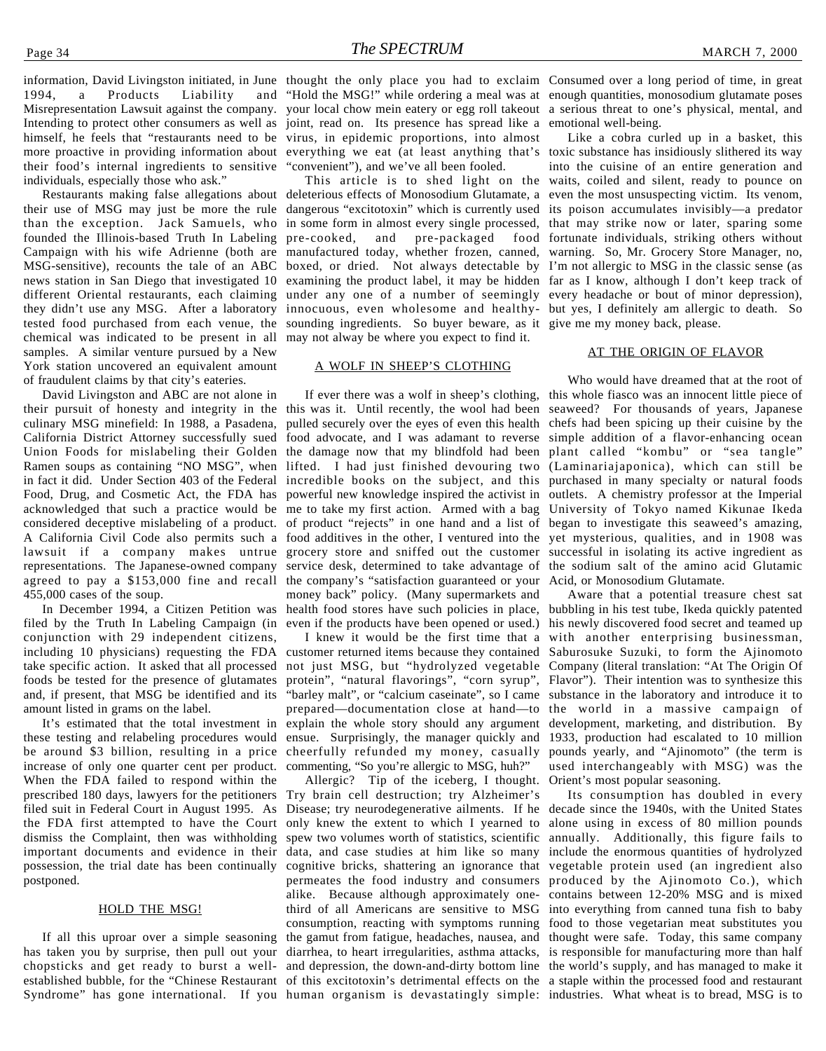information, David Livingston initiated, in June 1994, a Products Liability and Misrepresentation Lawsuit against the company. Intending to protect other consumers as well as himself, he feels that "restaurants need to be more proactive in providing information about their food's internal ingredients to sensitive individuals, especially those who ask."

Restaurants making false allegations about their use of MSG may just be more the rule than the exception. Jack Samuels, who founded the Illinois-based Truth In Labeling Campaign with his wife Adrienne (both are MSG-sensitive), recounts the tale of an ABC news station in San Diego that investigated 10 different Oriental restaurants, each claiming they didn't use any MSG. After a laboratory tested food purchased from each venue, the chemical was indicated to be present in all samples. A similar venture pursued by a New York station uncovered an equivalent amount of fraudulent claims by that city's eateries.

David Livingston and ABC are not alone in their pursuit of honesty and integrity in the culinary MSG minefield: In 1988, a Pasadena, California District Attorney successfully sued Union Foods for mislabeling their Golden Ramen soups as containing "NO MSG", when in fact it did. Under Section 403 of the Federal Food, Drug, and Cosmetic Act, the FDA has acknowledged that such a practice would be considered deceptive mislabeling of a product. A California Civil Code also permits such a lawsuit if a company makes untrue representations. The Japanese-owned company agreed to pay a $153,000 fine and recall 455,000 cases of the soup.

In December 1994, a Citizen Petition was filed by the Truth In Labeling Campaign (in conjunction with 29 independent citizens, including 10 physicians) requesting the FDA take specific action. It asked that all processed foods be tested for the presence of glutamates and, if present, that MSG be identified and its amount listed in grams on the label.

It's estimated that the total investment in these testing and relabeling procedures would be around $3 billion, resulting in a price increase of only one quarter cent per product. When the FDA failed to respond within the prescribed 180 days, lawyers for the petitioners filed suit in Federal Court in August 1995. As the FDA first attempted to have the Court dismiss the Complaint, then was withholding important documents and evidence in their possession, the trial date has been continually postponed.

## HOLD THE MSG!

If all this uproar over a simple seasoning has taken you by surprise, then pull out your chopsticks and get ready to burst a well-established bubble, for the "Chinese Restaurant Syndrome" has gone international. If you thought the only place you had to exclaim "Hold the MSG!" while ordering a meal was at your local chow mein eatery or egg roll takeout joint, read on. Its presence has spread like a virus, in epidemic proportions, into almost everything we eat (at least anything that's "convenient"), and we've all been fooled.

This article is to shed light on the deleterious effects of Monosodium Glutamate, a dangerous "excitotoxin" which is currently used in some form in almost every single processed, pre-cooked, and pre-packaged food manufactured today, whether frozen, canned, boxed, or dried. Not always detectable by examining the product label, it may be hidden under any one of a number of seemingly innocuous, even wholesome and healthy-sounding ingredients. So buyer beware, as it may not alway be where you expect to find it.

## A WOLF IN SHEEP'S CLOTHING

If ever there was a wolf in sheep's clothing, this was it. Until recently, the wool had been pulled securely over the eyes of even this health food advocate, and I was adamant to reverse the damage now that my blindfold had been lifted. I had just finished devouring two incredible books on the subject, and this powerful new knowledge inspired the activist in me to take my first action. Armed with a bag of product "rejects" in one hand and a list of food additives in the other, I ventured into the grocery store and sniffed out the customer service desk, determined to take advantage of the company's "satisfaction guaranteed or your money back" policy. (Many supermarkets and health food stores have such policies in place, even if the products have been opened or used.)

I knew it would be the first time that a customer returned items because they contained not just MSG, but "hydrolyzed vegetable protein", "natural flavorings", "corn syrup", "barley malt", or "calcium caseinate", so I came prepared—documentation close at hand—to explain the whole story should any argument ensue. Surprisingly, the manager quickly and cheerfully refunded my money, casually commenting, "So you're allergic to MSG, huh?"

Allergic? Tip of the iceberg, I thought. Try brain cell destruction; try Alzheimer's Disease; try neurodegenerative ailments. If he only knew the extent to which I yearned to spew two volumes worth of statistics, scientific data, and case studies at him like so many cognitive bricks, shattering an ignorance that permeates the food industry and consumers alike. Because although approximately one-third of all Americans are sensitive to MSG consumption, reacting with symptoms running the gamut from fatigue, headaches, nausea, and diarrhea, to heart irregularities, asthma attacks, and depression, the down-and-dirty bottom line of this excitotoxin's detrimental effects on the human organism is devastatingly simple: Consumed over a long period of time, in great enough quantities, monosodium glutamate poses a serious threat to one's physical, mental, and emotional well-being.

Like a cobra curled up in a basket, this toxic substance has insidiously slithered its way into the cuisine of an entire generation and waits, coiled and silent, ready to pounce on even the most unsuspecting victim. Its venom, its poison accumulates invisibly—a predator that may strike now or later, sparing some fortunate individuals, striking others without warning. So, Mr. Grocery Store Manager, no, I'm not allergic to MSG in the classic sense (as far as I know, although I don't keep track of every headache or bout of minor depression), but yes, I definitely am allergic to death. So give me my money back, please.

## AT THE ORIGIN OF FLAVOR

Who would have dreamed that at the root of this whole fiasco was an innocent little piece of seaweed? For thousands of years, Japanese chefs had been spicing up their cuisine by the simple addition of a flavor-enhancing ocean plant called "kombu" or "sea tangle" (Laminariajaponica), which can still be purchased in many specialty or natural foods outlets. A chemistry professor at the Imperial University of Tokyo named Kikunae Ikeda began to investigate this seaweed's amazing, yet mysterious, qualities, and in 1908 was successful in isolating its active ingredient as the sodium salt of the amino acid Glutamic Acid, or Monosodium Glutamate.

Aware that a potential treasure chest sat bubbling in his test tube, Ikeda quickly patented his newly discovered food secret and teamed up with another enterprising businessman, Saburosuke Suzuki, to form the Ajinomoto Company (literal translation: "At The Origin Of Flavor"). Their intention was to synthesize this substance in the laboratory and introduce it to the world in a massive campaign of development, marketing, and distribution. By 1933, production had escalated to 10 million pounds yearly, and "Ajinomoto" (the term is used interchangeably with MSG) was the Orient's most popular seasoning.

Its consumption has doubled in every decade since the 1940s, with the United States alone using in excess of 80 million pounds annually. Additionally, this figure fails to include the enormous quantities of hydrolyzed vegetable protein used (an ingredient also produced by the Ajinomoto Co.), which contains between 12-20% MSG and is mixed into everything from canned tuna fish to baby food to those vegetarian meat substitutes you thought were safe. Today, this same company is responsible for manufacturing more than half the world's supply, and has managed to make it a staple within the processed food and restaurant industries. What wheat is to bread, MSG is to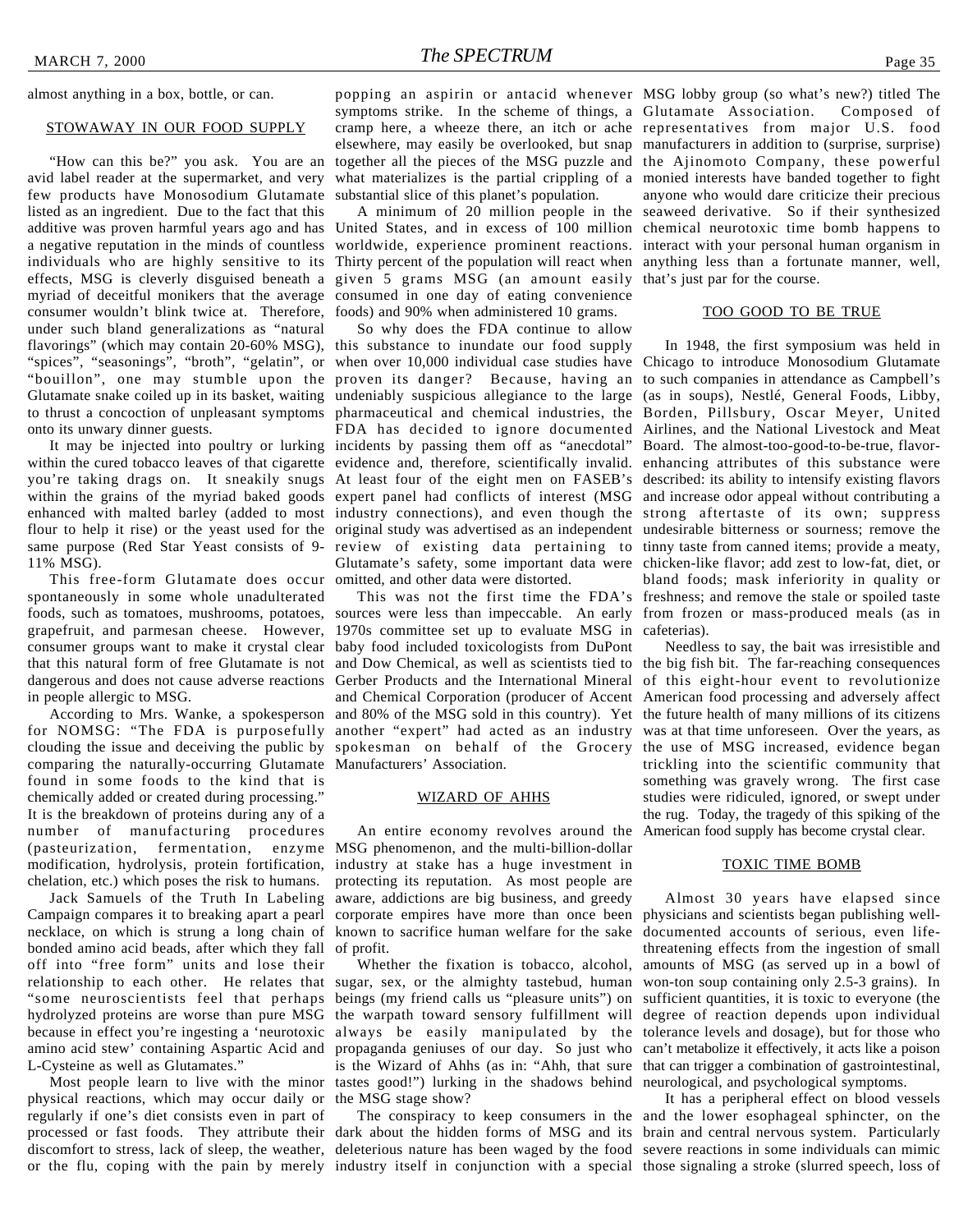almost anything in a box, bottle, or can.

## STOWAWAY IN OUR FOOD SUPPLY

"How can this be?" you ask. You are an avid label reader at the supermarket, and very few products have Monosodium Glutamate listed as an ingredient. Due to the fact that this additive was proven harmful years ago and has a negative reputation in the minds of countless individuals who are highly sensitive to its effects, MSG is cleverly disguised beneath a myriad of deceitful monikers that the average consumer wouldn't blink twice at. Therefore, under such bland generalizations as "natural flavorings" (which may contain 20-60% MSG), "spices", "seasonings", "broth", "gelatin", or "bouillon", one may stumble upon the Glutamate snake coiled up in its basket, waiting to thrust a concoction of unpleasant symptoms onto its unwary dinner guests.

It may be injected into poultry or lurking within the cured tobacco leaves of that cigarette you're taking drags on. It sneakily snugs within the grains of the myriad baked goods enhanced with malted barley (added to most flour to help it rise) or the yeast used for the same purpose (Red Star Yeast consists of 9-11% MSG).

This free-form Glutamate does occur spontaneously in some whole unadulterated foods, such as tomatoes, mushrooms, potatoes, grapefruit, and parmesan cheese. However, consumer groups want to make it crystal clear that this natural form of free Glutamate is not dangerous and does not cause adverse reactions in people allergic to MSG.

According to Mrs. Wanke, a spokesperson for NOMSG: "The FDA is purposefully clouding the issue and deceiving the public by comparing the naturally-occurring Glutamate found in some foods to the kind that is chemically added or created during processing." It is the breakdown of proteins during any of a number of manufacturing procedures (pasteurization, fermentation, enzyme modification, hydrolysis, protein fortification, chelation, etc.) which poses the risk to humans.

Jack Samuels of the Truth In Labeling Campaign compares it to breaking apart a pearl necklace, on which is strung a long chain of bonded amino acid beads, after which they fall off into "free form" units and lose their relationship to each other. He relates that "some neuroscientists feel that perhaps hydrolyzed proteins are worse than pure MSG because in effect you're ingesting a 'neurotoxic amino acid stew' containing Aspartic Acid and L-Cysteine as well as Glutamates."

Most people learn to live with the minor physical reactions, which may occur daily or regularly if one's diet consists even in part of processed or fast foods. They attribute their discomfort to stress, lack of sleep, the weather, or the flu, coping with the pain by merely popping an aspirin or antacid whenever symptoms strike. In the scheme of things, a cramp here, a wheeze there, an itch or ache elsewhere, may easily be overlooked, but snap together all the pieces of the MSG puzzle and what materializes is the partial crippling of a substantial slice of this planet's population.

A minimum of 20 million people in the United States, and in excess of 100 million worldwide, experience prominent reactions. Thirty percent of the population will react when given 5 grams MSG (an amount easily consumed in one day of eating convenience foods) and 90% when administered 10 grams.

So why does the FDA continue to allow this substance to inundate our food supply when over 10,000 individual case studies have proven its danger? Because, having an undeniably suspicious allegiance to the large pharmaceutical and chemical industries, the FDA has decided to ignore documented incidents by passing them off as "anecdotal" evidence and, therefore, scientifically invalid. At least four of the eight men on FASEB's expert panel had conflicts of interest (MSG industry connections), and even though the original study was advertised as an independent review of existing data pertaining to Glutamate's safety, some important data were omitted, and other data were distorted.

This was not the first time the FDA's sources were less than impeccable. An early 1970s committee set up to evaluate MSG in baby food included toxicologists from DuPont and Dow Chemical, as well as scientists tied to Gerber Products and the International Mineral and Chemical Corporation (producer of Accent and 80% of the MSG sold in this country). Yet another "expert" had acted as an industry spokesman on behalf of the Grocery Manufacturers' Association.

## WIZARD OF AHHS

An entire economy revolves around the MSG phenomenon, and the multi-billion-dollar industry at stake has a huge investment in protecting its reputation. As most people are aware, addictions are big business, and greedy corporate empires have more than once been known to sacrifice human welfare for the sake of profit.

Whether the fixation is tobacco, alcohol, sugar, sex, or the almighty tastebud, human beings (my friend calls us "pleasure units") on the warpath toward sensory fulfillment will always be easily manipulated by the propaganda geniuses of our day. So just who is the Wizard of Ahhs (as in: "Ahh, that sure tastes good!") lurking in the shadows behind the MSG stage show?

The conspiracy to keep consumers in the dark about the hidden forms of MSG and its deleterious nature has been waged by the food industry itself in conjunction with a special MSG lobby group (so what's new?) titled The Glutamate Association. Composed of representatives from major U.S. food manufacturers in addition to (surprise, surprise) the Ajinomoto Company, these powerful monied interests have banded together to fight anyone who would dare criticize their precious seaweed derivative. So if their synthesized chemical neurotoxic time bomb happens to interact with your personal human organism in anything less than a fortunate manner, well, that's just par for the course.

## TOO GOOD TO BE TRUE

In 1948, the first symposium was held in Chicago to introduce Monosodium Glutamate to such companies in attendance as Campbell's (as in soups), Nestlé, General Foods, Libby, Borden, Pillsbury, Oscar Meyer, United Airlines, and the National Livestock and Meat Board. The almost-too-good-to-be-true, flavor-enhancing attributes of this substance were described: its ability to intensify existing flavors and increase odor appeal without contributing a strong aftertaste of its own; suppress undesirable bitterness or sourness; remove the tinny taste from canned items; provide a meaty, chicken-like flavor; add zest to low-fat, diet, or bland foods; mask inferiority in quality or freshness; and remove the stale or spoiled taste from frozen or mass-produced meals (as in cafeterias).

Needless to say, the bait was irresistible and the big fish bit. The far-reaching consequences of this eight-hour event to revolutionize American food processing and adversely affect the future health of many millions of its citizens was at that time unforeseen. Over the years, as the use of MSG increased, evidence began trickling into the scientific community that something was gravely wrong. The first case studies were ridiculed, ignored, or swept under the rug. Today, the tragedy of this spiking of the American food supply has become crystal clear.

## TOXIC TIME BOMB

Almost 30 years have elapsed since physicians and scientists began publishing well-documented accounts of serious, even life-threatening effects from the ingestion of small amounts of MSG (as served up in a bowl of won-ton soup containing only 2.5-3 grains). In sufficient quantities, it is toxic to everyone (the degree of reaction depends upon individual tolerance levels and dosage), but for those who can't metabolize it effectively, it acts like a poison that can trigger a combination of gastrointestinal, neurological, and psychological symptoms.

It has a peripheral effect on blood vessels and the lower esophageal sphincter, on the brain and central nervous system. Particularly severe reactions in some individuals can mimic those signaling a stroke (slurred speech, loss of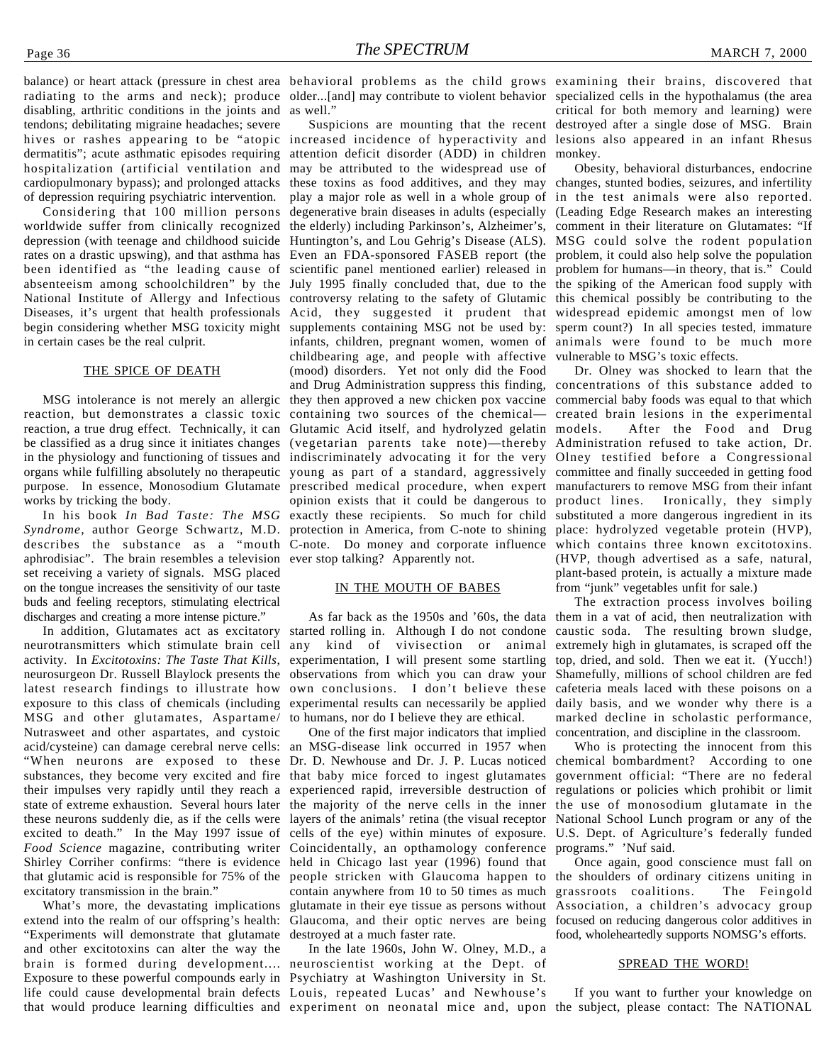balance) or heart attack (pressure in chest area radiating to the arms and neck); produce disabling, arthritic conditions in the joints and tendons; debilitating migraine headaches; severe hives or rashes appearing to be "atopic dermatitis"; acute asthmatic episodes requiring hospitalization (artificial ventilation and cardiopulmonary bypass); and prolonged attacks of depression requiring psychiatric intervention.

Considering that 100 million persons worldwide suffer from clinically recognized depression (with teenage and childhood suicide rates on a drastic upswing), and that asthma has been identified as "the leading cause of absenteeism among schoolchildren" by the National Institute of Allergy and Infectious Diseases, it's urgent that health professionals begin considering whether MSG toxicity might in certain cases be the real culprit.

## THE SPICE OF DEATH

MSG intolerance is not merely an allergic reaction, but demonstrates a classic toxic reaction, a true drug effect. Technically, it can be classified as a drug since it initiates changes in the physiology and functioning of tissues and organs while fulfilling absolutely no therapeutic purpose. In essence, Monosodium Glutamate works by tricking the body.

In his book *In Bad Taste: The MSG Syndrome*, author George Schwartz, M.D. describes the substance as a "mouth aphrodisiac". The brain resembles a television set receiving a variety of signals. MSG placed on the tongue increases the sensitivity of our taste buds and feeling receptors, stimulating electrical discharges and creating a more intense picture."

In addition, Glutamates act as excitatory neurotransmitters which stimulate brain cell activity. In *Excitotoxins: The Taste That Kills*, neurosurgeon Dr. Russell Blaylock presents the latest research findings to illustrate how exposure to this class of chemicals (including MSG and other glutamates, Aspartame/ Nutrasweet and other aspartates, and cystoic acid/cysteine) can damage cerebral nerve cells: "When neurons are exposed to these substances, they become very excited and fire their impulses very rapidly until they reach a state of extreme exhaustion. Several hours later these neurons suddenly die, as if the cells were excited to death." In the May 1997 issue of *Food Science* magazine, contributing writer Shirley Corriher confirms: "there is evidence that glutamic acid is responsible for 75% of the excitatory transmission in the brain."

What's more, the devastating implications extend into the realm of our offspring's health: "Experiments will demonstrate that glutamate and other excitotoxins can alter the way the brain is formed during development.... Exposure to these powerful compounds early in life could cause developmental brain defects that would produce learning difficulties and behavioral problems as the child grows older...[and] may contribute to violent behavior as well."

Suspicions are mounting that the recent increased incidence of hyperactivity and attention deficit disorder (ADD) in children may be attributed to the widespread use of these toxins as food additives, and they may play a major role as well in a whole group of degenerative brain diseases in adults (especially the elderly) including Parkinson's, Alzheimer's, Huntington's, and Lou Gehrig's Disease (ALS). Even an FDA-sponsored FASEB report (the scientific panel mentioned earlier) released in July 1995 finally concluded that, due to the controversy relating to the safety of Glutamic Acid, they suggested it prudent that supplements containing MSG not be used by: infants, children, pregnant women, women of childbearing age, and people with affective (mood) disorders. Yet not only did the Food and Drug Administration suppress this finding, they then approved a new chicken pox vaccine containing two sources of the chemical—Glutamic Acid itself, and hydrolyzed gelatin (vegetarian parents take note)—thereby indiscriminately advocating it for the very young as part of a standard, aggressively prescribed medical procedure, when expert opinion exists that it could be dangerous to exactly these recipients. So much for child protection in America, from C-note to shining C-note. Do money and corporate influence ever stop talking? Apparently not.

## IN THE MOUTH OF BABES

As far back as the 1950s and '60s, the data started rolling in. Although I do not condone any kind of vivisection or animal experimentation, I will present some startling observations from which you can draw your own conclusions. I don't believe these experimental results can necessarily be applied to humans, nor do I believe they are ethical.

One of the first major indicators that implied an MSG-disease link occurred in 1957 when Dr. D. Newhouse and Dr. J. P. Lucas noticed that baby mice forced to ingest glutamates experienced rapid, irreversible destruction of the majority of the nerve cells in the inner layers of the animals' retina (the visual receptor cells of the eye) within minutes of exposure. Coincidentally, an opthamology conference held in Chicago last year (1996) found that people stricken with Glaucoma happen to contain anywhere from 10 to 50 times as much glutamate in their eye tissue as persons without Glaucoma, and their optic nerves are being destroyed at a much faster rate.

In the late 1960s, John W. Olney, M.D., a neuroscientist working at the Dept. of Psychiatry at Washington University in St. Louis, repeated Lucas' and Newhouse's experiment on neonatal mice and, upon examining their brains, discovered that specialized cells in the hypothalamus (the area critical for both memory and learning) were destroyed after a single dose of MSG. Brain lesions also appeared in an infant Rhesus monkey.

Obesity, behavioral disturbances, endocrine changes, stunted bodies, seizures, and infertility in the test animals were also reported. (Leading Edge Research makes an interesting comment in their literature on Glutamates: "If MSG could solve the rodent population problem, it could also help solve the population problem for humans—in theory, that is." Could the spiking of the American food supply with this chemical possibly be contributing to the widespread epidemic amongst men of low sperm count?) In all species tested, immature animals were found to be much more vulnerable to MSG's toxic effects.

Dr. Olney was shocked to learn that the concentrations of this substance added to commercial baby foods was equal to that which created brain lesions in the experimental models. After the Food and Drug Administration refused to take action, Dr. Olney testified before a Congressional committee and finally succeeded in getting food manufacturers to remove MSG from their infant product lines. Ironically, they simply substituted a more dangerous ingredient in its place: hydrolyzed vegetable protein (HVP), which contains three known excitotoxins. (HVP, though advertised as a safe, natural, plant-based protein, is actually a mixture made from "junk" vegetables unfit for sale.)

The extraction process involves boiling them in a vat of acid, then neutralization with caustic soda. The resulting brown sludge, extremely high in glutamates, is scraped off the top, dried, and sold. Then we eat it. (Yucch!) Shamefully, millions of school children are fed cafeteria meals laced with these poisons on a daily basis, and we wonder why there is a marked decline in scholastic performance, concentration, and discipline in the classroom.

Who is protecting the innocent from this chemical bombardment? According to one government official: "There are no federal regulations or policies which prohibit or limit the use of monosodium glutamate in the National School Lunch program or any of the U.S. Dept. of Agriculture's federally funded programs." 'Nuf said.

Once again, good conscience must fall on the shoulders of ordinary citizens uniting in grassroots coalitions. The Feingold Association, a children's advocacy group focused on reducing dangerous color additives in food, wholeheartedly supports NOMSG's efforts.

## SPREAD THE WORD!

If you want to further your knowledge on the subject, please contact: The NATIONAL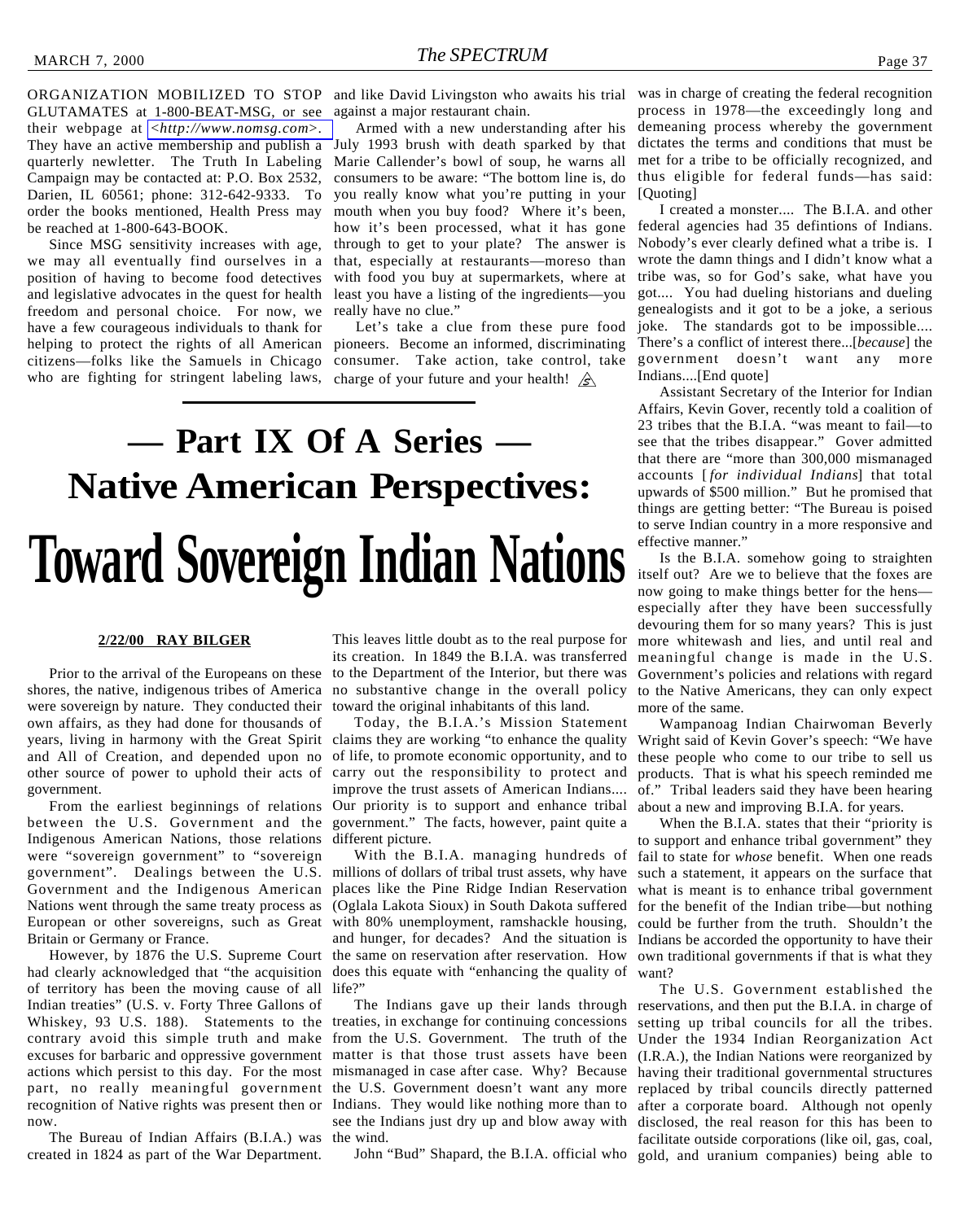ORGANIZATION MOBILIZED TO STOP GLUTAMATES at 1-800-BEAT-MSG, or see their webpage at <*http://www.nomsg.com*>. They have an active membership and publish a quarterly newletter. The Truth In Labeling Campaign may be contacted at: P.O. Box 2532, Darien, IL 60561; phone: 312-642-9333. To order the books mentioned, Health Press may be reached at 1-800-643-BOOK.

Since MSG sensitivity increases with age, we may all eventually find ourselves in a position of having to become food detectives and legislative advocates in the quest for health freedom and personal choice. For now, we have a few courageous individuals to thank for helping to protect the rights of all American citizens—folks like the Samuels in Chicago who are fighting for stringent labeling laws, and like David Livingston who awaits his trial against a major restaurant chain.

Armed with a new understanding after his July 1993 brush with death sparked by that Marie Callender's bowl of soup, he warns all consumers to be aware: "The bottom line is, do you really know what you're putting in your mouth when you buy food? Where it's been, how it's been processed, what it has gone through to get to your plate? The answer is that, especially at restaurants—moreso than with food you buy at supermarkets, where at least you have a listing of the ingredients—you really have no clue."

Let's take a clue from these pure food pioneers. Become an informed, discriminating consumer. Take action, take control, take charge of your future and your health!

# — Part IX Of A Series —
# Native American Perspectives:
# Toward Sovereign Indian Nations

**2/22/00 RAY BILGER**

Prior to the arrival of the Europeans on these shores, the native, indigenous tribes of America were sovereign by nature. They conducted their own affairs, as they had done for thousands of years, living in harmony with the Great Spirit and All of Creation, and depended upon no other source of power to uphold their acts of government.

From the earliest beginnings of relations between the U.S. Government and the Indigenous American Nations, those relations were "sovereign government" to "sovereign government". Dealings between the U.S. Government and the Indigenous American Nations went through the same treaty process as European or other sovereigns, such as Great Britain or Germany or France.

However, by 1876 the U.S. Supreme Court had clearly acknowledged that "the acquisition of territory has been the moving cause of all Indian treaties" (U.S. v. Forty Three Gallons of Whiskey, 93 U.S. 188). Statements to the contrary avoid this simple truth and make excuses for barbaric and oppressive government actions which persist to this day. For the most part, no really meaningful government recognition of Native rights was present then or now.

The Bureau of Indian Affairs (B.I.A.) was created in 1824 as part of the War Department. This leaves little doubt as to the real purpose for its creation. In 1849 the B.I.A. was transferred to the Department of the Interior, but there was no substantive change in the overall policy toward the original inhabitants of this land.

Today, the B.I.A.'s Mission Statement claims they are working "to enhance the quality of life, to promote economic opportunity, and to carry out the responsibility to protect and improve the trust assets of American Indians.... Our priority is to support and enhance tribal government." The facts, however, paint quite a different picture.

With the B.I.A. managing hundreds of millions of dollars of tribal trust assets, why have places like the Pine Ridge Indian Reservation (Oglala Lakota Sioux) in South Dakota suffered with 80% unemployment, ramshackle housing, and hunger, for decades? And the situation is the same on reservation after reservation. How does this equate with "enhancing the quality of life?"

The Indians gave up their lands through treaties, in exchange for continuing concessions from the U.S. Government. The truth of the matter is that those trust assets have been mismanaged in case after case. Why? Because the U.S. Government doesn't want any more Indians. They would like nothing more than to see the Indians just dry up and blow away with the wind.

John "Bud" Shapard, the B.I.A. official who was in charge of creating the federal recognition process in 1978—the exceedingly long and demeaning process whereby the government dictates the terms and conditions that must be met for a tribe to be officially recognized, and thus eligible for federal funds—has said: [Quoting]

I created a monster.... The B.I.A. and other federal agencies had 35 defintions of Indians. Nobody's ever clearly defined what a tribe is. I wrote the damn things and I didn't know what a tribe was, so for God's sake, what have you got.... You had dueling historians and dueling genealogists and it got to be a joke, a serious joke. The standards got to be impossible.... There's a conflict of interest there...[*because*] the government doesn't want any more Indians....[End quote]

Assistant Secretary of the Interior for Indian Affairs, Kevin Gover, recently told a coalition of 23 tribes that the B.I.A. "was meant to fail—to see that the tribes disappear." Gover admitted that there are "more than 300,000 mismanaged accounts [*for individual Indians*] that total upwards of $500 million." But he promised that things are getting better: "The Bureau is poised to serve Indian country in a more responsive and effective manner."

Is the B.I.A. somehow going to straighten itself out? Are we to believe that the foxes are now going to make things better for the hens—especially after they have been successfully devouring them for so many years? This is just more whitewash and lies, and until real and meaningful change is made in the U.S. Government's policies and relations with regard to the Native Americans, they can only expect more of the same.

Wampanoag Indian Chairwoman Beverly Wright said of Kevin Gover's speech: "We have these people who come to our tribe to sell us products. That is what his speech reminded me of." Tribal leaders said they have been hearing about a new and improving B.I.A. for years.

When the B.I.A. states that their "priority is to support and enhance tribal government" they fail to state for *whose* benefit. When one reads such a statement, it appears on the surface that what is meant is to enhance tribal government for the benefit of the Indian tribe—but nothing could be further from the truth. Shouldn't the Indians be accorded the opportunity to have their own traditional governments if that is what they want?

The U.S. Government established the reservations, and then put the B.I.A. in charge of setting up tribal councils for all the tribes. Under the 1934 Indian Reorganization Act (I.R.A.), the Indian Nations were reorganized by having their traditional governmental structures replaced by tribal councils directly patterned after a corporate board. Although not openly disclosed, the real reason for this has been to facilitate outside corporations (like oil, gas, coal, gold, and uranium companies) being able to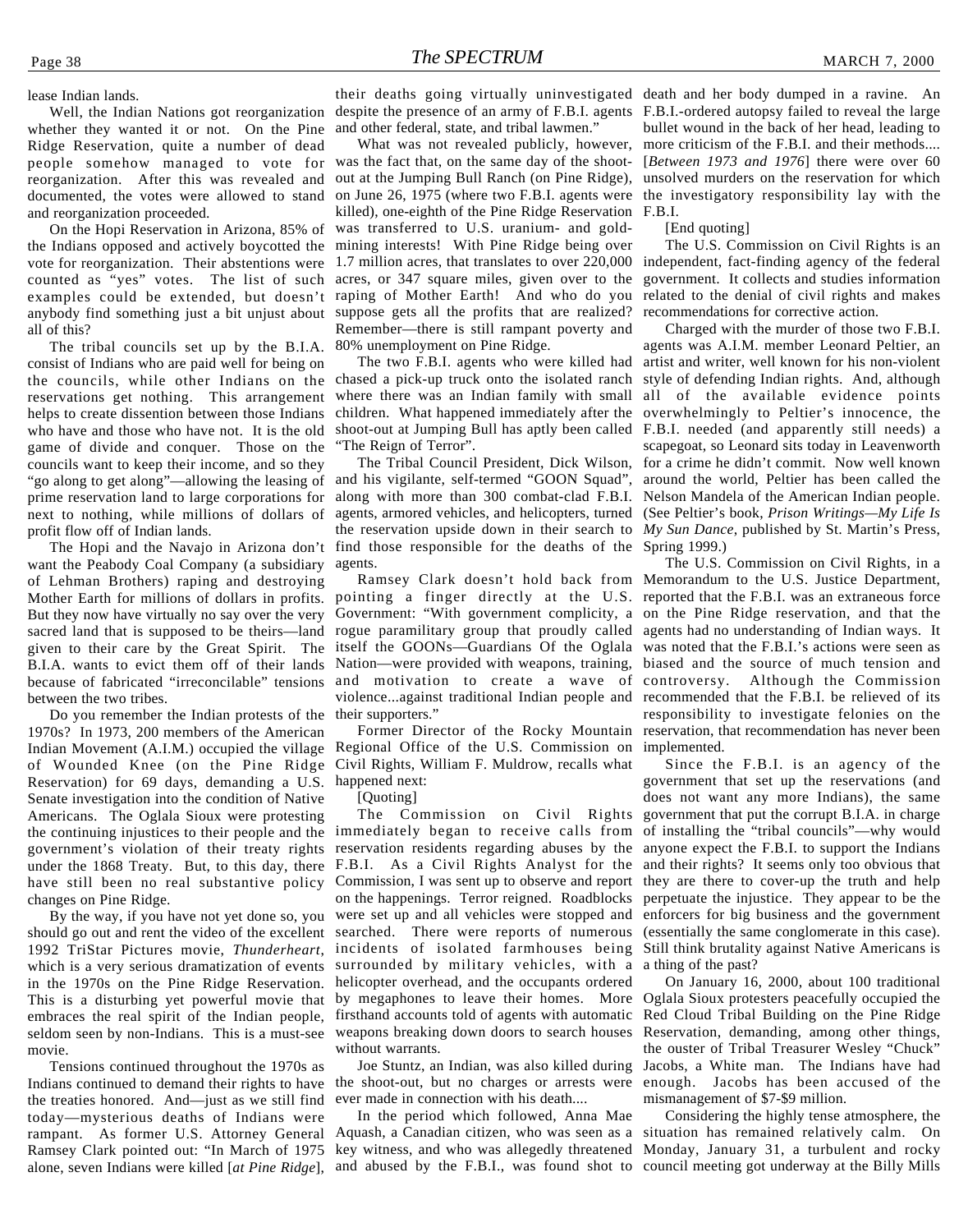lease Indian lands.

Well, the Indian Nations got reorganization whether they wanted it or not. On the Pine Ridge Reservation, quite a number of dead people somehow managed to vote for reorganization. After this was revealed and documented, the votes were allowed to stand and reorganization proceeded.

On the Hopi Reservation in Arizona, 85% of the Indians opposed and actively boycotted the vote for reorganization. Their abstentions were counted as "yes" votes. The list of such examples could be extended, but doesn't anybody find something just a bit unjust about all of this?

The tribal councils set up by the B.I.A. consist of Indians who are paid well for being on the councils, while other Indians on the reservations get nothing. This arrangement helps to create dissention between those Indians who have and those who have not. It is the old game of divide and conquer. Those on the councils want to keep their income, and so they "go along to get along"—allowing the leasing of prime reservation land to large corporations for next to nothing, while millions of dollars of profit flow off of Indian lands.

The Hopi and the Navajo in Arizona don't want the Peabody Coal Company (a subsidiary of Lehman Brothers) raping and destroying Mother Earth for millions of dollars in profits. But they now have virtually no say over the very sacred land that is supposed to be theirs—land given to their care by the Great Spirit. The B.I.A. wants to evict them off of their lands because of fabricated "irreconcilable" tensions between the two tribes.

Do you remember the Indian protests of the 1970s? In 1973, 200 members of the American Indian Movement (A.I.M.) occupied the village of Wounded Knee (on the Pine Ridge Reservation) for 69 days, demanding a U.S. Senate investigation into the condition of Native Americans. The Oglala Sioux were protesting the continuing injustices to their people and the government's violation of their treaty rights under the 1868 Treaty. But, to this day, there have still been no real substantive policy changes on Pine Ridge.

By the way, if you have not yet done so, you should go out and rent the video of the excellent 1992 TriStar Pictures movie, *Thunderheart*, which is a very serious dramatization of events in the 1970s on the Pine Ridge Reservation. This is a disturbing yet powerful movie that embraces the real spirit of the Indian people, seldom seen by non-Indians. This is a must-see movie.

Tensions continued throughout the 1970s as Indians continued to demand their rights to have the treaties honored. And—just as we still find today—mysterious deaths of Indians were rampant. As former U.S. Attorney General Ramsey Clark pointed out: "In March of 1975 alone, seven Indians were killed [*at Pine Ridge*], their deaths going virtually uninvestigated despite the presence of an army of F.B.I. agents and other federal, state, and tribal lawmen."

What was not revealed publicly, however, was the fact that, on the same day of the shoot-out at the Jumping Bull Ranch (on Pine Ridge), on June 26, 1975 (where two F.B.I. agents were killed), one-eighth of the Pine Ridge Reservation was transferred to U.S. uranium- and gold-mining interests! With Pine Ridge being over 1.7 million acres, that translates to over 220,000 acres, or 347 square miles, given over to the raping of Mother Earth! And who do you suppose gets all the profits that are realized? Remember—there is still rampant poverty and 80% unemployment on Pine Ridge.

The two F.B.I. agents who were killed had chased a pick-up truck onto the isolated ranch where there was an Indian family with small children. What happened immediately after the shoot-out at Jumping Bull has aptly been called "The Reign of Terror".

The Tribal Council President, Dick Wilson, and his vigilante, self-termed "GOON Squad", along with more than 300 combat-clad F.B.I. agents, armored vehicles, and helicopters, turned the reservation upside down in their search to find those responsible for the deaths of the agents.

Ramsey Clark doesn't hold back from pointing a finger directly at the U.S. Government: "With government complicity, a rogue paramilitary group that proudly called itself the GOONs—Guardians Of the Oglala Nation—were provided with weapons, training, and motivation to create a wave of violence...against traditional Indian people and their supporters."

Former Director of the Rocky Mountain Regional Office of the U.S. Commission on Civil Rights, William F. Muldrow, recalls what happened next:

[Quoting]

The Commission on Civil Rights immediately began to receive calls from reservation residents regarding abuses by the F.B.I. As a Civil Rights Analyst for the Commission, I was sent up to observe and report on the happenings. Terror reigned. Roadblocks were set up and all vehicles were stopped and searched. There were reports of numerous incidents of isolated farmhouses being surrounded by military vehicles, with a helicopter overhead, and the occupants ordered by megaphones to leave their homes. More firsthand accounts told of agents with automatic weapons breaking down doors to search houses without warrants.

Joe Stuntz, an Indian, was also killed during the shoot-out, but no charges or arrests were ever made in connection with his death....

In the period which followed, Anna Mae Aquash, a Canadian citizen, who was seen as a key witness, and who was allegedly threatened and abused by the F.B.I., was found shot to death and her body dumped in a ravine. An F.B.I.-ordered autopsy failed to reveal the large bullet wound in the back of her head, leading to more criticism of the F.B.I. and their methods.... [*Between 1973 and 1976*] there were over 60 unsolved murders on the reservation for which the investigatory responsibility lay with the F.B.I.

[End quoting]

The U.S. Commission on Civil Rights is an independent, fact-finding agency of the federal government. It collects and studies information related to the denial of civil rights and makes recommendations for corrective action.

Charged with the murder of those two F.B.I. agents was A.I.M. member Leonard Peltier, an artist and writer, well known for his non-violent style of defending Indian rights. And, although all of the available evidence points overwhelmingly to Peltier's innocence, the F.B.I. needed (and apparently still needs) a scapegoat, so Leonard sits today in Leavenworth for a crime he didn't commit. Now well known around the world, Peltier has been called the Nelson Mandela of the American Indian people. (See Peltier's book, *Prison Writings—My Life Is My Sun Dance*, published by St. Martin's Press, Spring 1999.)

The U.S. Commission on Civil Rights, in a Memorandum to the U.S. Justice Department, reported that the F.B.I. was an extraneous force on the Pine Ridge reservation, and that the agents had no understanding of Indian ways. It was noted that the F.B.I.'s actions were seen as biased and the source of much tension and controversy. Although the Commission recommended that the F.B.I. be relieved of its responsibility to investigate felonies on the reservation, that recommendation has never been implemented.

Since the F.B.I. is an agency of the government that set up the reservations (and does not want any more Indians), the same government that put the corrupt B.I.A. in charge of installing the "tribal councils"—why would anyone expect the F.B.I. to support the Indians and their rights? It seems only too obvious that they are there to cover-up the truth and help perpetuate the injustice. They appear to be the enforcers for big business and the government (essentially the same conglomerate in this case). Still think brutality against Native Americans is a thing of the past?

On January 16, 2000, about 100 traditional Oglala Sioux protesters peacefully occupied the Red Cloud Tribal Building on the Pine Ridge Reservation, demanding, among other things, the ouster of Tribal Treasurer Wesley "Chuck" Jacobs, a White man. The Indians have had enough. Jacobs has been accused of the mismanagement of $7-$9 million.

Considering the highly tense atmosphere, the situation has remained relatively calm. On Monday, January 31, a turbulent and rocky council meeting got underway at the Billy Mills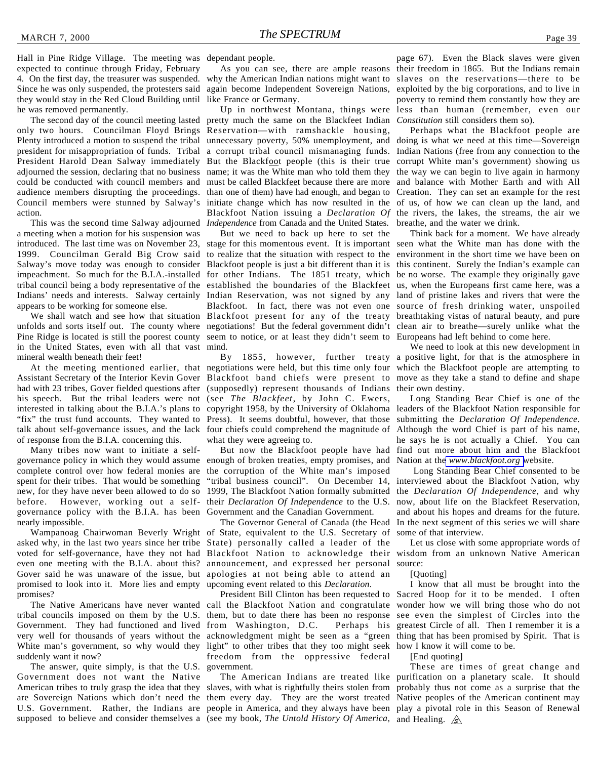Hall in Pine Ridge Village. The meeting was expected to continue through Friday, February 4. On the first day, the treasurer was suspended. Since he was only suspended, the protesters said they would stay in the Red Cloud Building until he was removed permanently.

The second day of the council meeting lasted only two hours. Councilman Floyd Brings Plenty introduced a motion to suspend the tribal president for misappropriation of funds. Tribal President Harold Dean Salway immediately adjourned the session, declaring that no business could be conducted with council members and audience members disrupting the proceedings. Council members were stunned by Salway's action.

This was the second time Salway adjourned a meeting when a motion for his suspension was introduced. The last time was on November 23, 1999. Councilman Gerald Big Crow said Salway's move today was enough to consider impeachment. So much for the B.I.A.-installed tribal council being a body representative of the Indians' needs and interests. Salway certainly appears to be working for someone else.

We shall watch and see how that situation unfolds and sorts itself out. The county where Pine Ridge is located is still the poorest county in the United States, even with all that vast mineral wealth beneath their feet!

At the meeting mentioned earlier, that Assistant Secretary of the Interior Kevin Gover had with 23 tribes, Gover fielded questions after his speech. But the tribal leaders were not interested in talking about the B.I.A.'s plans to "fix" the trust fund accounts. They wanted to talk about self-governance issues, and the lack of response from the B.I.A. concerning this.

Many tribes now want to initiate a self-governance policy in which they would assume complete control over how federal monies are spent for their tribes. That would be something new, for they have never been allowed to do so before. However, working out a self-governance policy with the B.I.A. has been nearly impossible.

Wampanoag Chairwoman Beverly Wright asked why, in the last two years since her tribe voted for self-governance, have they not had even one meeting with the B.I.A. about this? Gover said he was unaware of the issue, but promised to look into it. More lies and empty promises?

The Native Americans have never wanted tribal councils imposed on them by the U.S. Government. They had functioned and lived very well for thousands of years without the White man's government, so why would they suddenly want it now?

The answer, quite simply, is that the U.S. Government does not want the Native American tribes to truly grasp the idea that they are Sovereign Nations which don't need the U.S. Government. Rather, the Indians are supposed to believe and consider themselves a dependant people.

As you can see, there are ample reasons why the American Indian nations might want to again become Independent Sovereign Nations, like France or Germany.

Up in northwest Montana, things were pretty much the same on the Blackfeet Indian Reservation—with ramshackle housing, unnecessary poverty, 50% unemployment, and a corrupt tribal council mismanaging funds. But the Blackf<u>oo</u>t people (this is their true name; it was the White man who told them they must be called Blackf<u>ee</u>t because there are more than one of them) have had enough, and began to initiate change which has now resulted in the Blackfoot Nation issuing a *Declaration Of Independence* from Canada and the United States.

But we need to back up here to set the stage for this momentous event. It is important to realize that the situation with respect to the Blackfoot people is just a bit different than it is for other Indians. The 1851 treaty, which established the boundaries of the Blackfeet Indian Reservation, was not signed by any Blackfoot. In fact, there was not even one Blackfoot present for any of the treaty negotiations! But the federal government didn't seem to notice, or at least they didn't seem to mind.

By 1855, however, further treaty negotiations were held, but this time only four Blackfoot band chiefs were present to (supposedly) represent thousands of Indians (see *The Blackfeet*, by John C. Ewers, copyright 1958, by the University of Oklahoma Press). It seems doubtful, however, that those four chiefs could comprehend the magnitude of what they were agreeing to.

But now the Blackfoot people have had enough of broken treaties, empty promises, and the corruption of the White man's imposed "tribal business council". On December 14, 1999, The Blackfoot Nation formally submitted their *Declaration Of Independence* to the U.S. Government and the Canadian Government.

The Governor General of Canada (the Head of State, equivalent to the U.S. Secretary of State) personally called a leader of the Blackfoot Nation to acknowledge their announcement, and expressed her personal apologies at not being able to attend an upcoming event related to this *Declaration*.

President Bill Clinton has been requested to call the Blackfoot Nation and congratulate them, but to date there has been no response from Washington, D.C. Perhaps his acknowledgment might be seen as a "green light" to other tribes that they too might seek freedom from the oppressive federal government.

The American Indians are treated like slaves, with what is rightfully theirs stolen from them every day. They are the worst treated people in America, and they always have been (see my book, *The Untold History Of America*, page 67). Even the Black slaves were given their freedom in 1865. But the Indians remain slaves on the reservations—there to be exploited by the big corporations, and to live in poverty to remind them constantly how they are less than human (remember, even our *Constitution* still considers them so).

Perhaps what the Blackfoot people are doing is what we need at this time—Sovereign Indian Nations (free from any connection to the corrupt White man's government) showing us the way we can begin to live again in harmony and balance with Mother Earth and with All Creation. They can set an example for the rest of us, of how we can clean up the land, and the rivers, the lakes, the streams, the air we breathe, and the water we drink.

Think back for a moment. We have already seen what the White man has done with the environment in the short time we have been on this continent. Surely the Indian's example can be no worse. The example they originally gave us, when the Europeans first came here, was a land of pristine lakes and rivers that were the source of fresh drinking water, unspoiled breathtaking vistas of natural beauty, and pure clean air to breathe—surely unlike what the Europeans had left behind to come here.

We need to look at this new development in a positive light, for that is the atmosphere in which the Blackfoot people are attempting to move as they take a stand to define and shape their own destiny.

Long Standing Bear Chief is one of the leaders of the Blackfoot Nation responsible for submitting the *Declaration Of Independence*. Although the word Chief is part of his name, he says he is not actually a Chief. You can find out more about him and the Blackfoot Nation at the www.blackfoot.org website.

Long Standing Bear Chief consented to be interviewed about the Blackfoot Nation, why the *Declaration Of Independence*, and why now, about life on the Blackfeet Reservation, and about his hopes and dreams for the future. In the next segment of this series we will share some of that interview.

Let us close with some appropriate words of wisdom from an unknown Native American source:

[Quoting]

I know that all must be brought into the Sacred Hoop for it to be mended. I often wonder how we will bring those who do not see even the simplest of Circles into the greatest Circle of all. Then I remember it is a thing that has been promised by Spirit. That is how I know it will come to be.

[End quoting]

These are times of great change and purification on a planetary scale. It should probably thus not come as a surprise that the Native peoples of the American continent may play a pivotal role in this Season of Renewal and Healing.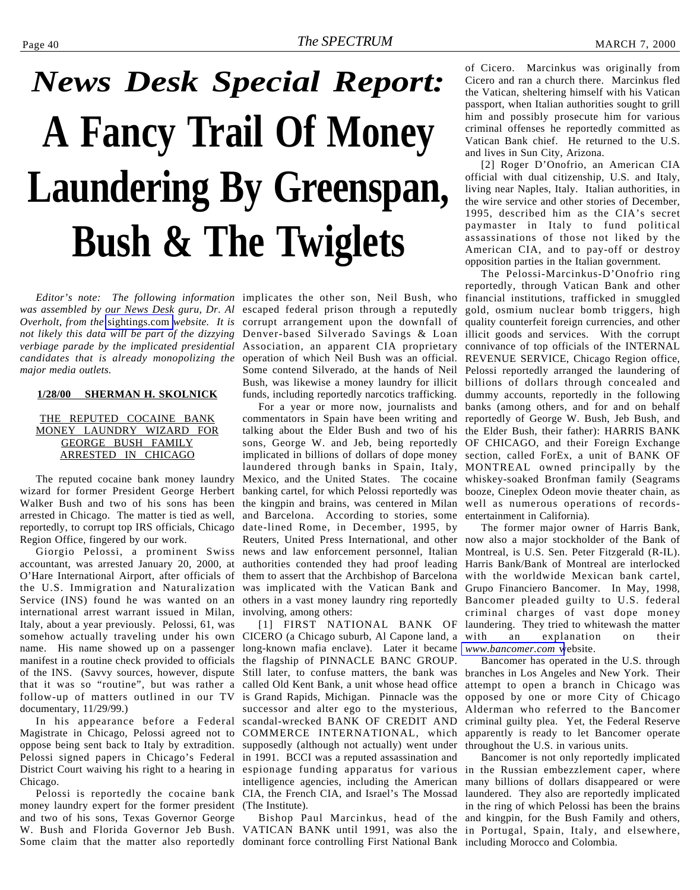# *News Desk Special Report:*

# A Fancy Trail Of Money Laundering By Greenspan, Bush & The Twiglets

*Editor's note: The following information was assembled by our News Desk guru, Dr. Al Overholt, from the sightings.com website. It is not likely this data will be part of the dizzying verbiage parade by the implicated presidential candidates that is already monopolizing the major media outlets.*

**1/28/00 SHERMAN H. SKOLNICK**

THE REPUTED COCAINE BANK MONEY LAUNDRY WIZARD FOR GEORGE BUSH FAMILY ARRESTED IN CHICAGO

The reputed cocaine bank money laundry wizard for former President George Herbert Walker Bush and two of his sons has been arrested in Chicago. The matter is tied as well, reportedly, to corrupt top IRS officials, Chicago Region Office, fingered by our work.

Giorgio Pelossi, a prominent Swiss accountant, was arrested January 20, 2000, at O'Hare International Airport, after officials of the U.S. Immigration and Naturalization Service (INS) found he was wanted on an international arrest warrant issued in Milan, Italy, about a year previously. Pelossi, 61, was somehow actually traveling under his own name. His name showed up on a passenger manifest in a routine check provided to officials of the INS. (Savvy sources, however, dispute that it was so "routine", but was rather a follow-up of matters outlined in our TV documentary, 11/29/99.)

In his appearance before a Federal Magistrate in Chicago, Pelossi agreed not to oppose being sent back to Italy by extradition. Pelossi signed papers in Chicago's Federal District Court waiving his right to a hearing in Chicago.

Pelossi is reportedly the cocaine bank money laundry expert for the former president and two of his sons, Texas Governor George W. Bush and Florida Governor Jeb Bush. Some claim that the matter also reportedly implicates the other son, Neil Bush, who escaped federal prison through a reputedly corrupt arrangement upon the downfall of Denver-based Silverado Savings & Loan Association, an apparent CIA proprietary operation of which Neil Bush was an official. Some contend Silverado, at the hands of Neil Bush, was likewise a money laundry for illicit funds, including reportedly narcotics trafficking.

For a year or more now, journalists and commentators in Spain have been writing and talking about the Elder Bush and two of his sons, George W. and Jeb, being reportedly implicated in billions of dollars of dope money laundered through banks in Spain, Italy, Mexico, and the United States. The cocaine banking cartel, for which Pelossi reportedly was the kingpin and brains, was centered in Milan and Barcelona. According to stories, some date-lined Rome, in December, 1995, by Reuters, United Press International, and other news and law enforcement personnel, Italian authorities contended they had proof leading them to assert that the Archbishop of Barcelona was implicated with the Vatican Bank and others in a vast money laundry ring reportedly involving, among others:

[1] FIRST NATIONAL BANK OF CICERO (a Chicago suburb, Al Capone land, a long-known mafia enclave). Later it became the flagship of PINNACLE BANC GROUP. Still later, to confuse matters, the bank was called Old Kent Bank, a unit whose head office is Grand Rapids, Michigan. Pinnacle was the successor and alter ego to the mysterious, scandal-wrecked BANK OF CREDIT AND COMMERCE INTERNATIONAL, which supposedly (although not actually) went under in 1991. BCCI was a reputed assassination and espionage funding apparatus for various intelligence agencies, including the American CIA, the French CIA, and Israel's The Mossad (The Institute).

Bishop Paul Marcinkus, head of the VATICAN BANK until 1991, was also the dominant force controlling First National Bank of Cicero. Marcinkus was originally from Cicero and ran a church there. Marcinkus fled the Vatican, sheltering himself with his Vatican passport, when Italian authorities sought to grill him and possibly prosecute him for various criminal offenses he reportedly committed as Vatican Bank chief. He returned to the U.S. and lives in Sun City, Arizona.

[2] Roger D'Onofrio, an American CIA official with dual citizenship, U.S. and Italy, living near Naples, Italy. Italian authorities, in the wire service and other stories of December, 1995, described him as the CIA's secret paymaster in Italy to fund political assassinations of those not liked by the American CIA, and to pay-off or destroy opposition parties in the Italian government.

The Pelossi-Marcinkus-D'Onofrio ring reportedly, through Vatican Bank and other financial institutions, trafficked in smuggled gold, osmium nuclear bomb triggers, high quality counterfeit foreign currencies, and other illicit goods and services. With the corrupt connivance of top officials of the INTERNAL REVENUE SERVICE, Chicago Region office, Pelossi reportedly arranged the laundering of billions of dollars through concealed and dummy accounts, reportedly in the following banks (among others, and for and on behalf reportedly of George W. Bush, Jeb Bush, and the Elder Bush, their father): HARRIS BANK OF CHICAGO, and their Foreign Exchange section, called ForEx, a unit of BANK OF MONTREAL owned principally by the whiskey-soaked Bronfman family (Seagrams booze, Cineplex Odeon movie theater chain, as well as numerous operations of records-entertainment in California).

The former major owner of Harris Bank, now also a major stockholder of the Bank of Montreal, is U.S. Sen. Peter Fitzgerald (R-IL). Harris Bank/Bank of Montreal are interlocked with the worldwide Mexican bank cartel, Grupo Financiero Bancomer. In May, 1998, Bancomer pleaded guilty to U.S. federal criminal charges of vast dope money laundering. They tried to whitewash the matter with an explanation on their www.bancomer.com website.

Bancomer has operated in the U.S. through branches in Los Angeles and New York. Their attempt to open a branch in Chicago was opposed by one or more City of Chicago Alderman who referred to the Bancomer criminal guilty plea. Yet, the Federal Reserve apparently is ready to let Bancomer operate throughout the U.S. in various units.

Bancomer is not only reportedly implicated in the Russian embezzlement caper, where many billions of dollars disappeared or were laundered. They also are reportedly implicated in the ring of which Pelossi has been the brains and kingpin, for the Bush Family and others, in Portugal, Spain, Italy, and elsewhere, including Morocco and Colombia.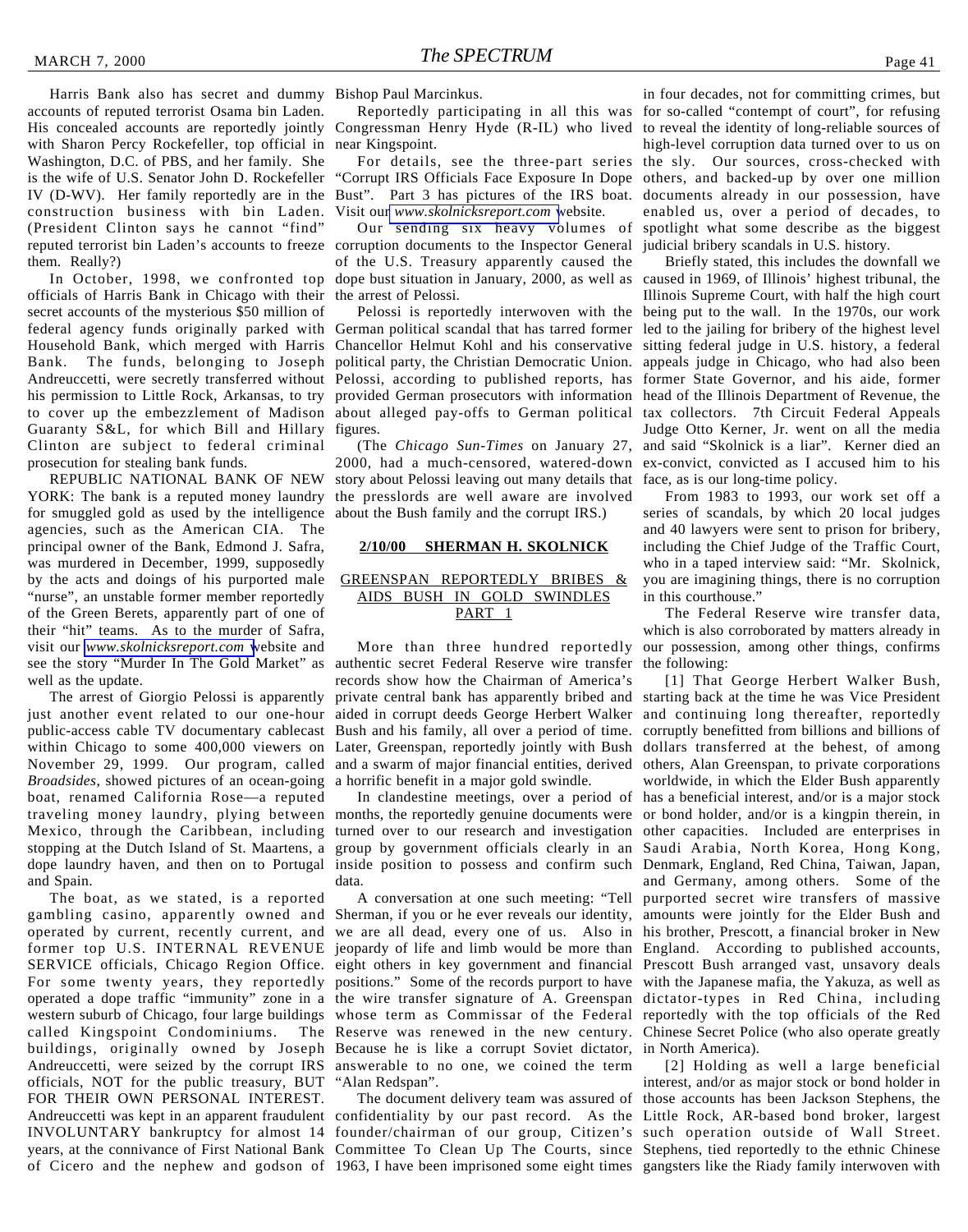Harris Bank also has secret and dummy accounts of reputed terrorist Osama bin Laden. His concealed accounts are reportedly jointly with Sharon Percy Rockefeller, top official in Washington, D.C. of PBS, and her family. She is the wife of U.S. Senator John D. Rockefeller IV (D-WV). Her family reportedly are in the construction business with bin Laden. (President Clinton says he cannot "find" reputed terrorist bin Laden's accounts to freeze them. Really?)

In October, 1998, we confronted top officials of Harris Bank in Chicago with their secret accounts of the mysterious $50 million of federal agency funds originally parked with Household Bank, which merged with Harris Bank. The funds, belonging to Joseph Andreuccetti, were secretly transferred without his permission to Little Rock, Arkansas, to try to cover up the embezzlement of Madison Guaranty S&L, for which Bill and Hillary Clinton are subject to federal criminal prosecution for stealing bank funds.

REPUBLIC NATIONAL BANK OF NEW YORK: The bank is a reputed money laundry for smuggled gold as used by the intelligence agencies, such as the American CIA. The principal owner of the Bank, Edmond J. Safra, was murdered in December, 1999, supposedly by the acts and doings of his purported male "nurse", an unstable former member reportedly of the Green Berets, apparently part of one of their "hit" teams. As to the murder of Safra, visit our www.skolnicksreport.com website and see the story "Murder In The Gold Market" as well as the update.

The arrest of Giorgio Pelossi is apparently just another event related to our one-hour public-access cable TV documentary cablecast within Chicago to some 400,000 viewers on November 29, 1999. Our program, called *Broadsides*, showed pictures of an ocean-going boat, renamed California Rose—a reputed traveling money laundry, plying between Mexico, through the Caribbean, including stopping at the Dutch Island of St. Maartens, a dope laundry haven, and then on to Portugal and Spain.

The boat, as we stated, is a reported gambling casino, apparently owned and operated by current, recently current, and former top U.S. INTERNAL REVENUE SERVICE officials, Chicago Region Office. For some twenty years, they reportedly operated a dope traffic "immunity" zone in a western suburb of Chicago, four large buildings called Kingspoint Condominiums. The buildings, originally owned by Joseph Andreuccetti, were seized by the corrupt IRS officials, NOT for the public treasury, BUT FOR THEIR OWN PERSONAL INTEREST. Andreuccetti was kept in an apparent fraudulent INVOLUNTARY bankruptcy for almost 14 years, at the connivance of First National Bank of Cicero and the nephew and godson of Bishop Paul Marcinkus.

Reportedly participating in all this was Congressman Henry Hyde (R-IL) who lived near Kingspoint.

For details, see the three-part series "Corrupt IRS Officials Face Exposure In Dope Bust". Part 3 has pictures of the IRS boat. Visit our www.skolnicksreport.com website.

Our sending six heavy volumes of corruption documents to the Inspector General of the U.S. Treasury apparently caused the dope bust situation in January, 2000, as well as the arrest of Pelossi.

Pelossi is reportedly interwoven with the German political scandal that has tarred former Chancellor Helmut Kohl and his conservative political party, the Christian Democratic Union. Pelossi, according to published reports, has provided German prosecutors with information about alleged pay-offs to German political figures.

(The *Chicago Sun-Times* on January 27, 2000, had a much-censored, watered-down story about Pelossi leaving out many details that the presslords are well aware are involved about the Bush family and the corrupt IRS.)

**2/10/00 SHERMAN H. SKOLNICK**

## GREENSPAN REPORTEDLY BRIBES & AIDS BUSH IN GOLD SWINDLES PART 1

More than three hundred reportedly authentic secret Federal Reserve wire transfer records show how the Chairman of America's private central bank has apparently bribed and aided in corrupt deeds George Herbert Walker Bush and his family, all over a period of time. Later, Greenspan, reportedly jointly with Bush and a swarm of major financial entities, derived a horrific benefit in a major gold swindle.

In clandestine meetings, over a period of months, the reportedly genuine documents were turned over to our research and investigation group by government officials clearly in an inside position to possess and confirm such data.

A conversation at one such meeting: "Tell Sherman, if you or he ever reveals our identity, we are all dead, every one of us. Also in jeopardy of life and limb would be more than eight others in key government and financial positions." Some of the records purport to have the wire transfer signature of A. Greenspan whose term as Commissar of the Federal Reserve was renewed in the new century. Because he is like a corrupt Soviet dictator, answerable to no one, we coined the term "Alan Redspan".

The document delivery team was assured of confidentiality by our past record. As the founder/chairman of our group, Citizen's Committee To Clean Up The Courts, since 1963, I have been imprisoned some eight times in four decades, not for committing crimes, but for so-called "contempt of court", for refusing to reveal the identity of long-reliable sources of high-level corruption data turned over to us on the sly. Our sources, cross-checked with others, and backed-up by over one million documents already in our possession, have enabled us, over a period of decades, to spotlight what some describe as the biggest judicial bribery scandals in U.S. history.

Briefly stated, this includes the downfall we caused in 1969, of Illinois' highest tribunal, the Illinois Supreme Court, with half the high court being put to the wall. In the 1970s, our work led to the jailing for bribery of the highest level sitting federal judge in U.S. history, a federal appeals judge in Chicago, who had also been former State Governor, and his aide, former head of the Illinois Department of Revenue, the tax collectors. 7th Circuit Federal Appeals Judge Otto Kerner, Jr. went on all the media and said "Skolnick is a liar". Kerner died an ex-convict, convicted as I accused him to his face, as is our long-time policy.

From 1983 to 1993, our work set off a series of scandals, by which 20 local judges and 40 lawyers were sent to prison for bribery, including the Chief Judge of the Traffic Court, who in a taped interview said: "Mr. Skolnick, you are imagining things, there is no corruption in this courthouse."

The Federal Reserve wire transfer data, which is also corroborated by matters already in our possession, among other things, confirms the following:

[1] That George Herbert Walker Bush, starting back at the time he was Vice President and continuing long thereafter, reportedly corruptly benefitted from billions and billions of dollars transferred at the behest, of among others, Alan Greenspan, to private corporations worldwide, in which the Elder Bush apparently has a beneficial interest, and/or is a major stock or bond holder, and/or is a kingpin therein, in other capacities. Included are enterprises in Saudi Arabia, North Korea, Hong Kong, Denmark, England, Red China, Taiwan, Japan, and Germany, among others. Some of the purported secret wire transfers of massive amounts were jointly for the Elder Bush and his brother, Prescott, a financial broker in New England. According to published accounts, Prescott Bush arranged vast, unsavory deals with the Japanese mafia, the Yakuza, as well as dictator-types in Red China, including reportedly with the top officials of the Red Chinese Secret Police (who also operate greatly in North America).

[2] Holding as well a large beneficial interest, and/or as major stock or bond holder in those accounts has been Jackson Stephens, the Little Rock, AR-based bond broker, largest such operation outside of Wall Street. Stephens, tied reportedly to the ethnic Chinese gangsters like the Riady family interwoven with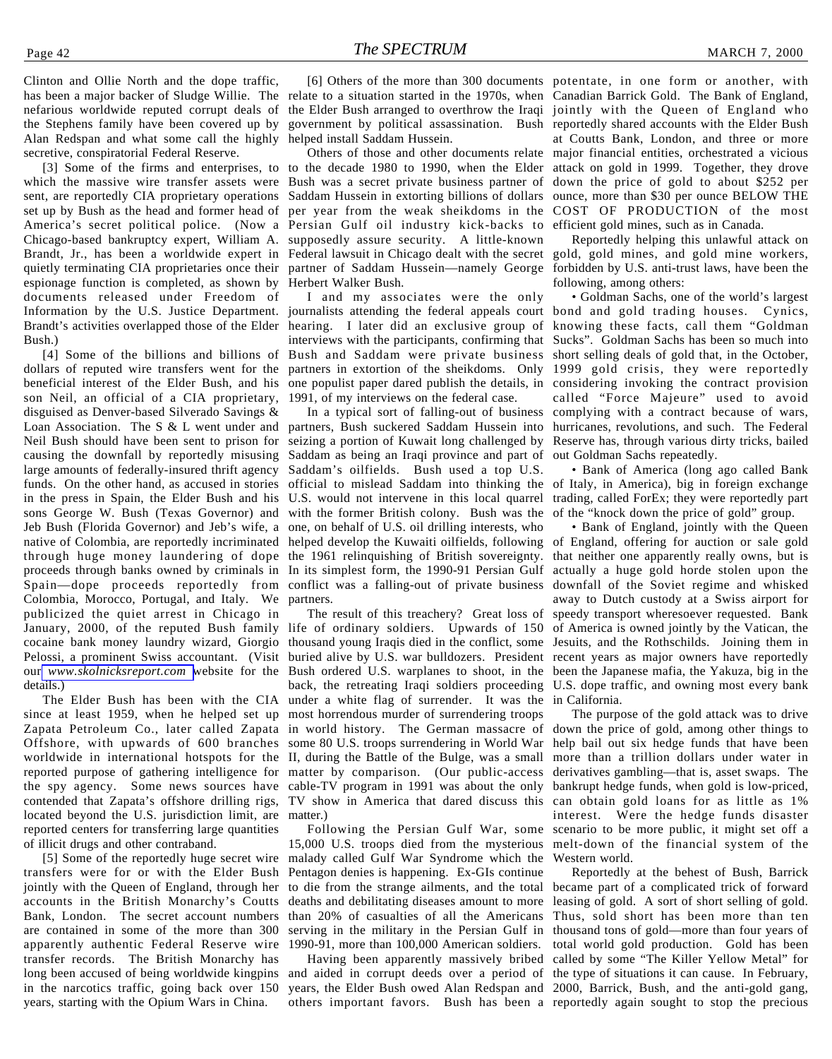Clinton and Ollie North and the dope traffic, has been a major backer of Sludge Willie. The nefarious worldwide reputed corrupt deals of the Stephens family have been covered up by Alan Redspan and what some call the highly secretive, conspiratorial Federal Reserve.

[3] Some of the firms and enterprises, to which the massive wire transfer assets were sent, are reportedly CIA proprietary operations set up by Bush as the head and former head of America's secret political police. (Now a Chicago-based bankruptcy expert, William A. Brandt, Jr., has been a worldwide expert in quietly terminating CIA proprietaries once their espionage function is completed, as shown by documents released under Freedom of Information by the U.S. Justice Department. Brandt's activities overlapped those of the Elder Bush.)

[4] Some of the billions and billions of dollars of reputed wire transfers went for the beneficial interest of the Elder Bush, and his son Neil, an official of a CIA proprietary, disguised as Denver-based Silverado Savings & Loan Association. The S & L went under and Neil Bush should have been sent to prison for causing the downfall by reportedly misusing large amounts of federally-insured thrift agency funds. On the other hand, as accused in stories in the press in Spain, the Elder Bush and his sons George W. Bush (Texas Governor) and Jeb Bush (Florida Governor) and Jeb's wife, a native of Colombia, are reportedly incriminated through huge money laundering of dope proceeds through banks owned by criminals in Spain—dope proceeds reportedly from Colombia, Morocco, Portugal, and Italy. We publicized the quiet arrest in Chicago in January, 2000, of the reputed Bush family cocaine bank money laundry wizard, Giorgio Pelossi, a prominent Swiss accountant. (Visit our www.skolnicksreport.com website for the details.)

The Elder Bush has been with the CIA since at least 1959, when he helped set up Zapata Petroleum Co., later called Zapata Offshore, with upwards of 600 branches worldwide in international hotspots for the reported purpose of gathering intelligence for the spy agency. Some news sources have contended that Zapata's offshore drilling rigs, located beyond the U.S. jurisdiction limit, are reported centers for transferring large quantities of illicit drugs and other contraband.

[5] Some of the reportedly huge secret wire transfers were for or with the Elder Bush jointly with the Queen of England, through her accounts in the British Monarchy's Coutts Bank, London. The secret account numbers are contained in some of the more than 300 apparently authentic Federal Reserve wire transfer records. The British Monarchy has long been accused of being worldwide kingpins in the narcotics traffic, going back over 150 years, starting with the Opium Wars in China.

[6] Others of the more than 300 documents relate to a situation started in the 1970s, when the Elder Bush arranged to overthrow the Iraqi government by political assassination. Bush helped install Saddam Hussein.

Others of those and other documents relate to the decade 1980 to 1990, when the Elder Bush was a secret private business partner of Saddam Hussein in extorting billions of dollars per year from the weak sheikdoms in the Persian Gulf oil industry kick-backs to supposedly assure security. A little-known Federal lawsuit in Chicago dealt with the secret partner of Saddam Hussein—namely George Herbert Walker Bush.

I and my associates were the only journalists attending the federal appeals court hearing. I later did an exclusive group of interviews with the participants, confirming that Bush and Saddam were private business partners in extortion of the sheikdoms. Only one populist paper dared publish the details, in 1991, of my interviews on the federal case.

In a typical sort of falling-out of business partners, Bush suckered Saddam Hussein into seizing a portion of Kuwait long challenged by Saddam as being an Iraqi province and part of Saddam's oilfields. Bush used a top U.S. official to mislead Saddam into thinking the U.S. would not intervene in this local quarrel with the former British colony. Bush was the one, on behalf of U.S. oil drilling interests, who helped develop the Kuwaiti oilfields, following the 1961 relinquishing of British sovereignty. In its simplest form, the 1990-91 Persian Gulf conflict was a falling-out of private business partners.

The result of this treachery? Great loss of life of ordinary soldiers. Upwards of 150 thousand young Iraqis died in the conflict, some buried alive by U.S. war bulldozers. President Bush ordered U.S. warplanes to shoot, in the back, the retreating Iraqi soldiers proceeding under a white flag of surrender. It was the most horrendous murder of surrendering troops in world history. The German massacre of some 80 U.S. troops surrendering in World War II, during the Battle of the Bulge, was a small matter by comparison. (Our public-access cable-TV program in 1991 was about the only TV show in America that dared discuss this matter.)

Following the Persian Gulf War, some 15,000 U.S. troops died from the mysterious malady called Gulf War Syndrome which the Pentagon denies is happening. Ex-GIs continue to die from the strange ailments, and the total deaths and debilitating diseases amount to more than 20% of casualties of all the Americans serving in the military in the Persian Gulf in 1990-91, more than 100,000 American soldiers.

Having been apparently massively bribed and aided in corrupt deeds over a period of years, the Elder Bush owed Alan Redspan and others important favors. Bush has been a potentate, in one form or another, with Canadian Barrick Gold. The Bank of England, jointly with the Queen of England who reportedly shared accounts with the Elder Bush at Coutts Bank, London, and three or more major financial entities, orchestrated a vicious attack on gold in 1999. Together, they drove down the price of gold to about $252 per ounce, more than $30 per ounce BELOW THE COST OF PRODUCTION of the most efficient gold mines, such as in Canada.

Reportedly helping this unlawful attack on gold, gold mines, and gold mine workers, forbidden by U.S. anti-trust laws, have been the following, among others:

- Goldman Sachs, one of the world's largest bond and gold trading houses. Cynics, knowing these facts, call them "Goldman Sucks". Goldman Sachs has been so much into short selling deals of gold that, in the October, 1999 gold crisis, they were reportedly considering invoking the contract provision called "Force Majeure" used to avoid complying with a contract because of wars, hurricanes, revolutions, and such. The Federal Reserve has, through various dirty tricks, bailed out Goldman Sachs repeatedly.

- Bank of America (long ago called Bank of Italy, in America), big in foreign exchange trading, called ForEx; they were reportedly part of the "knock down the price of gold" group.

- Bank of England, jointly with the Queen of England, offering for auction or sale gold that neither one apparently really owns, but is actually a huge gold horde stolen upon the downfall of the Soviet regime and whisked away to Dutch custody at a Swiss airport for speedy transport wheresoever requested. Bank of America is owned jointly by the Vatican, the Jesuits, and the Rothschilds. Joining them in recent years as major owners have reportedly been the Japanese mafia, the Yakuza, big in the U.S. dope traffic, and owning most every bank in California.

The purpose of the gold attack was to drive down the price of gold, among other things to help bail out six hedge funds that have been more than a trillion dollars under water in derivatives gambling—that is, asset swaps. The bankrupt hedge funds, when gold is low-priced, can obtain gold loans for as little as 1% interest. Were the hedge funds disaster scenario to be more public, it might set off a melt-down of the financial system of the Western world.

Reportedly at the behest of Bush, Barrick became part of a complicated trick of forward leasing of gold. A sort of short selling of gold. Thus, sold short has been more than ten thousand tons of gold—more than four years of total world gold production. Gold has been called by some "The Killer Yellow Metal" for the type of situations it can cause. In February, 2000, Barrick, Bush, and the anti-gold gang, reportedly again sought to stop the precious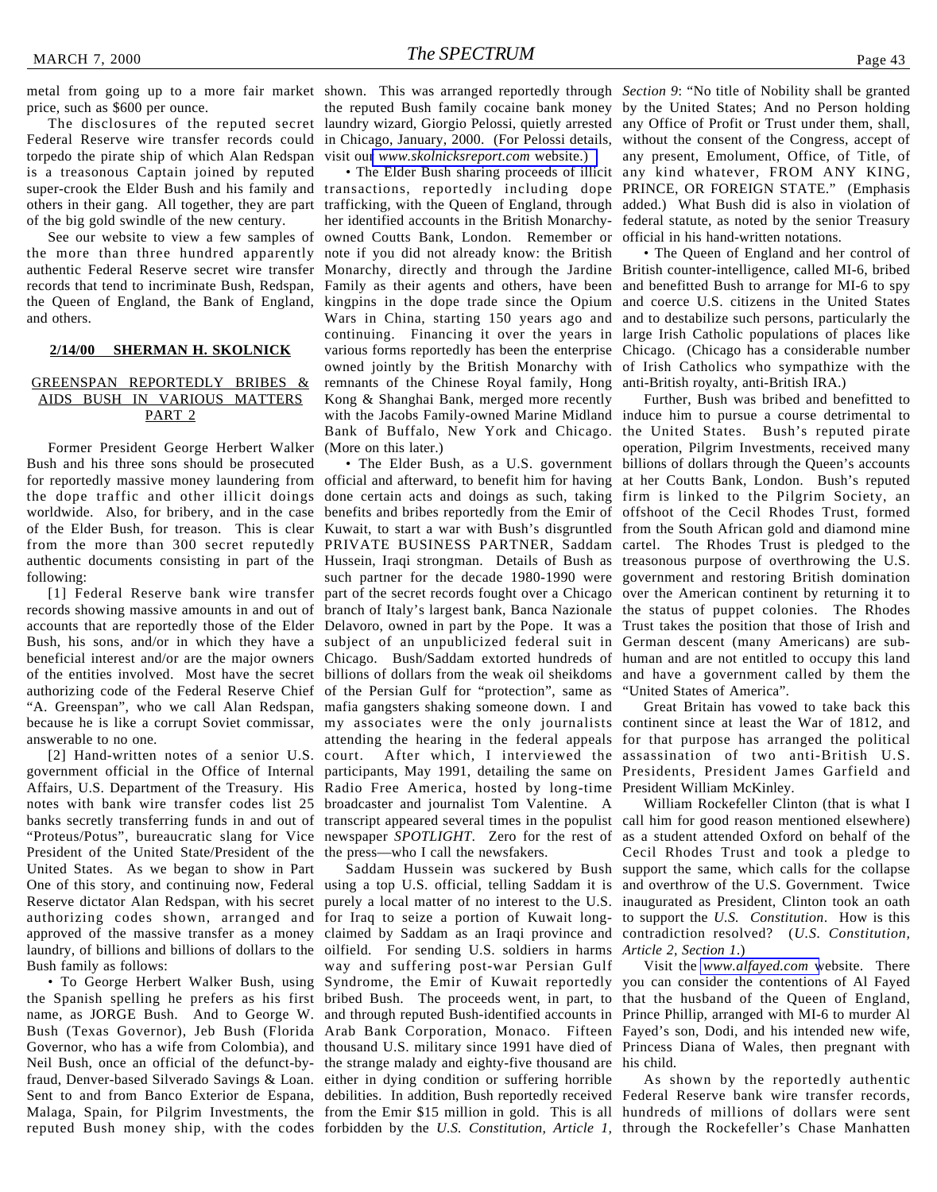metal from going up to a more fair market price, such as $600 per ounce.

The disclosures of the reputed secret Federal Reserve wire transfer records could torpedo the pirate ship of which Alan Redspan is a treasonous Captain joined by reputed super-crook the Elder Bush and his family and others in their gang. All together, they are part of the big gold swindle of the new century.

See our website to view a few samples of the more than three hundred apparently authentic Federal Reserve secret wire transfer records that tend to incriminate Bush, Redspan, the Queen of England, the Bank of England, and others.

**2/14/00 SHERMAN H. SKOLNICK**

## GREENSPAN REPORTEDLY BRIBES & AIDS BUSH IN VARIOUS MATTERS PART 2

Former President George Herbert Walker Bush and his three sons should be prosecuted for reportedly massive money laundering from the dope traffic and other illicit doings worldwide. Also, for bribery, and in the case of the Elder Bush, for treason. This is clear from the more than 300 secret reputedly authentic documents consisting in part of the following:

[1] Federal Reserve bank wire transfer records showing massive amounts in and out of accounts that are reportedly those of the Elder Bush, his sons, and/or in which they have a beneficial interest and/or are the major owners of the entities involved. Most have the secret authorizing code of the Federal Reserve Chief "A. Greenspan", who we call Alan Redspan, because he is like a corrupt Soviet commissar, answerable to no one.

[2] Hand-written notes of a senior U.S. government official in the Office of Internal Affairs, U.S. Department of the Treasury. His notes with bank wire transfer codes list 25 banks secretly transferring funds in and out of "Proteus/Potus", bureaucratic slang for Vice President of the United State/President of the United States. As we began to show in Part One of this story, and continuing now, Federal Reserve dictator Alan Redspan, with his secret authorizing codes shown, arranged and approved of the massive transfer as a money laundry, of billions and billions of dollars to the Bush family as follows:

• To George Herbert Walker Bush, using the Spanish spelling he prefers as his first name, as JORGE Bush. And to George W. Bush (Texas Governor), Jeb Bush (Florida Governor, who has a wife from Colombia), and Neil Bush, once an official of the defunct-by-fraud, Denver-based Silverado Savings & Loan. Sent to and from Banco Exterior de Espana, Malaga, Spain, for Pilgrim Investments, the reputed Bush money ship, with the codes shown. This was arranged reportedly through the reputed Bush family cocaine bank money laundry wizard, Giorgio Pelossi, quietly arrested in Chicago, January, 2000. (For Pelossi details, visit our *www.skolnicksreport.com* website.)

• The Elder Bush sharing proceeds of illicit transactions, reportedly including dope trafficking, with the Queen of England, through her identified accounts in the British Monarchy-owned Coutts Bank, London. Remember or note if you did not already know: the British Monarchy, directly and through the Jardine Family as their agents and others, have been kingpins in the dope trade since the Opium Wars in China, starting 150 years ago and continuing. Financing it over the years in various forms reportedly has been the enterprise owned jointly by the British Monarchy with remnants of the Chinese Royal family, Hong Kong & Shanghai Bank, merged more recently with the Jacobs Family-owned Marine Midland Bank of Buffalo, New York and Chicago. (More on this later.)

• The Elder Bush, as a U.S. government official and afterward, to benefit him for having done certain acts and doings as such, taking benefits and bribes reportedly from the Emir of Kuwait, to start a war with Bush's disgruntled PRIVATE BUSINESS PARTNER, Saddam Hussein, Iraqi strongman. Details of Bush as such partner for the decade 1980-1990 were part of the secret records fought over a Chicago branch of Italy's largest bank, Banca Nazionale Delavoro, owned in part by the Pope. It was a subject of an unpublicized federal suit in Chicago. Bush/Saddam extorted hundreds of billions of dollars from the weak oil sheikdoms of the Persian Gulf for "protection", same as mafia gangsters shaking someone down. I and my associates were the only journalists attending the hearing in the federal appeals court. After which, I interviewed the participants, May 1991, detailing the same on Radio Free America, hosted by long-time broadcaster and journalist Tom Valentine. A transcript appeared several times in the populist newspaper *SPOTLIGHT*. Zero for the rest of the press—who I call the newsfakers.

Saddam Hussein was suckered by Bush using a top U.S. official, telling Saddam it is purely a local matter of no interest to the U.S. for Iraq to seize a portion of Kuwait long-claimed by Saddam as an Iraqi province and oilfield. For sending U.S. soldiers in harms way and suffering post-war Persian Gulf Syndrome, the Emir of Kuwait reportedly bribed Bush. The proceeds went, in part, to and through reputed Bush-identified accounts in Arab Bank Corporation, Monaco. Fifteen thousand U.S. military since 1991 have died of the strange malady and eighty-five thousand are either in dying condition or suffering horrible debilities. In addition, Bush reportedly received from the Emir $15 million in gold. This is all forbidden by the *U.S. Constitution, Article 1, Section 9*: "No title of Nobility shall be granted by the United States; And no Person holding any Office of Profit or Trust under them, shall, without the consent of the Congress, accept of any present, Emolument, Office, of Title, of any kind whatever, FROM ANY KING, PRINCE, OR FOREIGN STATE." (Emphasis added.) What Bush did is also in violation of federal statute, as noted by the senior Treasury official in his hand-written notations.

• The Queen of England and her control of British counter-intelligence, called MI-6, bribed and benefitted Bush to arrange for MI-6 to spy and coerce U.S. citizens in the United States and to destabilize such persons, particularly the large Irish Catholic populations of places like Chicago. (Chicago has a considerable number of Irish Catholics who sympathize with the anti-British royalty, anti-British IRA.)

Further, Bush was bribed and benefitted to induce him to pursue a course detrimental to the United States. Bush's reputed pirate operation, Pilgrim Investments, received many billions of dollars through the Queen's accounts at her Coutts Bank, London. Bush's reputed firm is linked to the Pilgrim Society, an offshoot of the Cecil Rhodes Trust, formed from the South African gold and diamond mine cartel. The Rhodes Trust is pledged to the treasonous purpose of overthrowing the U.S. government and restoring British domination over the American continent by returning it to the status of puppet colonies. The Rhodes Trust takes the position that those of Irish and German descent (many Americans) are sub-human and are not entitled to occupy this land and have a government called by them the "United States of America".

Great Britain has vowed to take back this continent since at least the War of 1812, and for that purpose has arranged the political assassination of two anti-British U.S. Presidents, President James Garfield and President William McKinley.

William Rockefeller Clinton (that is what I call him for good reason mentioned elsewhere) as a student attended Oxford on behalf of the Cecil Rhodes Trust and took a pledge to support the same, which calls for the collapse and overthrow of the U.S. Government. Twice inaugurated as President, Clinton took an oath to support the *U.S. Constitution*. How is this contradiction resolved? (*U.S. Constitution, Article 2, Section 1*.)

Visit the *www.alfayed.com* website. There you can consider the contentions of Al Fayed that the husband of the Queen of England, Prince Phillip, arranged with MI-6 to murder Al Fayed's son, Dodi, and his intended new wife, Princess Diana of Wales, then pregnant with his child.

As shown by the reportedly authentic Federal Reserve bank wire transfer records, hundreds of millions of dollars were sent through the Rockefeller's Chase Manhatten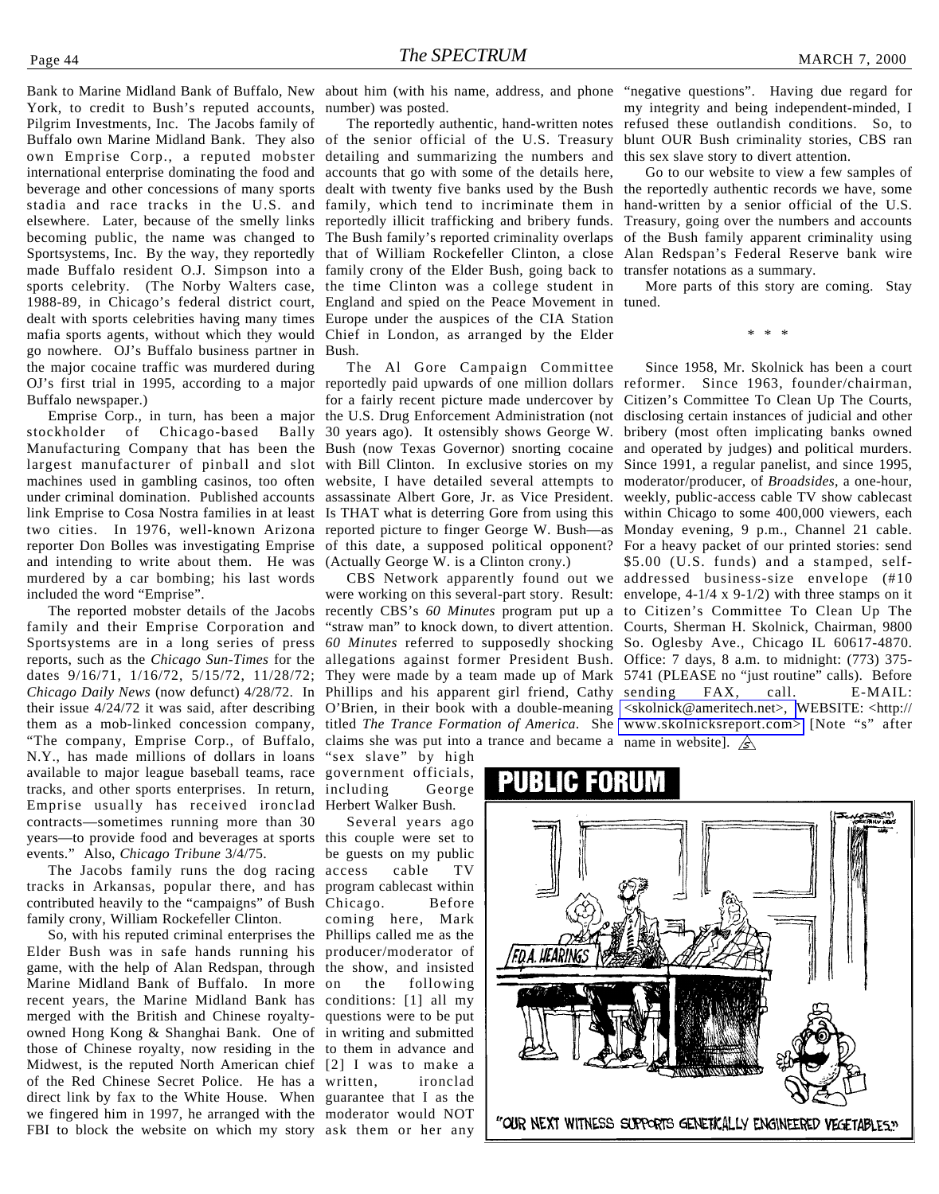Bank to Marine Midland Bank of Buffalo, New York, to credit to Bush's reputed accounts, Pilgrim Investments, Inc. The Jacobs family of Buffalo own Marine Midland Bank. They also own Emprise Corp., a reputed mobster international enterprise dominating the food and beverage and other concessions of many sports stadia and race tracks in the U.S. and elsewhere. Later, because of the smelly links becoming public, the name was changed to Sportsystems, Inc. By the way, they reportedly made Buffalo resident O.J. Simpson into a sports celebrity. (The Norby Walters case, 1988-89, in Chicago's federal district court, dealt with sports celebrities having many times mafia sports agents, without which they would go nowhere. OJ's Buffalo business partner in the major cocaine traffic was murdered during OJ's first trial in 1995, according to a major Buffalo newspaper.)

Emprise Corp., in turn, has been a major stockholder of Chicago-based Bally Manufacturing Company that has been the largest manufacturer of pinball and slot machines used in gambling casinos, too often under criminal domination. Published accounts link Emprise to Cosa Nostra families in at least two cities. In 1976, well-known Arizona reporter Don Bolles was investigating Emprise and intending to write about them. He was murdered by a car bombing; his last words included the word "Emprise".

The reported mobster details of the Jacobs family and their Emprise Corporation and Sportsystems are in a long series of press reports, such as the *Chicago Sun-Times* for the dates 9/16/71, 1/16/72, 5/15/72, 11/28/72; *Chicago Daily News* (now defunct) 4/28/72. In their issue 4/24/72 it was said, after describing them as a mob-linked concession company, "The company, Emprise Corp., of Buffalo, N.Y., has made millions of dollars in loans available to major league baseball teams, race tracks, and other sports enterprises. In return, Emprise usually has received ironclad contracts—sometimes running more than 30 years—to provide food and beverages at sports events." Also, *Chicago Tribune* 3/4/75.

The Jacobs family runs the dog racing tracks in Arkansas, popular there, and has contributed heavily to the "campaigns" of Bush family crony, William Rockefeller Clinton.

So, with his reputed criminal enterprises the Elder Bush was in safe hands running his game, with the help of Alan Redspan, through Marine Midland Bank of Buffalo. In more recent years, the Marine Midland Bank has merged with the British and Chinese royalty-owned Hong Kong & Shanghai Bank. One of those of Chinese royalty, now residing in the Midwest, is the reputed North American chief of the Red Chinese Secret Police. He has a direct link by fax to the White House. When we fingered him in 1997, he arranged with the FBI to block the website on which my story about him (with his name, address, and phone number) was posted.

The reportedly authentic, hand-written notes of the senior official of the U.S. Treasury detailing and summarizing the numbers and accounts that go with some of the details here, dealt with twenty five banks used by the Bush family, which tend to incriminate them in reportedly illicit trafficking and bribery funds. The Bush family's reported criminality overlaps that of William Rockefeller Clinton, a close family crony of the Elder Bush, going back to the time Clinton was a college student in England and spied on the Peace Movement in Europe under the auspices of the CIA Station Chief in London, as arranged by the Elder Bush.

The Al Gore Campaign Committee reportedly paid upwards of one million dollars for a fairly recent picture made undercover by the U.S. Drug Enforcement Administration (not 30 years ago). It ostensibly shows George W. Bush (now Texas Governor) snorting cocaine with Bill Clinton. In exclusive stories on my website, I have detailed several attempts to assassinate Albert Gore, Jr. as Vice President. Is THAT what is deterring Gore from using this reported picture to finger George W. Bush—as of this date, a supposed political opponent? (Actually George W. is a Clinton crony.)

CBS Network apparently found out we were working on this several-part story. Result: recently CBS's *60 Minutes* program put up a "straw man" to knock down, to divert attention. *60 Minutes* referred to supposedly shocking allegations against former President Bush. They were made by a team made up of Mark Phillips and his apparent girl friend, Cathy O'Brien, in their book with a double-meaning titled *The Trance Formation of America*. She claims she was put into a trance and became a "sex slave" by high government officials, including George Herbert Walker Bush.

Several years ago this couple were set to be guests on my public access cable TV program cablecast within Chicago. Before coming here, Mark Phillips called me as the producer/moderator of the show, and insisted on the following conditions: [1] all my questions were to be put in writing and submitted to them in advance and [2] I was to make a written, ironclad guarantee that I as the moderator would NOT ask them or her any "negative questions". Having due regard for my integrity and being independent-minded, I refused these outlandish conditions. So, to blunt OUR Bush criminality stories, CBS ran this sex slave story to divert attention.

Go to our website to view a few samples of the reportedly authentic records we have, some hand-written by a senior official of the U.S. Treasury, going over the numbers and accounts of the Bush family apparent criminality using Alan Redspan's Federal Reserve bank wire transfer notations as a summary.

More parts of this story are coming. Stay tuned.

\* \* \*

Since 1958, Mr. Skolnick has been a court reformer. Since 1963, founder/chairman, Citizen's Committee To Clean Up The Courts, disclosing certain instances of judicial and other bribery (most often implicating banks owned and operated by judges) and political murders. Since 1991, a regular panelist, and since 1995, moderator/producer, of *Broadsides*, a one-hour, weekly, public-access cable TV show cablecast within Chicago to some 400,000 viewers, each Monday evening, 9 p.m., Channel 21 cable. For a heavy packet of our printed stories: send $5.00 (U.S. funds) and a stamped, self-addressed business-size envelope (#10 envelope, 4-1/4 x 9-1/2) with three stamps on it to Citizen's Committee To Clean Up The Courts, Sherman H. Skolnick, Chairman, 9800 So. Oglesby Ave., Chicago IL 60617-4870. Office: 7 days, 8 a.m. to midnight: (773) 375-5741 (PLEASE no "just routine" calls). Before sending FAX, call. E-MAIL: <skolnick@ameritech.net>, WEBSITE: <http://www.skolnicksreport.com> [Note "s" after name in website].

## PUBLIC FORUM

"OUR NEXT WITNESS SUPPORTS GENETICALLY ENGINEERED VEGETABLES."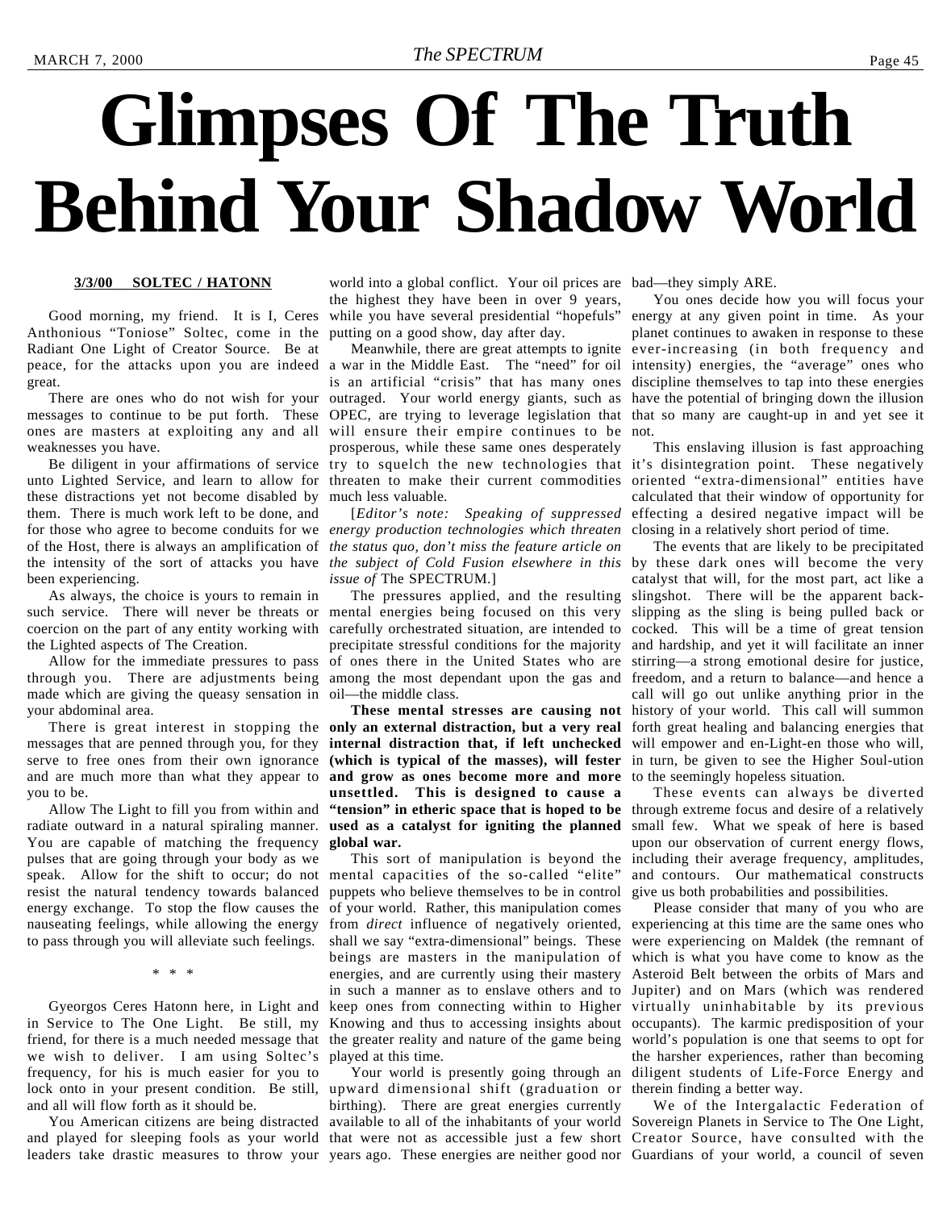# Glimpses Of The Truth Behind Your Shadow World

**3/3/00 SOLTEC / HATONN**

Good morning, my friend. It is I, Ceres Anthonious "Toniose" Soltec, come in the Radiant One Light of Creator Source. Be at peace, for the attacks upon you are indeed great.

There are ones who do not wish for your messages to continue to be put forth. These ones are masters at exploiting any and all weaknesses you have.

Be diligent in your affirmations of service unto Lighted Service, and learn to allow for these distractions yet not become disabled by them. There is much work left to be done, and for those who agree to become conduits for we of the Host, there is always an amplification of the intensity of the sort of attacks you have been experiencing.

As always, the choice is yours to remain in such service. There will never be threats or coercion on the part of any entity working with the Lighted aspects of The Creation.

Allow for the immediate pressures to pass through you. There are adjustments being made which are giving the queasy sensation in your abdominal area.

There is great interest in stopping the messages that are penned through you, for they serve to free ones from their own ignorance and are much more than what they appear to you to be.

Allow The Light to fill you from within and radiate outward in a natural spiraling manner. You are capable of matching the frequency pulses that are going through your body as we speak. Allow for the shift to occur; do not resist the natural tendency towards balanced energy exchange. To stop the flow causes the nauseating feelings, while allowing the energy to pass through you will alleviate such feelings.

\* \* \*

Gyeorgos Ceres Hatonn here, in Light and in Service to The One Light. Be still, my friend, for there is a much needed message that we wish to deliver. I am using Soltec's frequency, for his is much easier for you to lock onto in your present condition. Be still, and all will flow forth as it should be.

You American citizens are being distracted and played for sleeping fools as your world leaders take drastic measures to throw your world into a global conflict. Your oil prices are the highest they have been in over 9 years, while you have several presidential "hopefuls" putting on a good show, day after day.

Meanwhile, there are great attempts to ignite a war in the Middle East. The "need" for oil is an artificial "crisis" that has many ones outraged. Your world energy giants, such as OPEC, are trying to leverage legislation that will ensure their empire continues to be prosperous, while these same ones desperately try to squelch the new technologies that threaten to make their current commodities much less valuable.

[*Editor's note: Speaking of suppressed energy production technologies which threaten the status quo, don't miss the feature article on the subject of Cold Fusion elsewhere in this issue of* The SPECTRUM.]

The pressures applied, and the resulting mental energies being focused on this very carefully orchestrated situation, are intended to precipitate stressful conditions for the majority of ones there in the United States who are among the most dependant upon the gas and oil—the middle class.

**These mental stresses are causing not only an external distraction, but a very real internal distraction that, if left unchecked (which is typical of the masses), will fester and grow as ones become more and more unsettled. This is designed to cause a "tension" in etheric space that is hoped to be used as a catalyst for igniting the planned global war.**

This sort of manipulation is beyond the mental capacities of the so-called "elite" puppets who believe themselves to be in control of your world. Rather, this manipulation comes from *direct* influence of negatively oriented, shall we say "extra-dimensional" beings. These beings are masters in the manipulation of energies, and are currently using their mastery in such a manner as to enslave others and to keep ones from connecting within to Higher Knowing and thus to accessing insights about the greater reality and nature of the game being played at this time.

Your world is presently going through an upward dimensional shift (graduation or birthing). There are great energies currently available to all of the inhabitants of your world that were not as accessible just a few short years ago. These energies are neither good nor bad—they simply ARE.

You ones decide how you will focus your energy at any given point in time. As your planet continues to awaken in response to these ever-increasing (in both frequency and intensity) energies, the "average" ones who discipline themselves to tap into these energies have the potential of bringing down the illusion that so many are caught-up in and yet see it not.

This enslaving illusion is fast approaching it's disintegration point. These negatively oriented "extra-dimensional" entities have calculated that their window of opportunity for effecting a desired negative impact will be closing in a relatively short period of time.

The events that are likely to be precipitated by these dark ones will become the very catalyst that will, for the most part, act like a slingshot. There will be the apparent back-slipping as the sling is being pulled back or cocked. This will be a time of great tension and hardship, and yet it will facilitate an inner stirring—a strong emotional desire for justice, freedom, and a return to balance—and hence a call will go out unlike anything prior in the history of your world. This call will summon forth great healing and balancing energies that will empower and en-Light-en those who will, in turn, be given to see the Higher Soul-ution to the seemingly hopeless situation.

These events can always be diverted through extreme focus and desire of a relatively small few. What we speak of here is based upon our observation of current energy flows, including their average frequency, amplitudes, and contours. Our mathematical constructs give us both probabilities and possibilities.

Please consider that many of you who are experiencing at this time are the same ones who were experiencing on Maldek (the remnant of which is what you have come to know as the Asteroid Belt between the orbits of Mars and Jupiter) and on Mars (which was rendered virtually uninhabitable by its previous occupants). The karmic predisposition of your world's population is one that seems to opt for the harsher experiences, rather than becoming diligent students of Life-Force Energy and therein finding a better way.

We of the Intergalactic Federation of Sovereign Planets in Service to The One Light, Creator Source, have consulted with the Guardians of your world, a council of seven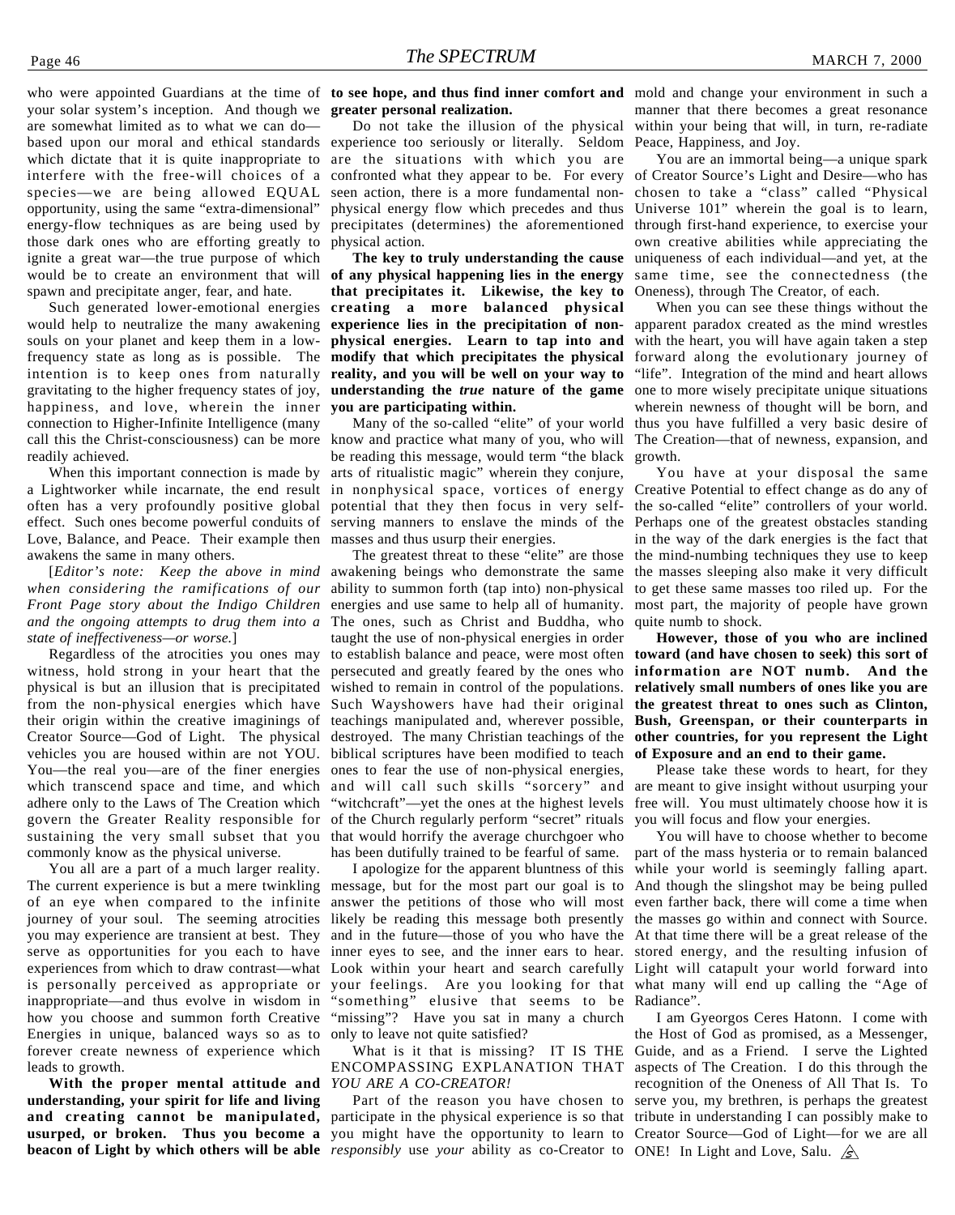who were appointed Guardians at the time of your solar system's inception. And though we are somewhat limited as to what we can do—based upon our moral and ethical standards which dictate that it is quite inappropriate to interfere with the free-will choices of a species—we are being allowed EQUAL opportunity, using the same "extra-dimensional" energy-flow techniques as are being used by those dark ones who are efforting greatly to ignite a great war—the true purpose of which would be to create an environment that will spawn and precipitate anger, fear, and hate.

Such generated lower-emotional energies would help to neutralize the many awakening souls on your planet and keep them in a low-frequency state as long as is possible. The intention is to keep ones from naturally gravitating to the higher frequency states of joy, happiness, and love, wherein the inner connection to Higher-Infinite Intelligence (many call this the Christ-consciousness) can be more readily achieved.

When this important connection is made by a Lightworker while incarnate, the end result often has a very profoundly positive global effect. Such ones become powerful conduits of Love, Balance, and Peace. Their example then awakens the same in many others.

[*Editor's note: Keep the above in mind when considering the ramifications of our Front Page story about the Indigo Children and the ongoing attempts to drug them into a state of ineffectiveness—or worse.*]

Regardless of the atrocities you ones may witness, hold strong in your heart that the physical is but an illusion that is precipitated from the non-physical energies which have their origin within the creative imaginings of Creator Source—God of Light. The physical vehicles you are housed within are not YOU. You—the real you—are of the finer energies which transcend space and time, and which adhere only to the Laws of The Creation which govern the Greater Reality responsible for sustaining the very small subset that you commonly know as the physical universe.

You all are a part of a much larger reality. The current experience is but a mere twinkling of an eye when compared to the infinite journey of your soul. The seeming atrocities you may experience are transient at best. They serve as opportunities for you each to have experiences from which to draw contrast—what is personally perceived as appropriate or inappropriate—and thus evolve in wisdom in how you choose and summon forth Creative Energies in unique, balanced ways so as to forever create newness of experience which leads to growth.

**With the proper mental attitude and understanding, your spirit for life and living and creating cannot be manipulated, usurped, or broken. Thus you become a beacon of Light by which others will be able to see hope, and thus find inner comfort and greater personal realization.**

Do not take the illusion of the physical experience too seriously or literally. Seldom are the situations with which you are confronted what they appear to be. For every seen action, there is a more fundamental non-physical energy flow which precedes and thus precipitates (determines) the aforementioned physical action.

**The key to truly understanding the cause of any physical happening lies in the energy that precipitates it. Likewise, the key to creating a more balanced physical experience lies in the precipitation of non-physical energies. Learn to tap into and modify that which precipitates the physical reality, and you will be well on your way to understanding the *true* nature of the game you are participating within.**

Many of the so-called "elite" of your world know and practice what many of you, who will be reading this message, would term "the black arts of ritualistic magic" wherein they conjure, in nonphysical space, vortices of energy potential that they then focus in very self-serving manners to enslave the minds of the masses and thus usurp their energies.

The greatest threat to these "elite" are those awakening beings who demonstrate the same ability to summon forth (tap into) non-physical energies and use same to help all of humanity. The ones, such as Christ and Buddha, who taught the use of non-physical energies in order to establish balance and peace, were most often persecuted and greatly feared by the ones who wished to remain in control of the populations. Such Wayshowers have had their original teachings manipulated and, wherever possible, destroyed. The many Christian teachings of the biblical scriptures have been modified to teach ones to fear the use of non-physical energies, and will call such skills "sorcery" and "witchcraft"—yet the ones at the highest levels of the Church regularly perform "secret" rituals that would horrify the average churchgoer who has been dutifully trained to be fearful of same.

I apologize for the apparent bluntness of this message, but for the most part our goal is to answer the petitions of those who will most likely be reading this message both presently and in the future—those of you who have the inner eyes to see, and the inner ears to hear. Look within your heart and search carefully your feelings. Are you looking for that "something" elusive that seems to be "missing"? Have you sat in many a church only to leave not quite satisfied?

What is it that is missing? IT IS THE ENCOMPASSING EXPLANATION THAT *YOU ARE A CO-CREATOR!*

Part of the reason you have chosen to participate in the physical experience is so that you might have the opportunity to learn to *responsibly* use *your* ability as co-Creator to mold and change your environment in such a manner that there becomes a great resonance within your being that will, in turn, re-radiate Peace, Happiness, and Joy.

You are an immortal being—a unique spark of Creator Source's Light and Desire—who has chosen to take a "class" called "Physical Universe 101" wherein the goal is to learn, through first-hand experience, to exercise your own creative abilities while appreciating the uniqueness of each individual—and yet, at the same time, see the connectedness (the Oneness), through The Creator, of each.

When you can see these things without the apparent paradox created as the mind wrestles with the heart, you will have again taken a step forward along the evolutionary journey of "life". Integration of the mind and heart allows one to more wisely precipitate unique situations wherein newness of thought will be born, and thus you have fulfilled a very basic desire of The Creation—that of newness, expansion, and growth.

You have at your disposal the same Creative Potential to effect change as do any of the so-called "elite" controllers of your world. Perhaps one of the greatest obstacles standing in the way of the dark energies is the fact that the mind-numbing techniques they use to keep the masses sleeping also make it very difficult to get these same masses too riled up. For the most part, the majority of people have grown quite numb to shock.

**However, those of you who are inclined toward (and have chosen to seek) this sort of information are NOT numb. And the relatively small numbers of ones like you are the greatest threat to ones such as Clinton, Bush, Greenspan, or their counterparts in other countries, for you represent the Light of Exposure and an end to their game.**

Please take these words to heart, for they are meant to give insight without usurping your free will. You must ultimately choose how it is you will focus and flow your energies.

You will have to choose whether to become part of the mass hysteria or to remain balanced while your world is seemingly falling apart. And though the slingshot may be being pulled even farther back, there will come a time when the masses go within and connect with Source. At that time there will be a great release of the stored energy, and the resulting infusion of Light will catapult your world forward into what many will end up calling the "Age of Radiance".

I am Gyeorgos Ceres Hatonn. I come with the Host of God as promised, as a Messenger, Guide, and as a Friend. I serve the Lighted aspects of The Creation. I do this through the recognition of the Oneness of All That Is. To serve you, my brethren, is perhaps the greatest tribute in understanding I can possibly make to Creator Source—God of Light—for we are all ONE! In Light and Love, Salu.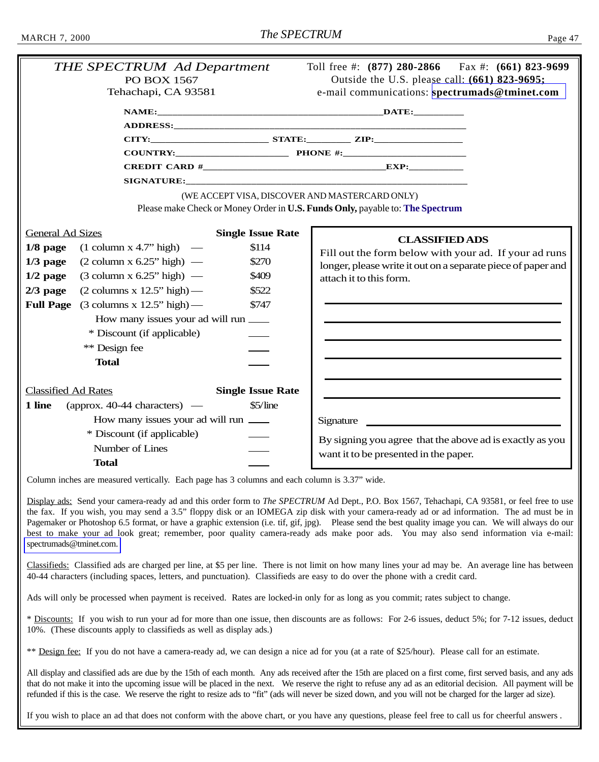## *THE SPECTRUM Ad Department*

PO BOX 1567
Tehachapi, CA 93581

Toll free #: **(877) 280-2866** Fax #: **(661) 823-9699**
Outside the U.S. please call: **(661) 823-9695;**
e-mail communications: **spectrumads@tminet.com**

**NAME:**_______________________________________ **DATE:**__________

**ADDRESS:**_____________________________________________________

**CITY:**______________________ **STATE:**_________ **ZIP:**_________________

**COUNTRY:**______________________ **PHONE #:**________________________

**CREDIT CARD #**__________________________________ **EXP:**___________

**SIGNATURE:**___________________________________________________

(WE ACCEPT VISA, DISCOVER AND MASTERCARD ONLY)
Please make Check or Money Order in **U.S. Funds Only,** payable to: **The Spectrum**

| General Ad Sizes | | Single Issue Rate |
|---|---|---|
| **1/8 page** | (1 column x 4.7" high) — | $114 |
| **1/3 page** | (2 column x 6.25" high) — | $270 |
| **1/2 page** | (3 column x 6.25" high) — | $409 |
| **2/3 page** | (2 columns x 12.5" high) — | $522 |
| **Full Page** | (3 columns x 12.5" high) — | $747 |
| | How many issues your ad will run | ____ |
| | * Discount (if applicable) | ____ |
| | ** Design fee | ____ |
| | **Total** | ____ |

| Classified Ad Rates | | Single Issue Rate |
|---|---|---|
| **1 line** | (approx. 40-44 characters) — | $5/line |
| | How many issues your ad will run | ____ |
| | * Discount (if applicable) | ____ |
| | Number of Lines | ____ |
| | **Total** | ____ |

**CLASSIFIED ADS**

Fill out the form below with your ad. If your ad runs longer, please write it out on a separate piece of paper and attach it to this form.

____________________________________________

____________________________________________

____________________________________________

____________________________________________

____________________________________________

____________________________________________

Signature ____________________________________

By signing you agree that the above ad is exactly as you want it to be presented in the paper.

Column inches are measured vertically. Each page has 3 columns and each column is 3.37" wide.

Display ads: Send your camera-ready ad and this order form to *The SPECTRUM* Ad Dept., P.O. Box 1567, Tehachapi, CA 93581, or feel free to use the fax. If you wish, you may send a 3.5" floppy disk or an IOMEGA zip disk with your camera-ready ad or ad information. The ad must be in Pagemaker or Photoshop 6.5 format, or have a graphic extension (i.e. tif, gif, jpg). Please send the best quality image you can. We will always do our best to make your ad look great; remember, poor quality camera-ready ads make poor ads. You may also send information via e-mail: spectrumads@tminet.com.

Classifieds: Classified ads are charged per line, at $5 per line. There is not limit on how many lines your ad may be. An average line has between 40-44 characters (including spaces, letters, and punctuation). Classifieds are easy to do over the phone with a credit card.

Ads will only be processed when payment is received. Rates are locked-in only for as long as you commit; rates subject to change.

* Discounts: If you wish to run your ad for more than one issue, then discounts are as follows: For 2-6 issues, deduct 5%; for 7-12 issues, deduct 10%. (These discounts apply to classifieds as well as display ads.)

** Design fee: If you do not have a camera-ready ad, we can design a nice ad for you (at a rate of $25/hour). Please call for an estimate.

All display and classified ads are due by the 15th of each month. Any ads received after the 15th are placed on a first come, first served basis, and any ads that do not make it into the upcoming issue will be placed in the next. We reserve the right to refuse any ad as an editorial decision. All payment will be refunded if this is the case. We reserve the right to resize ads to "fit" (ads will never be sized down, and you will not be charged for the larger ad size).

If you wish to place an ad that does not conform with the above chart, or you have any questions, please feel free to call us for cheerful answers .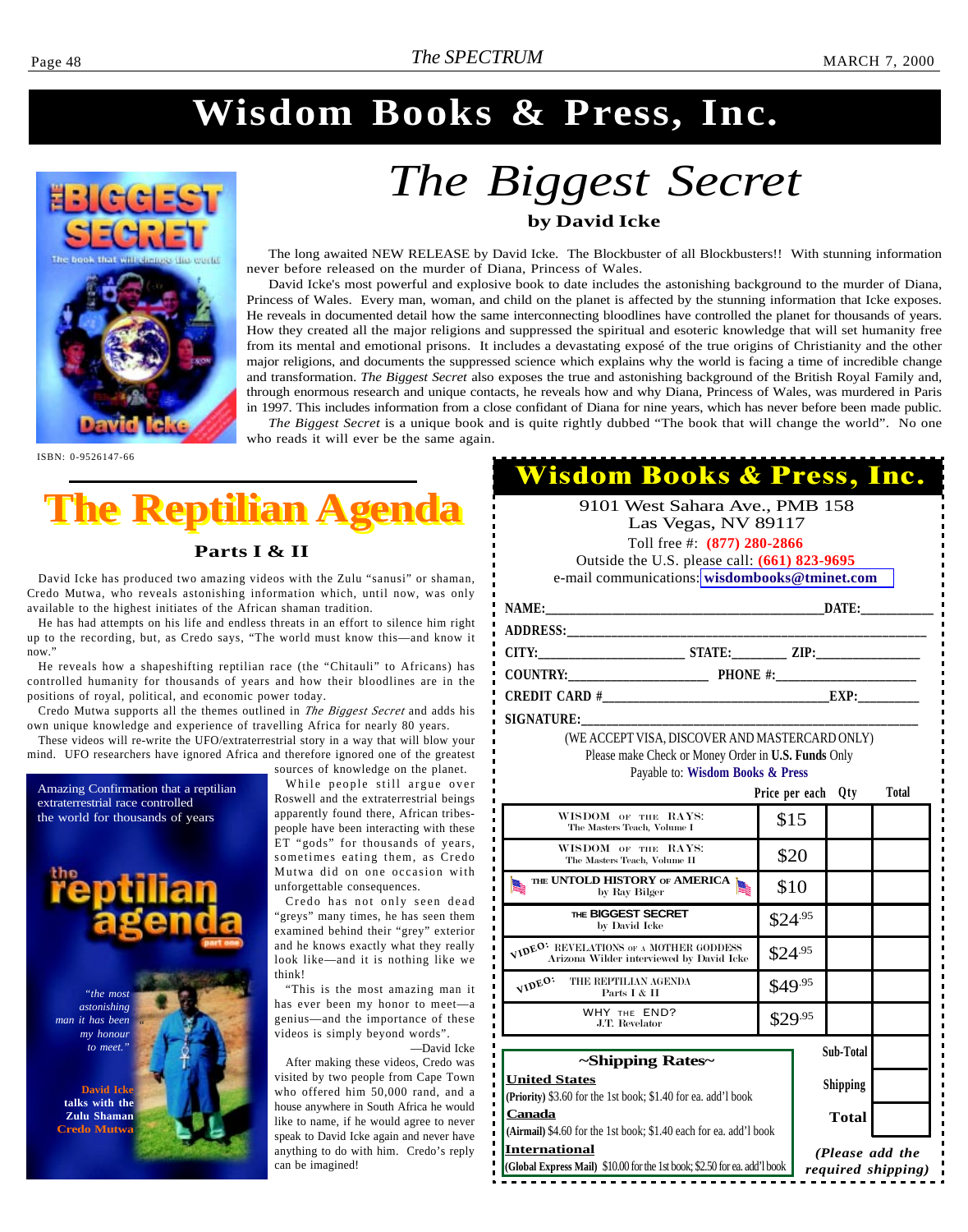# Wisdom Books & Press, Inc.

## The Biggest Secret

**by David Icke**

The long awaited NEW RELEASE by David Icke. The Blockbuster of all Blockbusters!! With stunning information never before released on the murder of Diana, Princess of Wales.

David Icke's most powerful and explosive book to date includes the astonishing background to the murder of Diana, Princess of Wales. Every man, woman, and child on the planet is affected by the stunning information that Icke exposes. He reveals in documented detail how the same interconnecting bloodlines have controlled the planet for thousands of years. How they created all the major religions and suppressed the spiritual and esoteric knowledge that will set humanity free from its mental and emotional prisons. It includes a devastating exposé of the true origins of Christianity and the other major religions, and documents the suppressed science which explains why the world is facing a time of incredible change and transformation. *The Biggest Secret* also exposes the true and astonishing background of the British Royal Family and, through enormous research and unique contacts, he reveals how and why Diana, Princess of Wales, was murdered in Paris in 1997. This includes information from a close confidant of Diana for nine years, which has never before been made public.

*The Biggest Secret* is a unique book and is quite rightly dubbed "The book that will change the world". No one who reads it will ever be the same again.

ISBN: 0-9526147-66

## The Reptilian Agenda

**Parts I & II**

David Icke has produced two amazing videos with the Zulu "sanusi" or shaman, Credo Mutwa, who reveals astonishing information which, until now, was only available to the highest initiates of the African shaman tradition.

He has had attempts on his life and endless threats in an effort to silence him right up to the recording, but, as Credo says, "The world must know this—and know it now."

He reveals how a shapeshifting reptilian race (the "Chitauli" to Africans) has controlled humanity for thousands of years and how their bloodlines are in the positions of royal, political, and economic power today.

Credo Mutwa supports all the themes outlined in *The Biggest Secret* and adds his own unique knowledge and experience of travelling Africa for nearly 80 years.

These videos will re-write the UFO/extraterrestrial story in a way that will blow your mind. UFO researchers have ignored Africa and therefore ignored one of the greatest sources of knowledge on the planet.

Amazing Confirmation that a reptilian extraterrestrial race controlled the world for thousands of years

the reptilian agenda part one

*"the most astonishing man it has been my honour to meet."*

**David Icke talks with the Zulu Shaman Credo Mutwa**

While people still argue over Roswell and the extraterrestrial beings apparently found there, African tribes-people have been interacting with these ET "gods" for thousands of years, sometimes eating them, as Credo Mutwa did on one occasion with unforgettable consequences.

Credo has not only seen dead "greys" many times, he has seen them examined behind their "grey" exterior and he knows exactly what they really look like—and it is nothing like we think!

"This is the most amazing man it has ever been my honor to meet—a genius—and the importance of these videos is simply beyond words".

—David Icke

After making these videos, Credo was visited by two people from Cape Town who offered him 50,000 rand, and a house anywhere in South Africa he would like to name, if he would agree to never speak to David Icke again and never have anything to do with him. Credo's reply can be imagined!

## Wisdom Books & Press, Inc.

9101 West Sahara Ave., PMB 158
Las Vegas, NV 89117

Toll free #: **(877) 280-2866**
Outside the U.S. please call: **(661) 823-9695**
e-mail communications: **wisdombooks@tminet.com**

NAME:______________________DATE:__________
ADDRESS:____________________________________
CITY:______________ STATE:_______ ZIP:__________
COUNTRY:______________ PHONE #:______________
CREDIT CARD #____________________EXP:________
SIGNATURE:__________________________________

(WE ACCEPT VISA, DISCOVER AND MASTERCARD ONLY)
Please make Check or Money Order in **U.S. Funds** Only
Payable to: **Wisdom Books & Press**

| | Price per each | Qty | Total |
|---|---|---|---|
| WISDOM OF THE RAYS: The Masters Teach, Volume I | $15 | | |
| WISDOM OF THE RAYS: The Masters Teach, Volume II | $20 | | |
| THE UNTOLD HISTORY OF AMERICA by Ray Bilger | $10 | | |
| THE BIGGEST SECRET by David Icke | $24.95 | | |
| VIDEO: REVELATIONS OF A MOTHER GODDESS Arizona Wilder interviewed by David Icke | $24.95 | | |
| VIDEO: THE REPTILIAN AGENDA Parts I & II | $49.95 | | |
| WHY THE END? J.T. Revelator | $29.95 | | |
| | | Sub-Total | |
| | | Shipping | |
| | | Total | |

**~Shipping Rates~**

**United States**
(Priority) $3.60 for the 1st book; $1.40 for ea. add'l book

**Canada**
(Airmail) $4.60 for the 1st book; $1.40 each for ea. add'l book

**International**
(Global Express Mail) $10.00 for the 1st book; $2.50 for ea. add'l book

*(Please add the required shipping)*